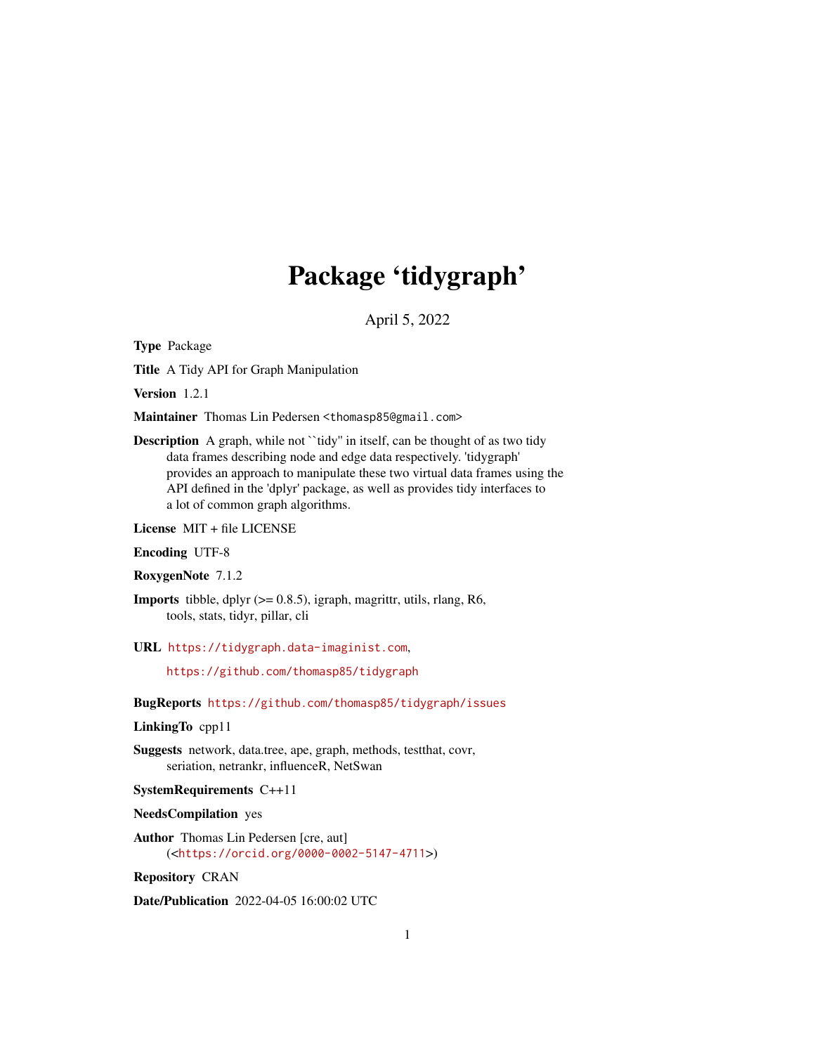# Package 'tidygraph'

April 5, 2022

**Type** Package

**Title** A Tidy API for Graph Manipulation

**Version** 1.2.1

**Maintainer** Thomas Lin Pedersen <thomasp85@gmail.com>

**Description** A graph, while not ``tidy'' in itself, can be thought of as two tidy data frames describing node and edge data respectively. 'tidygraph' provides an approach to manipulate these two virtual data frames using the API defined in the 'dplyr' package, as well as provides tidy interfaces to a lot of common graph algorithms.

**License** MIT + file LICENSE

**Encoding** UTF-8

**RoxygenNote** 7.1.2

**Imports** tibble, dplyr (>= 0.8.5), igraph, magrittr, utils, rlang, R6, tools, stats, tidyr, pillar, cli

**URL** https://tidygraph.data-imaginist.com,

https://github.com/thomasp85/tidygraph

**BugReports** https://github.com/thomasp85/tidygraph/issues

**LinkingTo** cpp11

**Suggests** network, data.tree, ape, graph, methods, testthat, covr, seriation, netrankr, influenceR, NetSwan

**SystemRequirements** C++11

**NeedsCompilation** yes

**Author** Thomas Lin Pedersen [cre, aut] (<https://orcid.org/0000-0002-5147-4711>)

**Repository** CRAN

**Date/Publication** 2022-04-05 16:00:02 UTC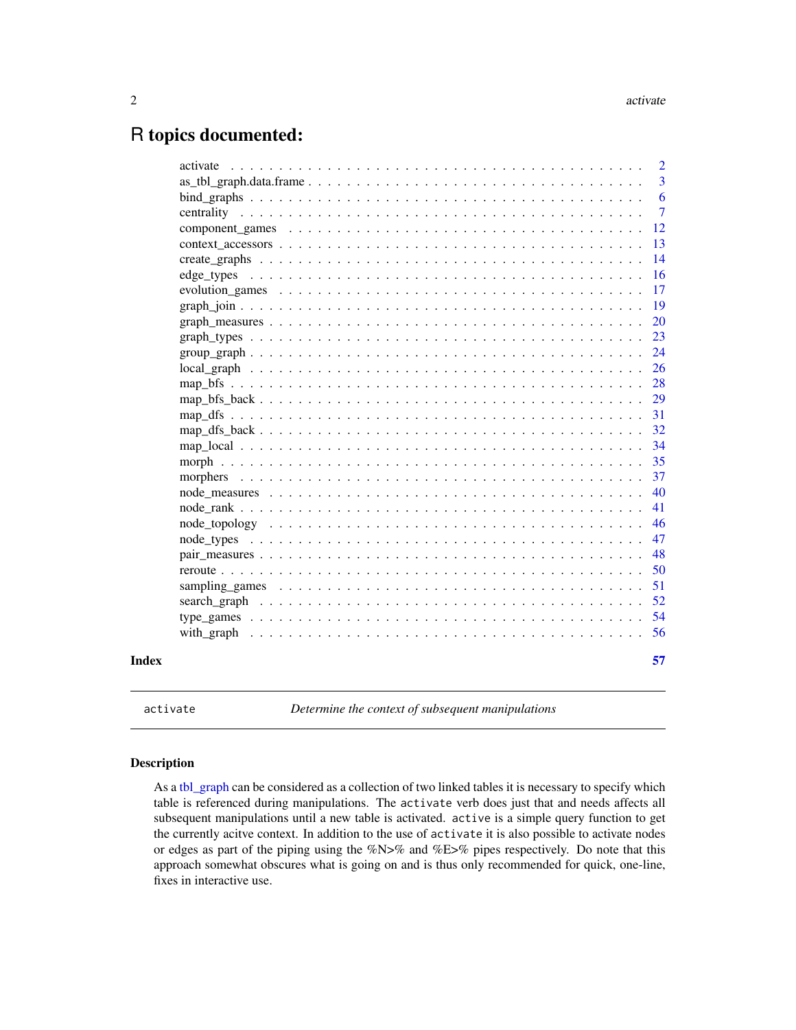# R topics documented:

| | |
|---|---|
| activate | 2 |
| as_tbl_graph.data.frame | 3 |
| bind_graphs | 6 |
| centrality | 7 |
| component_games | 12 |
| context_accessors | 13 |
| create_graphs | 14 |
| edge_types | 16 |
| evolution_games | 17 |
| graph_join | 19 |
| graph_measures | 20 |
| graph_types | 23 |
| group_graph | 24 |
| local_graph | 26 |
| map_bfs | 28 |
| map_bfs_back | 29 |
| map_dfs | 31 |
| map_dfs_back | 32 |
| map_local | 34 |
| morph | 35 |
| morphers | 37 |
| node_measures | 40 |
| node_rank | 41 |
| node_topology | 46 |
| node_types | 47 |
| pair_measures | 48 |
| reroute | 50 |
| sampling_games | 51 |
| search_graph | 52 |
| type_games | 54 |
| with_graph | 56 |
| **Index** | **57** |

---

`activate` — *Determine the context of subsequent manipulations*

---

### Description

As a tbl_graph can be considered as a collection of two linked tables it is necessary to specify which table is referenced during manipulations. The `activate` verb does just that and needs affects all subsequent manipulations until a new table is activated. `active` is a simple query function to get the currently acitve context. In addition to the use of `activate` it is also possible to activate nodes or edges as part of the piping using the %N>% and %E>% pipes respectively. Do note that this approach somewhat obscures what is going on and is thus only recommended for quick, one-line, fixes in interactive use.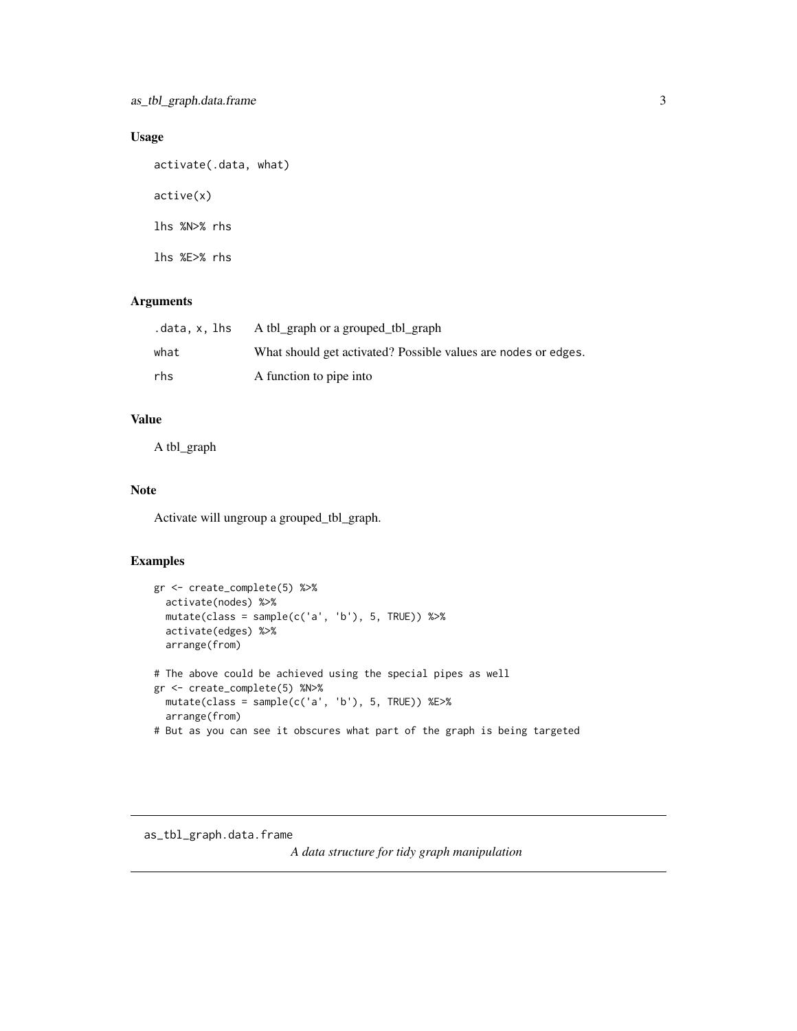## Usage

```
activate(.data, what)

active(x)

lhs %N>% rhs

lhs %E>% rhs
```

## Arguments

| | |
|---|---|
| .data, x, lhs | A tbl_graph or a grouped_tbl_graph |
| what | What should get activated? Possible values are nodes or edges. |
| rhs | A function to pipe into |

## Value

A tbl_graph

## Note

Activate will ungroup a grouped_tbl_graph.

## Examples

```
gr <- create_complete(5) %>%
  activate(nodes) %>%
  mutate(class = sample(c('a', 'b'), 5, TRUE)) %>%
  activate(edges) %>%
  arrange(from)

# The above could be achieved using the special pipes as well
gr <- create_complete(5) %N>%
  mutate(class = sample(c('a', 'b'), 5, TRUE)) %E>%
  arrange(from)
# But as you can see it obscures what part of the graph is being targeted
```

---

# as_tbl_graph.data.frame

*A data structure for tidy graph manipulation*

---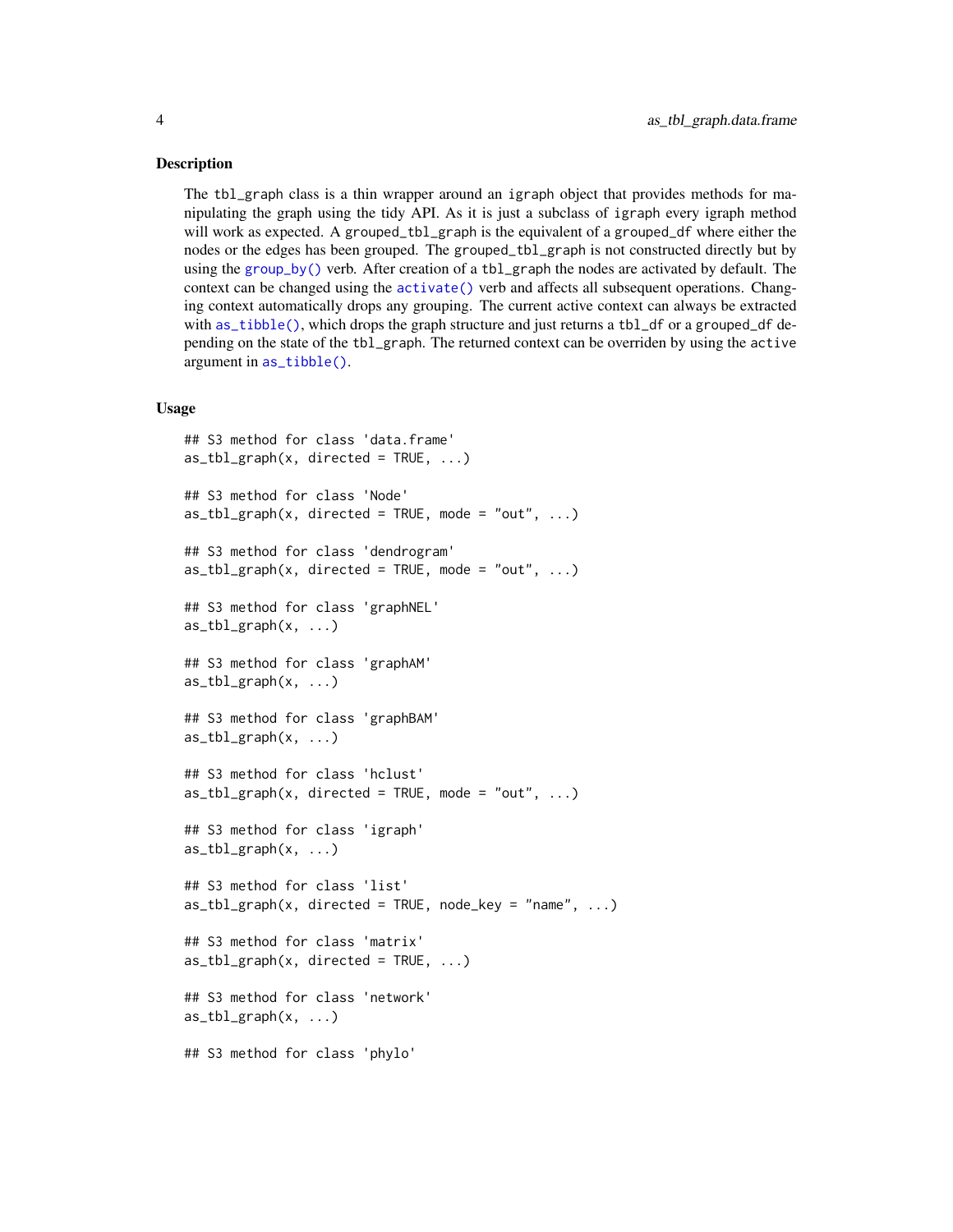## Description

The `tbl_graph` class is a thin wrapper around an `igraph` object that provides methods for manipulating the graph using the tidy API. As it is just a subclass of `igraph` every igraph method will work as expected. A `grouped_tbl_graph` is the equivalent of a `grouped_df` where either the nodes or the edges has been grouped. The `grouped_tbl_graph` is not constructed directly but by using the `group_by()` verb. After creation of a `tbl_graph` the nodes are activated by default. The context can be changed using the `activate()` verb and affects all subsequent operations. Changing context automatically drops any grouping. The current active context can always be extracted with `as_tibble()`, which drops the graph structure and just returns a `tbl_df` or a `grouped_df` depending on the state of the `tbl_graph`. The returned context can be overriden by using the `active` argument in `as_tibble()`.

## Usage

```
## S3 method for class 'data.frame'
as_tbl_graph(x, directed = TRUE, ...)

## S3 method for class 'Node'
as_tbl_graph(x, directed = TRUE, mode = "out", ...)

## S3 method for class 'dendrogram'
as_tbl_graph(x, directed = TRUE, mode = "out", ...)

## S3 method for class 'graphNEL'
as_tbl_graph(x, ...)

## S3 method for class 'graphAM'
as_tbl_graph(x, ...)

## S3 method for class 'graphBAM'
as_tbl_graph(x, ...)

## S3 method for class 'hclust'
as_tbl_graph(x, directed = TRUE, mode = "out", ...)

## S3 method for class 'igraph'
as_tbl_graph(x, ...)

## S3 method for class 'list'
as_tbl_graph(x, directed = TRUE, node_key = "name", ...)

## S3 method for class 'matrix'
as_tbl_graph(x, directed = TRUE, ...)

## S3 method for class 'network'
as_tbl_graph(x, ...)

## S3 method for class 'phylo'
```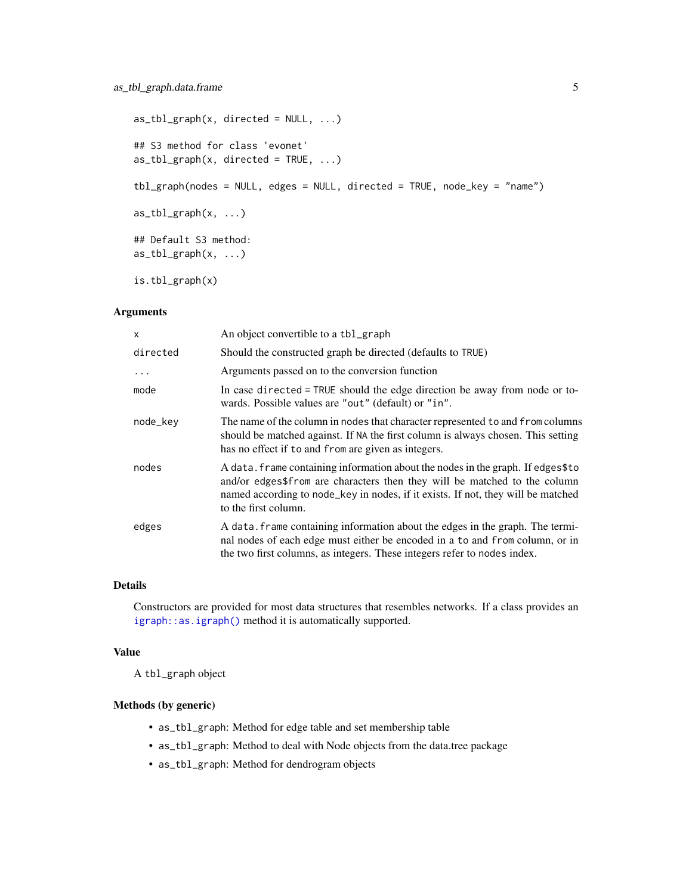```
as_tbl_graph(x, directed = NULL, ...)

## S3 method for class 'evonet'
as_tbl_graph(x, directed = TRUE, ...)

tbl_graph(nodes = NULL, edges = NULL, directed = TRUE, node_key = "name")

as_tbl_graph(x, ...)

## Default S3 method:
as_tbl_graph(x, ...)

is.tbl_graph(x)
```

### Arguments

| | |
|---|---|
| `x` | An object convertible to a `tbl_graph` |
| `directed` | Should the constructed graph be directed (defaults to `TRUE`) |
| `...` | Arguments passed on to the conversion function |
| `mode` | In case `directed = TRUE` should the edge direction be away from node or towards. Possible values are `"out"` (default) or `"in"`. |
| `node_key` | The name of the column in `nodes` that character represented `to` and `from` columns should be matched against. If `NA` the first column is always chosen. This setting has no effect if `to` and `from` are given as integers. |
| `nodes` | A `data.frame` containing information about the nodes in the graph. If `edges$to` and/or `edges$from` are characters then they will be matched to the column named according to `node_key` in nodes, if it exists. If not, they will be matched to the first column. |
| `edges` | A `data.frame` containing information about the edges in the graph. The terminal nodes of each edge must either be encoded in a `to` and `from` column, or in the two first columns, as integers. These integers refer to `nodes` index. |

### Details

Constructors are provided for most data structures that resembles networks. If a class provides an `igraph::as.igraph()` method it is automatically supported.

### Value

A `tbl_graph` object

### Methods (by generic)

- `as_tbl_graph`: Method for edge table and set membership table
- `as_tbl_graph`: Method to deal with Node objects from the data.tree package
- `as_tbl_graph`: Method for dendrogram objects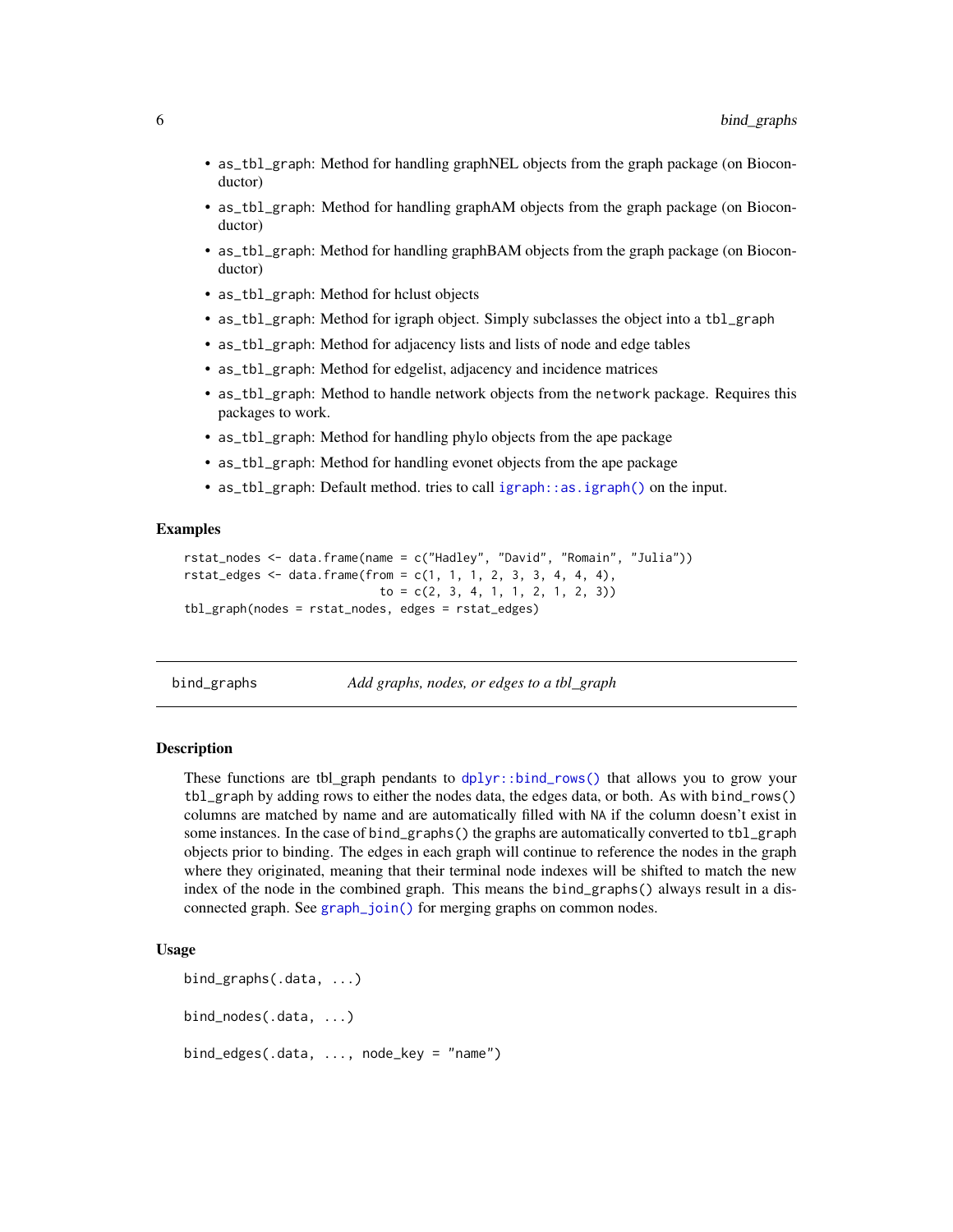- `as_tbl_graph`: Method for handling graphNEL objects from the graph package (on Bioconductor)
- `as_tbl_graph`: Method for handling graphAM objects from the graph package (on Bioconductor)
- `as_tbl_graph`: Method for handling graphBAM objects from the graph package (on Bioconductor)
- `as_tbl_graph`: Method for hclust objects
- `as_tbl_graph`: Method for igraph object. Simply subclasses the object into a `tbl_graph`
- `as_tbl_graph`: Method for adjacency lists and lists of node and edge tables
- `as_tbl_graph`: Method for edgelist, adjacency and incidence matrices
- `as_tbl_graph`: Method to handle network objects from the `network` package. Requires this packages to work.
- `as_tbl_graph`: Method for handling phylo objects from the ape package
- `as_tbl_graph`: Method for handling evonet objects from the ape package
- `as_tbl_graph`: Default method. tries to call `igraph::as.igraph()` on the input.

### Examples

```
rstat_nodes <- data.frame(name = c("Hadley", "David", "Romain", "Julia"))
rstat_edges <- data.frame(from = c(1, 1, 1, 2, 3, 3, 4, 4, 4),
                          to = c(2, 3, 4, 1, 1, 2, 1, 2, 3))
tbl_graph(nodes = rstat_nodes, edges = rstat_edges)
```

---

## bind_graphs — *Add graphs, nodes, or edges to a tbl_graph*

### Description

These functions are tbl_graph pendants to `dplyr::bind_rows()` that allows you to grow your `tbl_graph` by adding rows to either the nodes data, the edges data, or both. As with `bind_rows()` columns are matched by name and are automatically filled with `NA` if the column doesn't exist in some instances. In the case of `bind_graphs()` the graphs are automatically converted to `tbl_graph` objects prior to binding. The edges in each graph will continue to reference the nodes in the graph where they originated, meaning that their terminal node indexes will be shifted to match the new index of the node in the combined graph. This means the `bind_graphs()` always result in a disconnected graph. See `graph_join()` for merging graphs on common nodes.

### Usage

```
bind_graphs(.data, ...)

bind_nodes(.data, ...)

bind_edges(.data, ..., node_key = "name")
```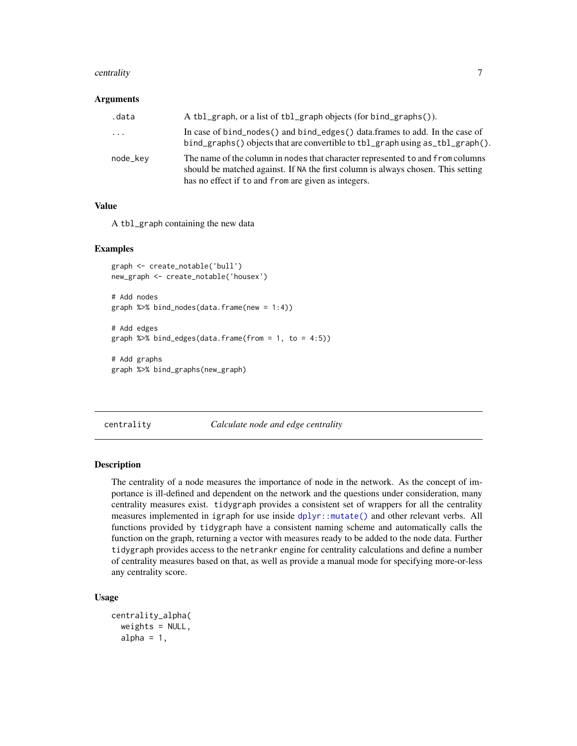### Arguments

| | |
|---|---|
| `.data` | A `tbl_graph`, or a list of `tbl_graph` objects (for `bind_graphs()`). |
| `...` | In case of `bind_nodes()` and `bind_edges()` data.frames to add. In the case of `bind_graphs()` objects that are convertible to `tbl_graph` using `as_tbl_graph()`. |
| `node_key` | The name of the column in `nodes` that character represented `to` and `from` columns should be matched against. If `NA` the first column is always chosen. This setting has no effect if `to` and `from` are given as integers. |

### Value

A `tbl_graph` containing the new data

### Examples

```
graph <- create_notable('bull')
new_graph <- create_notable('housex')

# Add nodes
graph %>% bind_nodes(data.frame(new = 1:4))

# Add edges
graph %>% bind_edges(data.frame(from = 1, to = 4:5))

# Add graphs
graph %>% bind_graphs(new_graph)
```

---

## centrality — *Calculate node and edge centrality*

---

### Description

The centrality of a node measures the importance of node in the network. As the concept of importance is ill-defined and dependent on the network and the questions under consideration, many centrality measures exist. `tidygraph` provides a consistent set of wrappers for all the centrality measures implemented in `igraph` for use inside `dplyr::mutate()` and other relevant verbs. All functions provided by `tidygraph` have a consistent naming scheme and automatically calls the function on the graph, returning a vector with measures ready to be added to the node data. Further `tidygraph` provides access to the `netrankr` engine for centrality calculations and define a number of centrality measures based on that, as well as provide a manual mode for specifying more-or-less any centrality score.

### Usage

```
centrality_alpha(
  weights = NULL,
  alpha = 1,
```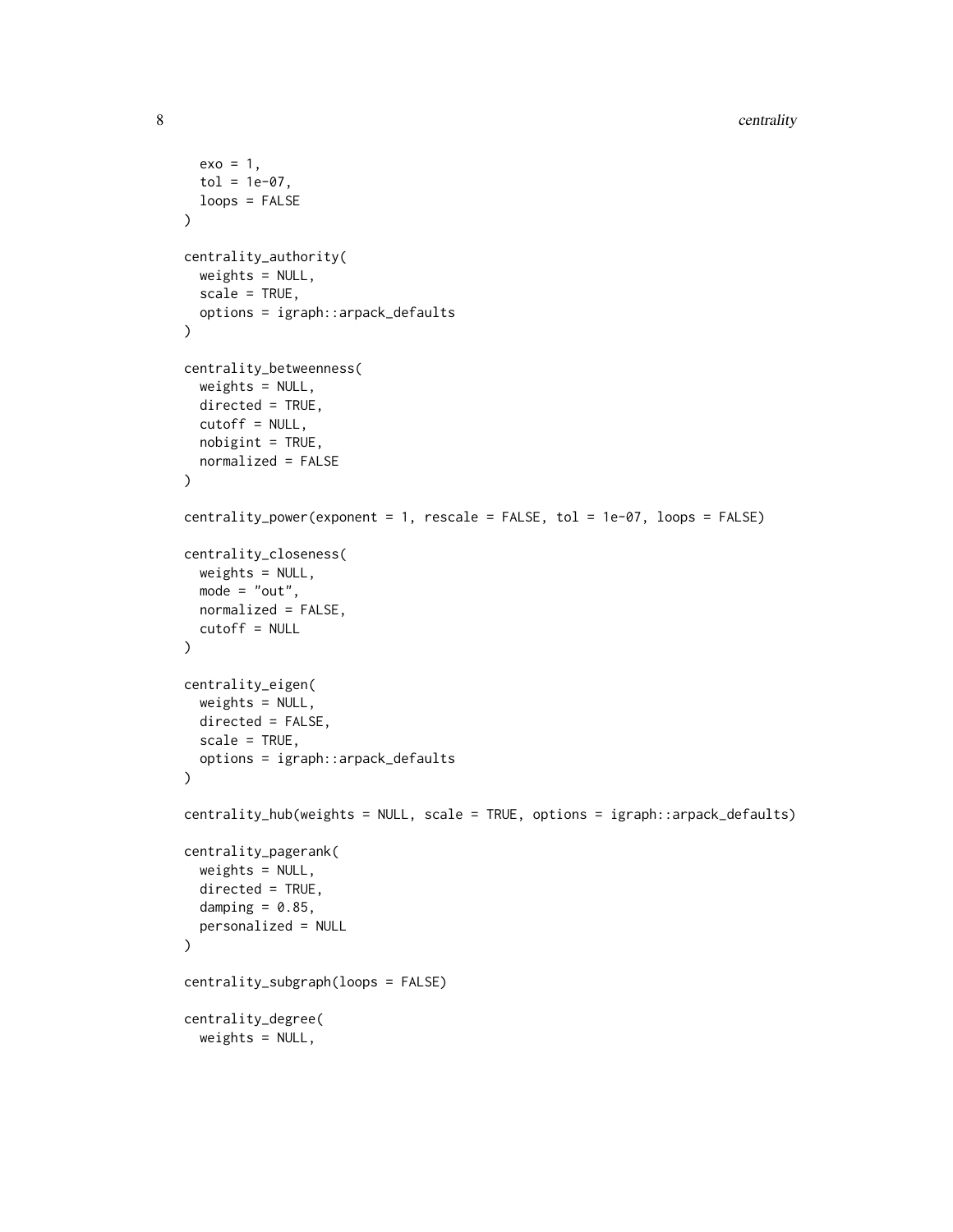```
  exo = 1,
  tol = 1e-07,
  loops = FALSE
)

centrality_authority(
  weights = NULL,
  scale = TRUE,
  options = igraph::arpack_defaults
)

centrality_betweenness(
  weights = NULL,
  directed = TRUE,
  cutoff = NULL,
  nobigint = TRUE,
  normalized = FALSE
)

centrality_power(exponent = 1, rescale = FALSE, tol = 1e-07, loops = FALSE)

centrality_closeness(
  weights = NULL,
  mode = "out",
  normalized = FALSE,
  cutoff = NULL
)

centrality_eigen(
  weights = NULL,
  directed = FALSE,
  scale = TRUE,
  options = igraph::arpack_defaults
)

centrality_hub(weights = NULL, scale = TRUE, options = igraph::arpack_defaults)

centrality_pagerank(
  weights = NULL,
  directed = TRUE,
  damping = 0.85,
  personalized = NULL
)

centrality_subgraph(loops = FALSE)

centrality_degree(
  weights = NULL,
```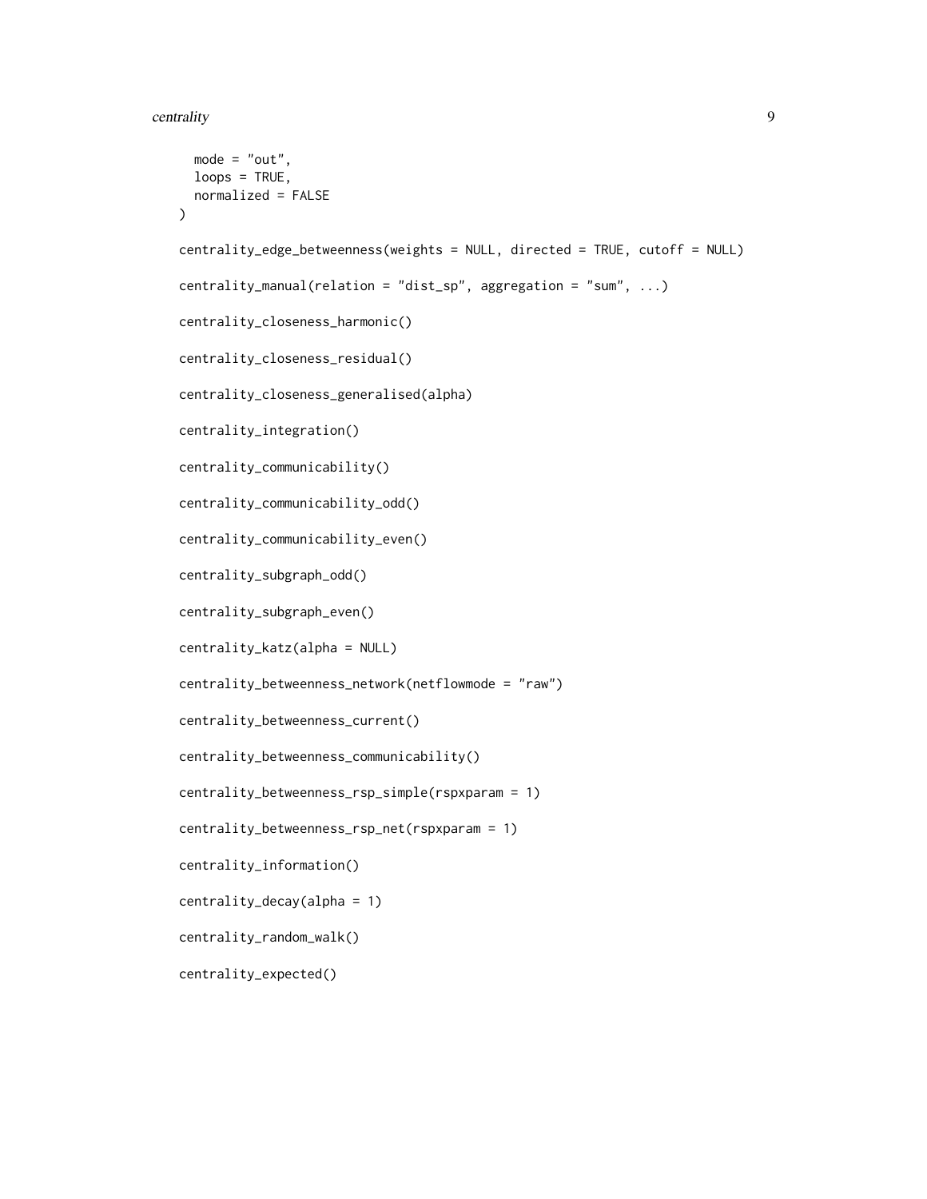```
  mode = "out",
  loops = TRUE,
  normalized = FALSE
)

centrality_edge_betweenness(weights = NULL, directed = TRUE, cutoff = NULL)

centrality_manual(relation = "dist_sp", aggregation = "sum", ...)

centrality_closeness_harmonic()

centrality_closeness_residual()

centrality_closeness_generalised(alpha)

centrality_integration()

centrality_communicability()

centrality_communicability_odd()

centrality_communicability_even()

centrality_subgraph_odd()

centrality_subgraph_even()

centrality_katz(alpha = NULL)

centrality_betweenness_network(netflowmode = "raw")

centrality_betweenness_current()

centrality_betweenness_communicability()

centrality_betweenness_rsp_simple(rspxparam = 1)

centrality_betweenness_rsp_net(rspxparam = 1)

centrality_information()

centrality_decay(alpha = 1)

centrality_random_walk()

centrality_expected()
```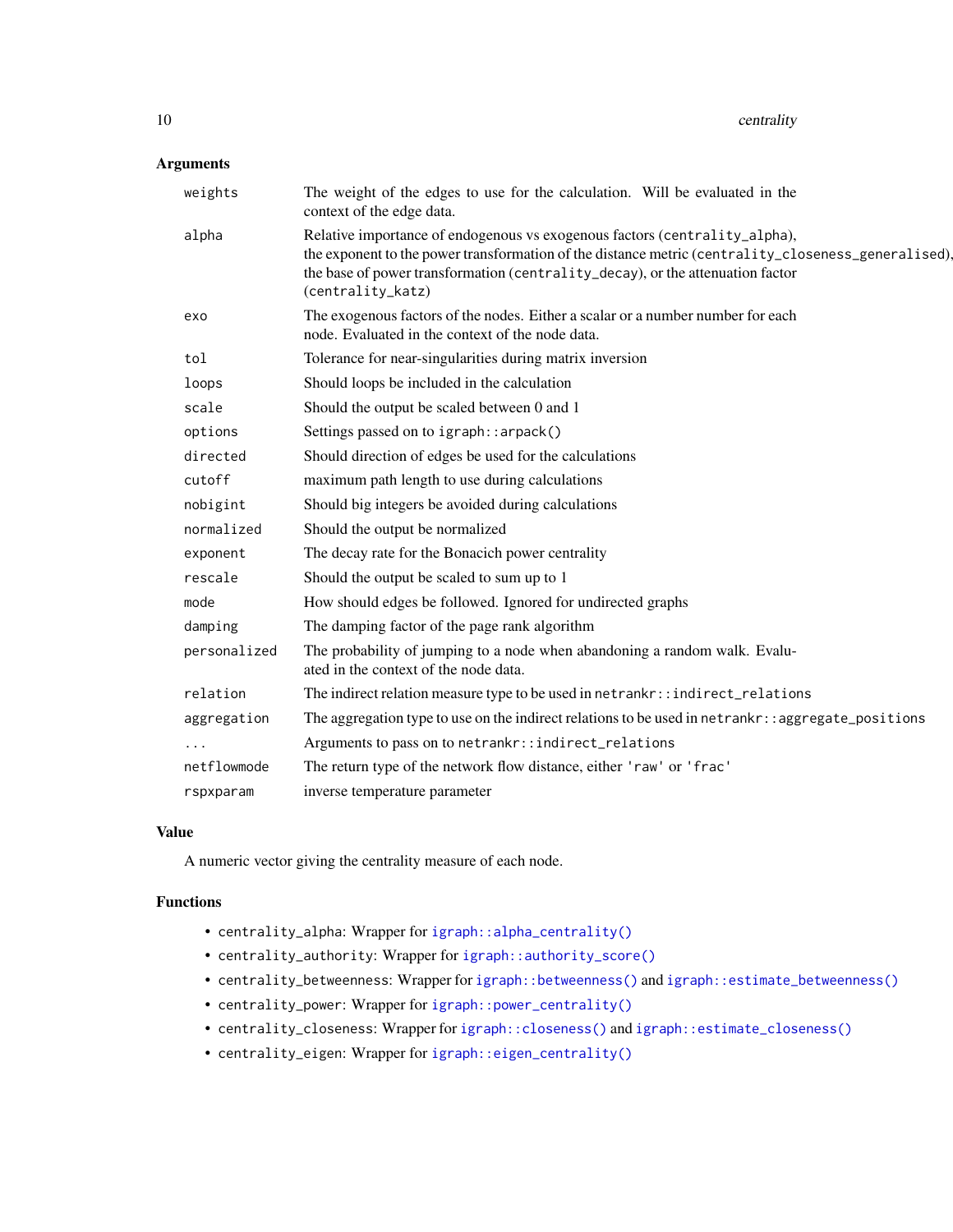## Arguments

| | |
|---|---|
| `weights` | The weight of the edges to use for the calculation. Will be evaluated in the context of the edge data. |
| `alpha` | Relative importance of endogenous vs exogenous factors (`centrality_alpha`), the exponent to the power transformation of the distance metric (`centrality_closeness_generalised`), the base of power transformation (`centrality_decay`), or the attenuation factor (`centrality_katz`) |
| `exo` | The exogenous factors of the nodes. Either a scalar or a number number for each node. Evaluated in the context of the node data. |
| `tol` | Tolerance for near-singularities during matrix inversion |
| `loops` | Should loops be included in the calculation |
| `scale` | Should the output be scaled between 0 and 1 |
| `options` | Settings passed on to `igraph::arpack()` |
| `directed` | Should direction of edges be used for the calculations |
| `cutoff` | maximum path length to use during calculations |
| `nobigint` | Should big integers be avoided during calculations |
| `normalized` | Should the output be normalized |
| `exponent` | The decay rate for the Bonacich power centrality |
| `rescale` | Should the output be scaled to sum up to 1 |
| `mode` | How should edges be followed. Ignored for undirected graphs |
| `damping` | The damping factor of the page rank algorithm |
| `personalized` | The probability of jumping to a node when abandoning a random walk. Evaluated in the context of the node data. |
| `relation` | The indirect relation measure type to be used in `netrankr::indirect_relations` |
| `aggregation` | The aggregation type to use on the indirect relations to be used in `netrankr::aggregate_positions` |
| `...` | Arguments to pass on to `netrankr::indirect_relations` |
| `netflowmode` | The return type of the network flow distance, either `'raw'` or `'frac'` |
| `rspxparam` | inverse temperature parameter |

## Value

A numeric vector giving the centrality measure of each node.

## Functions

- `centrality_alpha`: Wrapper for `igraph::alpha_centrality()`
- `centrality_authority`: Wrapper for `igraph::authority_score()`
- `centrality_betweenness`: Wrapper for `igraph::betweenness()` and `igraph::estimate_betweenness()`
- `centrality_power`: Wrapper for `igraph::power_centrality()`
- `centrality_closeness`: Wrapper for `igraph::closeness()` and `igraph::estimate_closeness()`
- `centrality_eigen`: Wrapper for `igraph::eigen_centrality()`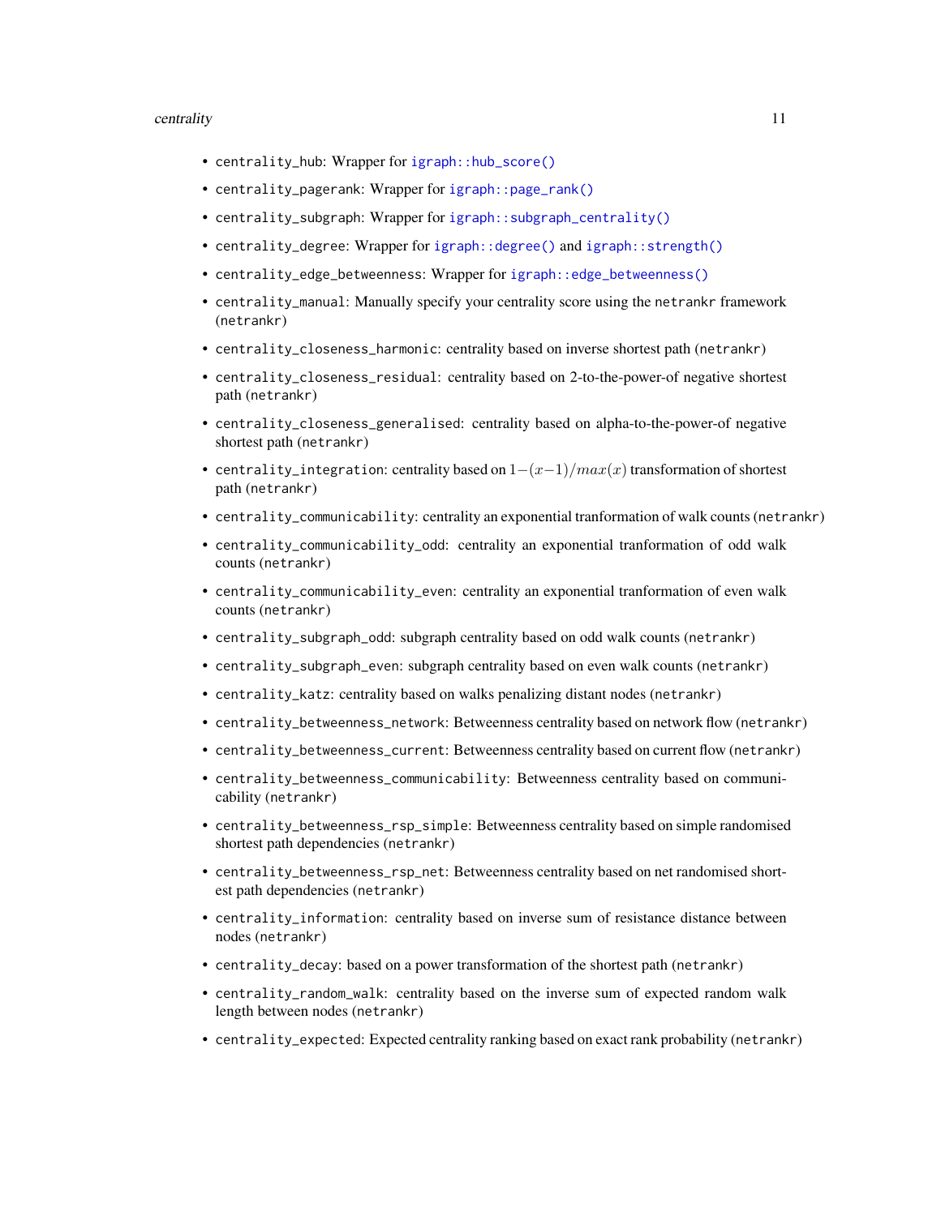- `centrality_hub`: Wrapper for `igraph::hub_score()`
- `centrality_pagerank`: Wrapper for `igraph::page_rank()`
- `centrality_subgraph`: Wrapper for `igraph::subgraph_centrality()`
- `centrality_degree`: Wrapper for `igraph::degree()` and `igraph::strength()`
- `centrality_edge_betweenness`: Wrapper for `igraph::edge_betweenness()`
- `centrality_manual`: Manually specify your centrality score using the `netrankr` framework (`netrankr`)
- `centrality_closeness_harmonic`: centrality based on inverse shortest path (`netrankr`)
- `centrality_closeness_residual`: centrality based on 2-to-the-power-of negative shortest path (`netrankr`)
- `centrality_closeness_generalised`: centrality based on alpha-to-the-power-of negative shortest path (`netrankr`)
- `centrality_integration`: centrality based on $1-(x-1)/max(x)$ transformation of shortest path (`netrankr`)
- `centrality_communicability`: centrality an exponential tranformation of walk counts (`netrankr`)
- `centrality_communicability_odd`: centrality an exponential tranformation of odd walk counts (`netrankr`)
- `centrality_communicability_even`: centrality an exponential tranformation of even walk counts (`netrankr`)
- `centrality_subgraph_odd`: subgraph centrality based on odd walk counts (`netrankr`)
- `centrality_subgraph_even`: subgraph centrality based on even walk counts (`netrankr`)
- `centrality_katz`: centrality based on walks penalizing distant nodes (`netrankr`)
- `centrality_betweenness_network`: Betweenness centrality based on network flow (`netrankr`)
- `centrality_betweenness_current`: Betweenness centrality based on current flow (`netrankr`)
- `centrality_betweenness_communicability`: Betweenness centrality based on communicability (`netrankr`)
- `centrality_betweenness_rsp_simple`: Betweenness centrality based on simple randomised shortest path dependencies (`netrankr`)
- `centrality_betweenness_rsp_net`: Betweenness centrality based on net randomised shortest path dependencies (`netrankr`)
- `centrality_information`: centrality based on inverse sum of resistance distance between nodes (`netrankr`)
- `centrality_decay`: based on a power transformation of the shortest path (`netrankr`)
- `centrality_random_walk`: centrality based on the inverse sum of expected random walk length between nodes (`netrankr`)
- `centrality_expected`: Expected centrality ranking based on exact rank probability (`netrankr`)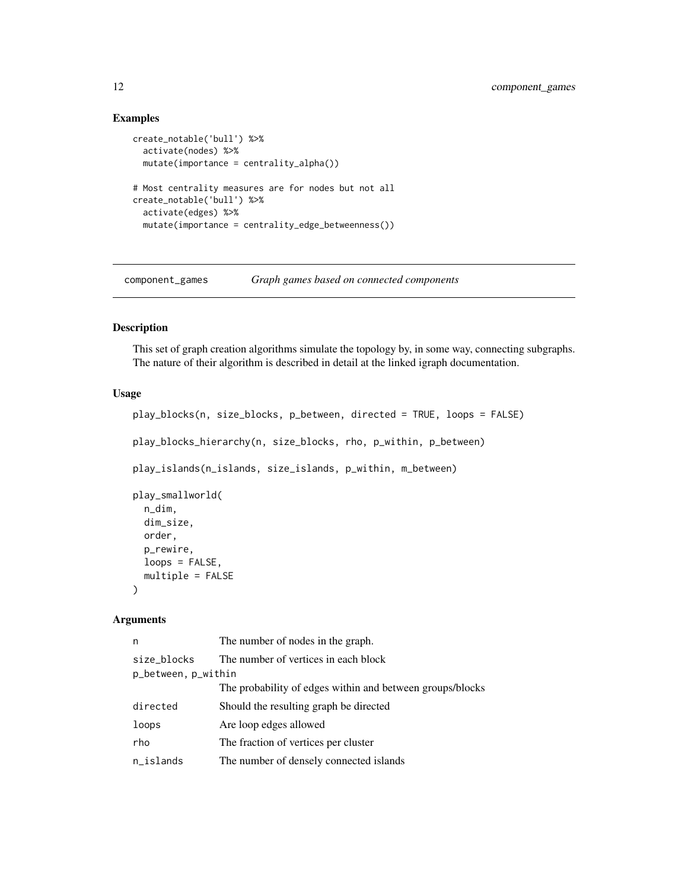## Examples

```
create_notable('bull') %>%
  activate(nodes) %>%
  mutate(importance = centrality_alpha())

# Most centrality measures are for nodes but not all
create_notable('bull') %>%
  activate(edges) %>%
  mutate(importance = centrality_edge_betweenness())
```

---

# component_games — *Graph games based on connected components*

## Description

This set of graph creation algorithms simulate the topology by, in some way, connecting subgraphs. The nature of their algorithm is described in detail at the linked igraph documentation.

## Usage

```
play_blocks(n, size_blocks, p_between, directed = TRUE, loops = FALSE)

play_blocks_hierarchy(n, size_blocks, rho, p_within, p_between)

play_islands(n_islands, size_islands, p_within, m_between)

play_smallworld(
  n_dim,
  dim_size,
  order,
  p_rewire,
  loops = FALSE,
  multiple = FALSE
)
```

## Arguments

| Argument | Description |
|---|---|
| `n` | The number of nodes in the graph. |
| `size_blocks` | The number of vertices in each block |
| `p_between, p_within` | The probability of edges within and between groups/blocks |
| `directed` | Should the resulting graph be directed |
| `loops` | Are loop edges allowed |
| `rho` | The fraction of vertices per cluster |
| `n_islands` | The number of densely connected islands |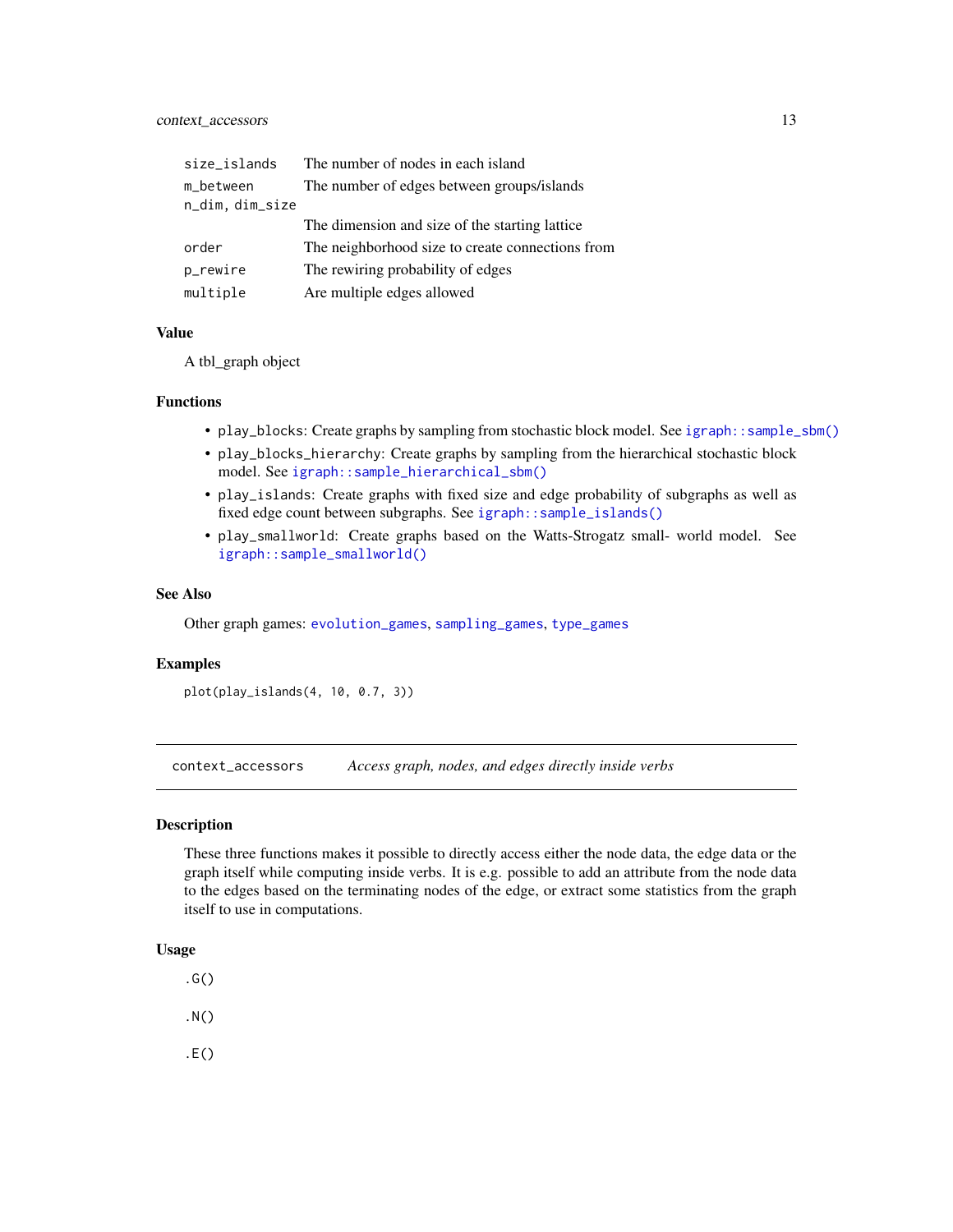| | |
|---|---|
| `size_islands` | The number of nodes in each island |
| `m_between` | The number of edges between groups/islands |
| `n_dim, dim_size` | The dimension and size of the starting lattice |
| `order` | The neighborhood size to create connections from |
| `p_rewire` | The rewiring probability of edges |
| `multiple` | Are multiple edges allowed |

## Value

A tbl_graph object

## Functions

- `play_blocks`: Create graphs by sampling from stochastic block model. See `igraph::sample_sbm()`
- `play_blocks_hierarchy`: Create graphs by sampling from the hierarchical stochastic block model. See `igraph::sample_hierarchical_sbm()`
- `play_islands`: Create graphs with fixed size and edge probability of subgraphs as well as fixed edge count between subgraphs. See `igraph::sample_islands()`
- `play_smallworld`: Create graphs based on the Watts-Strogatz small- world model. See `igraph::sample_smallworld()`

## See Also

Other graph games: `evolution_games`, `sampling_games`, `type_games`

## Examples

```
plot(play_islands(4, 10, 0.7, 3))
```

---

# context_accessors — *Access graph, nodes, and edges directly inside verbs*

## Description

These three functions makes it possible to directly access either the node data, the edge data or the graph itself while computing inside verbs. It is e.g. possible to add an attribute from the node data to the edges based on the terminating nodes of the edge, or extract some statistics from the graph itself to use in computations.

## Usage

```
.G()

.N()

.E()
```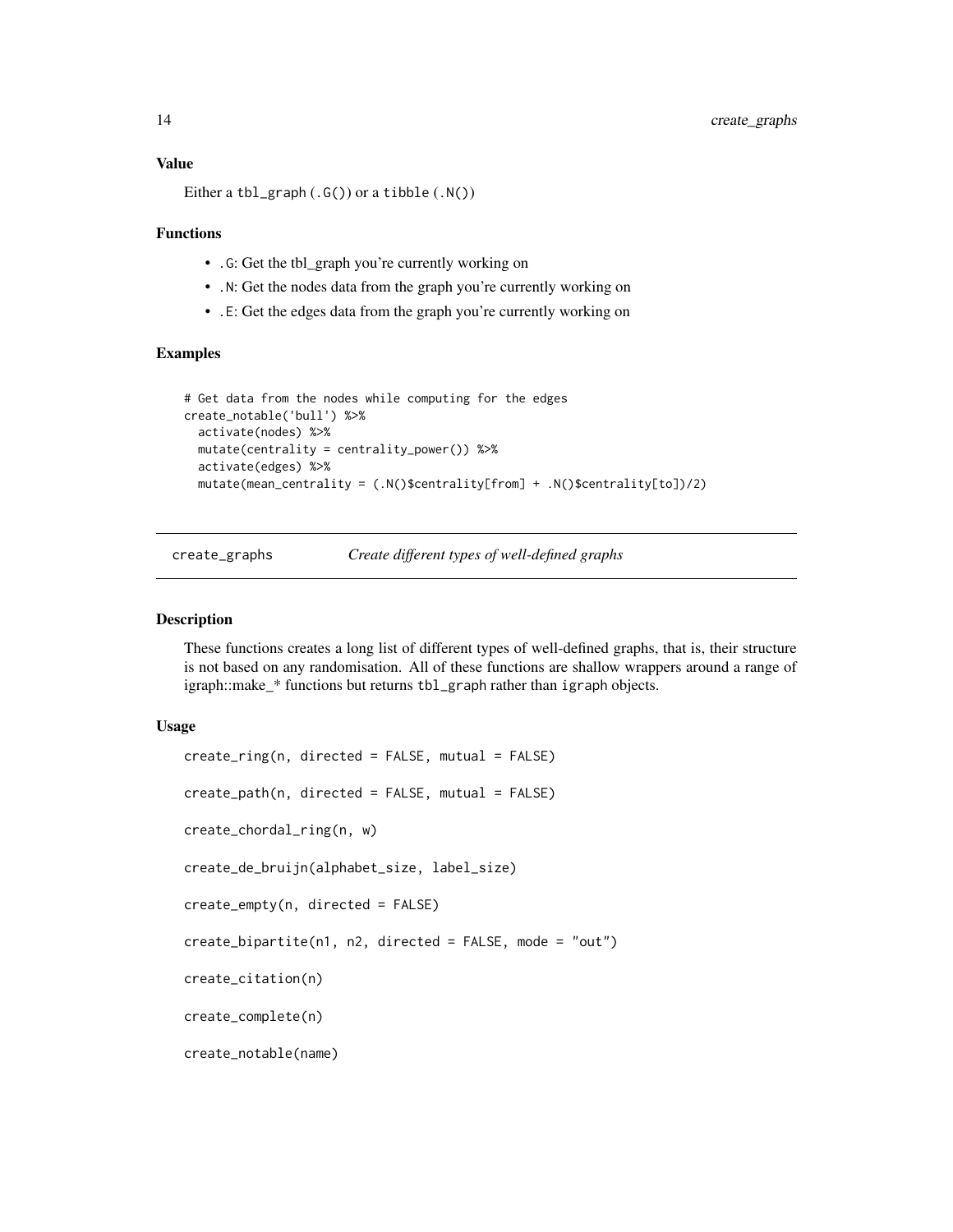### Value

Either a `tbl_graph` (`.G()`) or a `tibble` (`.N()`)

### Functions

- `.G`: Get the tbl_graph you're currently working on
- `.N`: Get the nodes data from the graph you're currently working on
- `.E`: Get the edges data from the graph you're currently working on

### Examples

```
# Get data from the nodes while computing for the edges
create_notable('bull') %>%
  activate(nodes) %>%
  mutate(centrality = centrality_power()) %>%
  activate(edges) %>%
  mutate(mean_centrality = (.N()$centrality[from] + .N()$centrality[to])/2)
```

---

## create_graphs — *Create different types of well-defined graphs*

---

### Description

These functions creates a long list of different types of well-defined graphs, that is, their structure is not based on any randomisation. All of these functions are shallow wrappers around a range of igraph::make_* functions but returns `tbl_graph` rather than `igraph` objects.

### Usage

```
create_ring(n, directed = FALSE, mutual = FALSE)

create_path(n, directed = FALSE, mutual = FALSE)

create_chordal_ring(n, w)

create_de_bruijn(alphabet_size, label_size)

create_empty(n, directed = FALSE)

create_bipartite(n1, n2, directed = FALSE, mode = "out")

create_citation(n)

create_complete(n)

create_notable(name)
```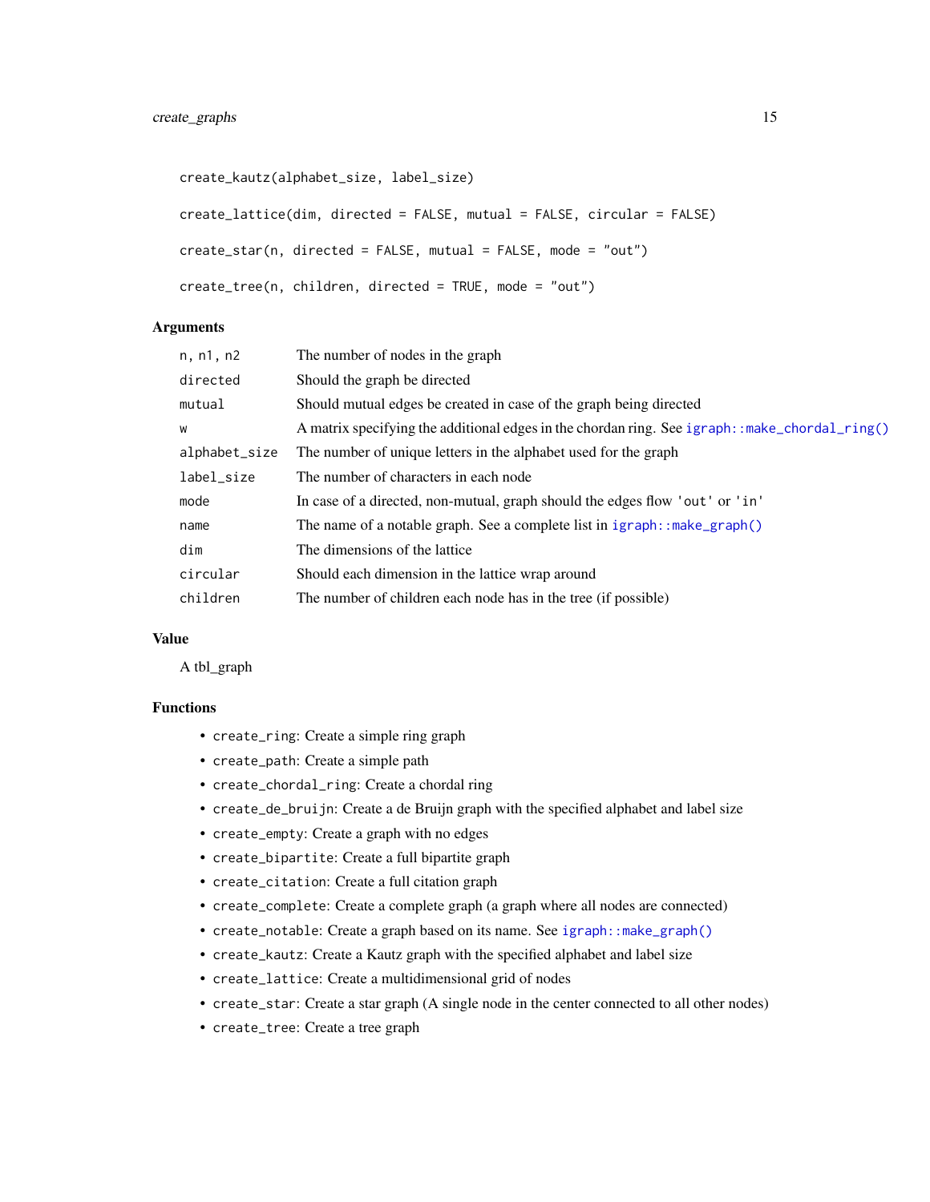```
create_kautz(alphabet_size, label_size)

create_lattice(dim, directed = FALSE, mutual = FALSE, circular = FALSE)

create_star(n, directed = FALSE, mutual = FALSE, mode = "out")

create_tree(n, children, directed = TRUE, mode = "out")
```

### Arguments

| | |
|---|---|
| `n, n1, n2` | The number of nodes in the graph |
| `directed` | Should the graph be directed |
| `mutual` | Should mutual edges be created in case of the graph being directed |
| `w` | A matrix specifying the additional edges in the chordan ring. See `igraph::make_chordal_ring()` |
| `alphabet_size` | The number of unique letters in the alphabet used for the graph |
| `label_size` | The number of characters in each node |
| `mode` | In case of a directed, non-mutual, graph should the edges flow `'out'` or `'in'` |
| `name` | The name of a notable graph. See a complete list in `igraph::make_graph()` |
| `dim` | The dimensions of the lattice |
| `circular` | Should each dimension in the lattice wrap around |
| `children` | The number of children each node has in the tree (if possible) |

### Value

A tbl_graph

### Functions

- `create_ring`: Create a simple ring graph
- `create_path`: Create a simple path
- `create_chordal_ring`: Create a chordal ring
- `create_de_bruijn`: Create a de Bruijn graph with the specified alphabet and label size
- `create_empty`: Create a graph with no edges
- `create_bipartite`: Create a full bipartite graph
- `create_citation`: Create a full citation graph
- `create_complete`: Create a complete graph (a graph where all nodes are connected)
- `create_notable`: Create a graph based on its name. See `igraph::make_graph()`
- `create_kautz`: Create a Kautz graph with the specified alphabet and label size
- `create_lattice`: Create a multidimensional grid of nodes
- `create_star`: Create a star graph (A single node in the center connected to all other nodes)
- `create_tree`: Create a tree graph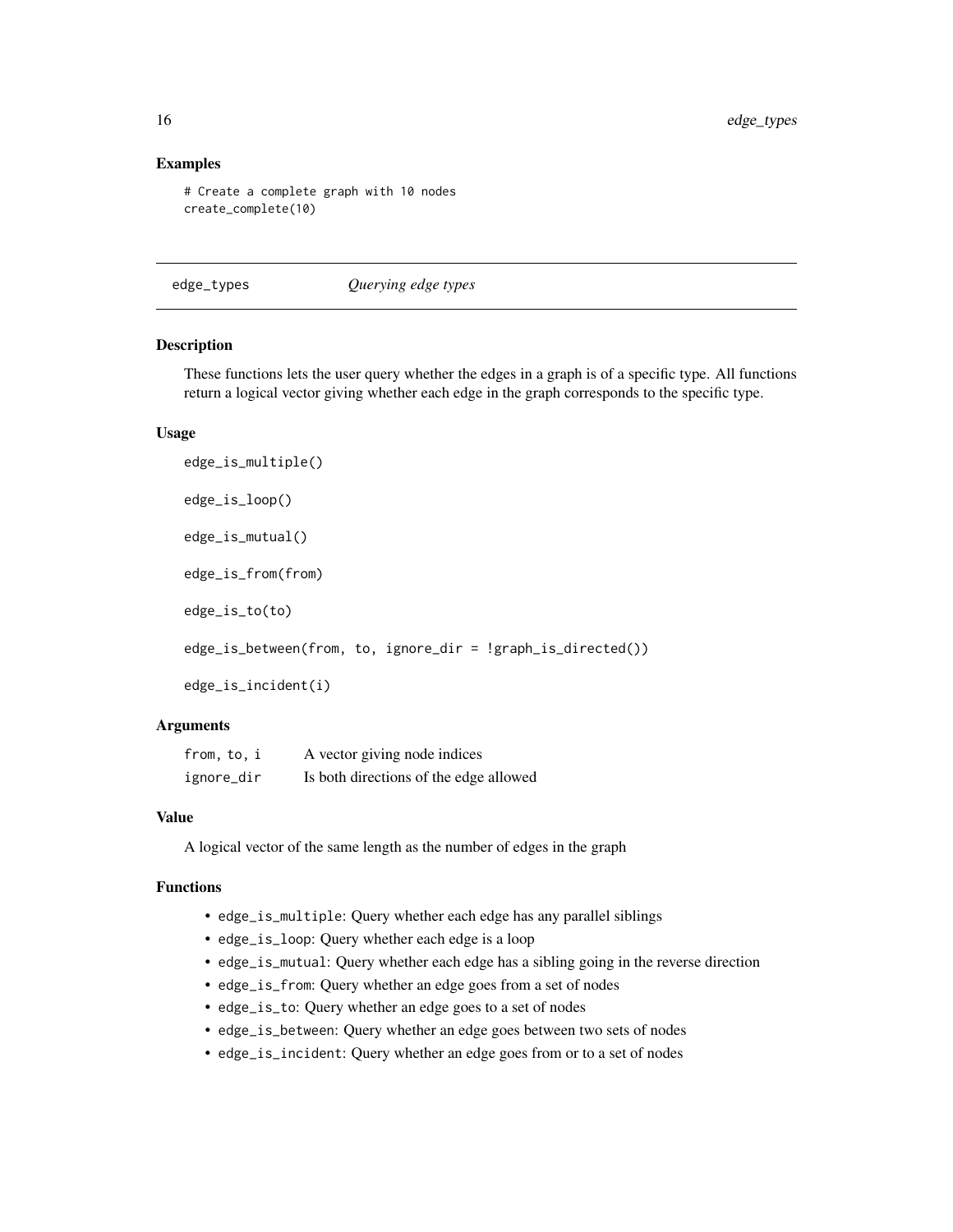### Examples

```
# Create a complete graph with 10 nodes
create_complete(10)
```

---

## edge_types — *Querying edge types*

### Description

These functions lets the user query whether the edges in a graph is of a specific type. All functions return a logical vector giving whether each edge in the graph corresponds to the specific type.

### Usage

```
edge_is_multiple()

edge_is_loop()

edge_is_mutual()

edge_is_from(from)

edge_is_to(to)

edge_is_between(from, to, ignore_dir = !graph_is_directed())

edge_is_incident(i)
```

### Arguments

| | |
|---|---|
| `from, to, i` | A vector giving node indices |
| `ignore_dir` | Is both directions of the edge allowed |

### Value

A logical vector of the same length as the number of edges in the graph

### Functions

- `edge_is_multiple`: Query whether each edge has any parallel siblings
- `edge_is_loop`: Query whether each edge is a loop
- `edge_is_mutual`: Query whether each edge has a sibling going in the reverse direction
- `edge_is_from`: Query whether an edge goes from a set of nodes
- `edge_is_to`: Query whether an edge goes to a set of nodes
- `edge_is_between`: Query whether an edge goes between two sets of nodes
- `edge_is_incident`: Query whether an edge goes from or to a set of nodes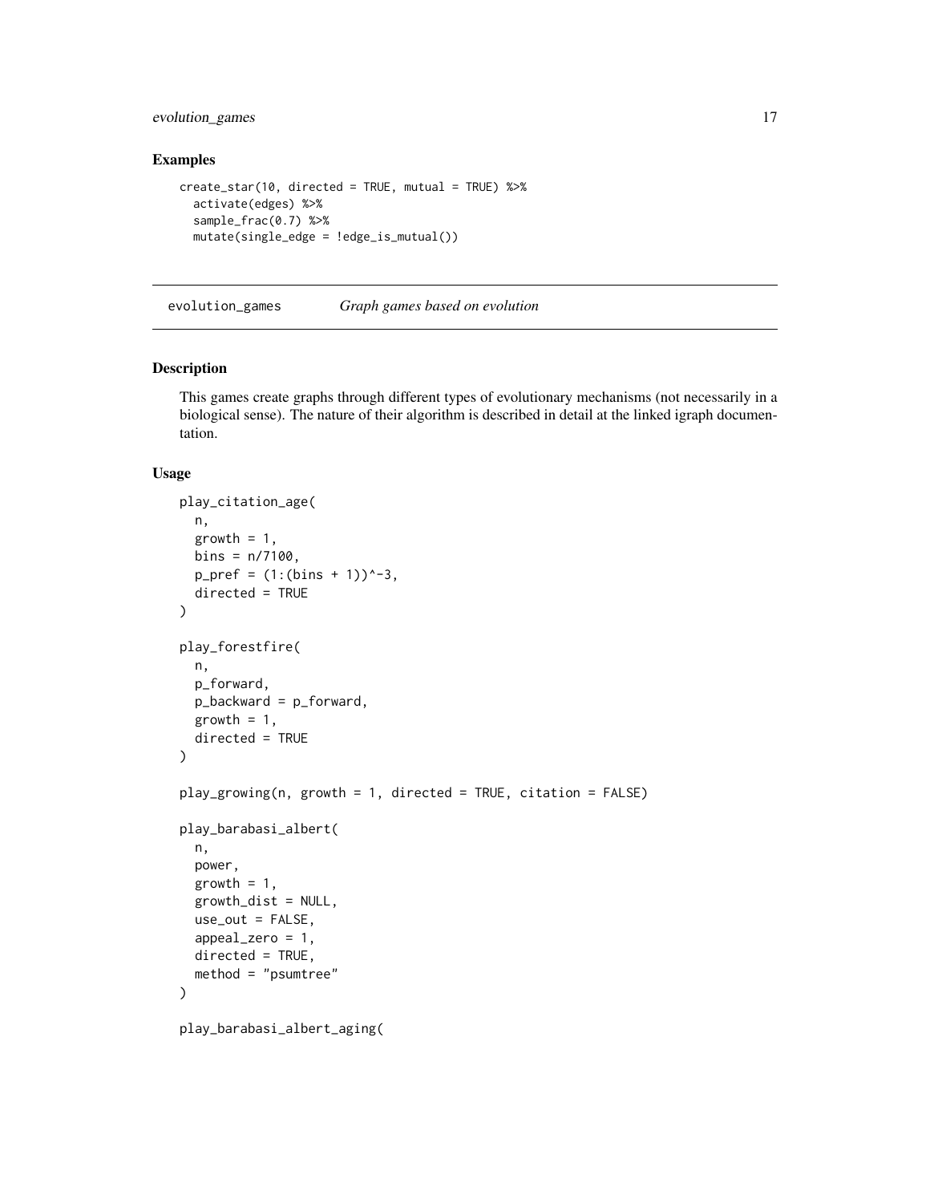## Examples

```
create_star(10, directed = TRUE, mutual = TRUE) %>%
  activate(edges) %>%
  sample_frac(0.7) %>%
  mutate(single_edge = !edge_is_mutual())
```

---

# evolution_games *Graph games based on evolution*

---

## Description

This games create graphs through different types of evolutionary mechanisms (not necessarily in a biological sense). The nature of their algorithm is described in detail at the linked igraph documentation.

## Usage

```
play_citation_age(
  n,
  growth = 1,
  bins = n/7100,
  p_pref = (1:(bins + 1))^-3,
  directed = TRUE
)

play_forestfire(
  n,
  p_forward,
  p_backward = p_forward,
  growth = 1,
  directed = TRUE
)

play_growing(n, growth = 1, directed = TRUE, citation = FALSE)

play_barabasi_albert(
  n,
  power,
  growth = 1,
  growth_dist = NULL,
  use_out = FALSE,
  appeal_zero = 1,
  directed = TRUE,
  method = "psumtree"
)

play_barabasi_albert_aging(
```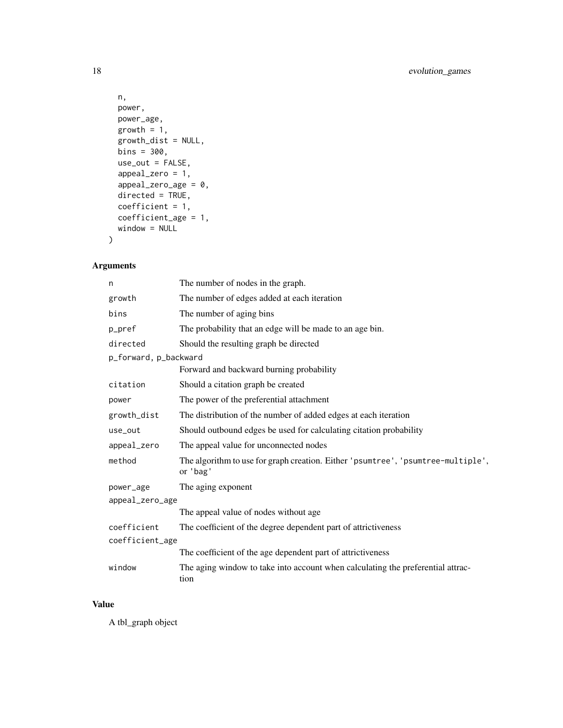```
  n,
  power,
  power_age,
  growth = 1,
  growth_dist = NULL,
  bins = 300,
  use_out = FALSE,
  appeal_zero = 1,
  appeal_zero_age = 0,
  directed = TRUE,
  coefficient = 1,
  coefficient_age = 1,
  window = NULL
)
```

## Arguments

| | |
|---|---|
| n | The number of nodes in the graph. |
| growth | The number of edges added at each iteration |
| bins | The number of aging bins |
| p_pref | The probability that an edge will be made to an age bin. |
| directed | Should the resulting graph be directed |
| p_forward, p_backward | Forward and backward burning probability |
| citation | Should a citation graph be created |
| power | The power of the preferential attachment |
| growth_dist | The distribution of the number of added edges at each iteration |
| use_out | Should outbound edges be used for calculating citation probability |
| appeal_zero | The appeal value for unconnected nodes |
| method | The algorithm to use for graph creation. Either 'psumtree', 'psumtree-multiple', or 'bag' |
| power_age | The aging exponent |
| appeal_zero_age | The appeal value of nodes without age |
| coefficient | The coefficient of the degree dependent part of attrictiveness |
| coefficient_age | The coefficient of the age dependent part of attrictiveness |
| window | The aging window to take into account when calculating the preferential attraction |

## Value

A tbl_graph object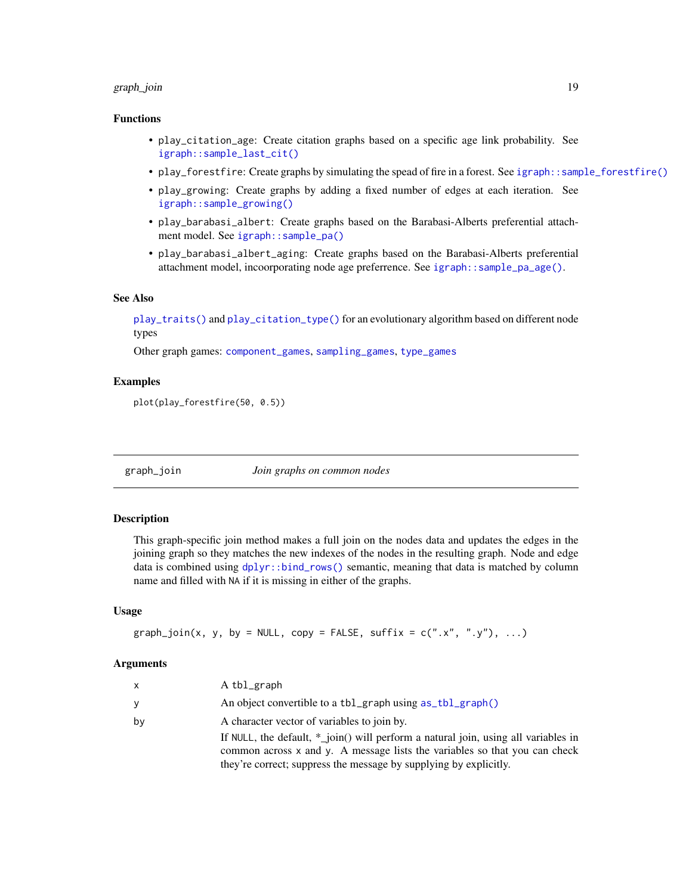### Functions

- `play_citation_age`: Create citation graphs based on a specific age link probability. See `igraph::sample_last_cit()`
- `play_forestfire`: Create graphs by simulating the spead of fire in a forest. See `igraph::sample_forestfire()`
- `play_growing`: Create graphs by adding a fixed number of edges at each iteration. See `igraph::sample_growing()`
- `play_barabasi_albert`: Create graphs based on the Barabasi-Alberts preferential attachment model. See `igraph::sample_pa()`
- `play_barabasi_albert_aging`: Create graphs based on the Barabasi-Alberts preferential attachment model, incoorporating node age preferrence. See `igraph::sample_pa_age()`.

### See Also

`play_traits()` and `play_citation_type()` for an evolutionary algorithm based on different node types

Other graph games: `component_games`, `sampling_games`, `type_games`

### Examples

```
plot(play_forestfire(50, 0.5))
```

---

## graph_join — *Join graphs on common nodes*

### Description

This graph-specific join method makes a full join on the nodes data and updates the edges in the joining graph so they matches the new indexes of the nodes in the resulting graph. Node and edge data is combined using `dplyr::bind_rows()` semantic, meaning that data is matched by column name and filled with `NA` if it is missing in either of the graphs.

### Usage

```
graph_join(x, y, by = NULL, copy = FALSE, suffix = c(".x", ".y"), ...)
```

### Arguments

| | |
|---|---|
| `x` | A `tbl_graph` |
| `y` | An object convertible to a `tbl_graph` using `as_tbl_graph()` |
| `by` | A character vector of variables to join by.<br>If `NULL`, the default, *_join() will perform a natural join, using all variables in common across `x` and `y`. A message lists the variables so that you can check they're correct; suppress the message by supplying by explicitly. |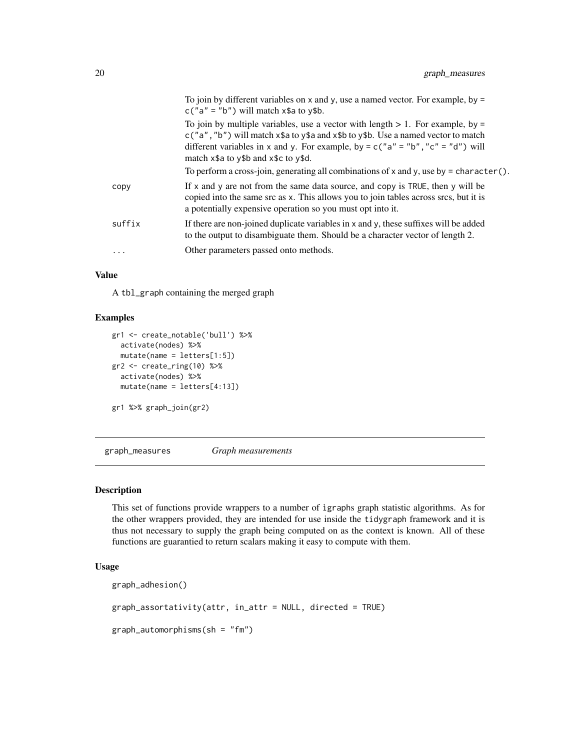| | |
|---|---|
| | To join by different variables on x and y, use a named vector. For example, by = c("a" = "b") will match x$a to y$b. |
| | To join by multiple variables, use a vector with length > 1. For example, by = c("a","b") will match x$a to y$a and x$b to y$b. Use a named vector to match different variables in x and y. For example, by = c("a" = "b","c" = "d") will match x$a to y$b and x$c to y$d. |
| | To perform a cross-join, generating all combinations of x and y, use by = character(). |
| copy | If x and y are not from the same data source, and copy is TRUE, then y will be copied into the same src as x. This allows you to join tables across srcs, but it is a potentially expensive operation so you must opt into it. |
| suffix | If there are non-joined duplicate variables in x and y, these suffixes will be added to the output to disambiguate them. Should be a character vector of length 2. |
| ... | Other parameters passed onto methods. |

### Value

A tbl_graph containing the merged graph

### Examples

```
gr1 <- create_notable('bull') %>%
  activate(nodes) %>%
  mutate(name = letters[1:5])
gr2 <- create_ring(10) %>%
  activate(nodes) %>%
  mutate(name = letters[4:13])

gr1 %>% graph_join(gr2)
```

## graph_measures    *Graph measurements*

### Description

This set of functions provide wrappers to a number of igraphs graph statistic algorithms. As for the other wrappers provided, they are intended for use inside the tidygraph framework and it is thus not necessary to supply the graph being computed on as the context is known. All of these functions are guarantied to return scalars making it easy to compute with them.

### Usage

```
graph_adhesion()

graph_assortativity(attr, in_attr = NULL, directed = TRUE)

graph_automorphisms(sh = "fm")
```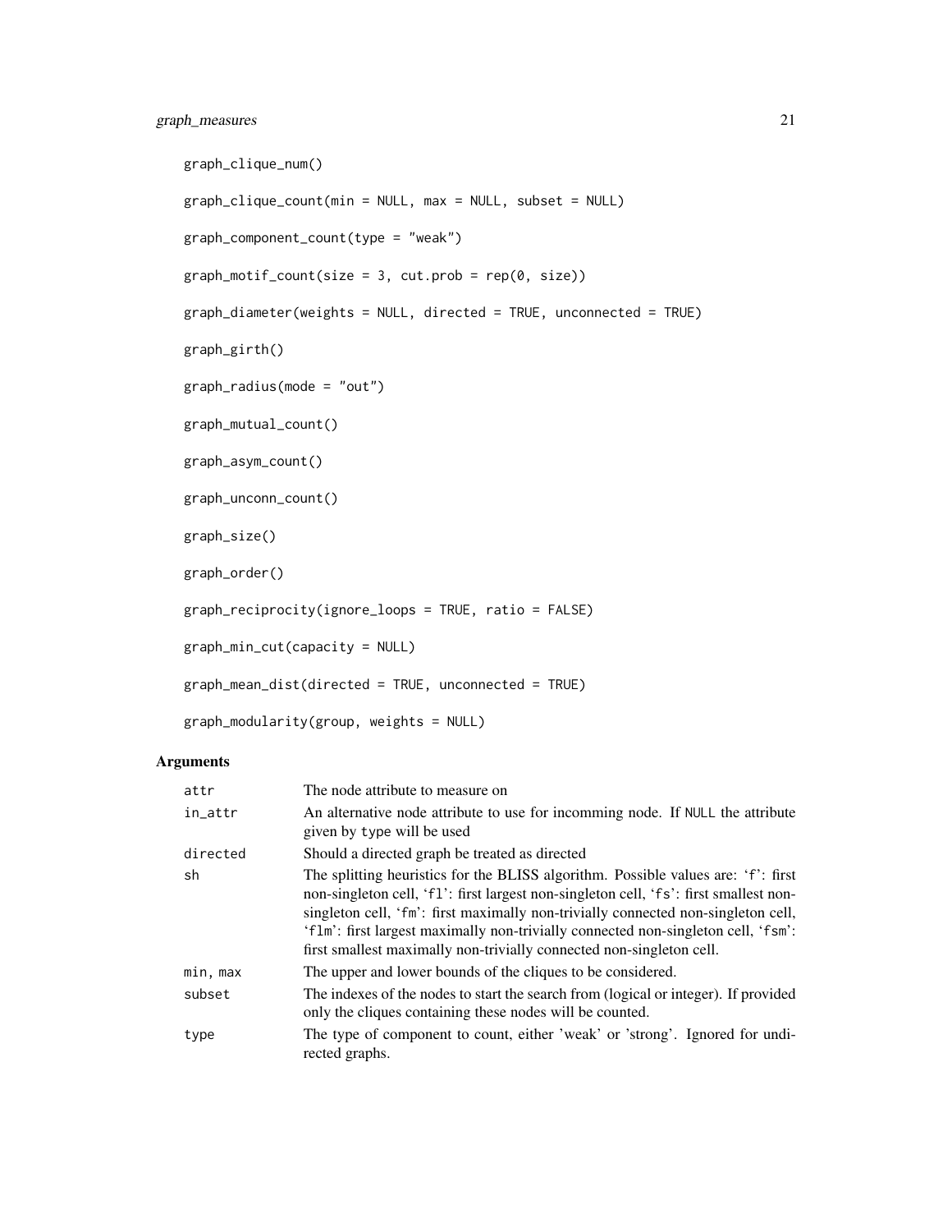```
graph_clique_num()

graph_clique_count(min = NULL, max = NULL, subset = NULL)

graph_component_count(type = "weak")

graph_motif_count(size = 3, cut.prob = rep(0, size))

graph_diameter(weights = NULL, directed = TRUE, unconnected = TRUE)

graph_girth()

graph_radius(mode = "out")

graph_mutual_count()

graph_asym_count()

graph_unconn_count()

graph_size()

graph_order()

graph_reciprocity(ignore_loops = TRUE, ratio = FALSE)

graph_min_cut(capacity = NULL)

graph_mean_dist(directed = TRUE, unconnected = TRUE)

graph_modularity(group, weights = NULL)
```

## Arguments

| | |
|---|---|
| attr | The node attribute to measure on |
| in_attr | An alternative node attribute to use for incomming node. If NULL the attribute given by type will be used |
| directed | Should a directed graph be treated as directed |
| sh | The splitting heuristics for the BLISS algorithm. Possible values are: 'f': first non-singleton cell, 'fl': first largest non-singleton cell, 'fs': first smallest non-singleton cell, 'fm': first maximally non-trivially connected non-singleton cell, 'flm': first largest maximally non-trivially connected non-singleton cell, 'fsm': first smallest maximally non-trivially connected non-singleton cell. |
| min, max | The upper and lower bounds of the cliques to be considered. |
| subset | The indexes of the nodes to start the search from (logical or integer). If provided only the cliques containing these nodes will be counted. |
| type | The type of component to count, either 'weak' or 'strong'. Ignored for undirected graphs. |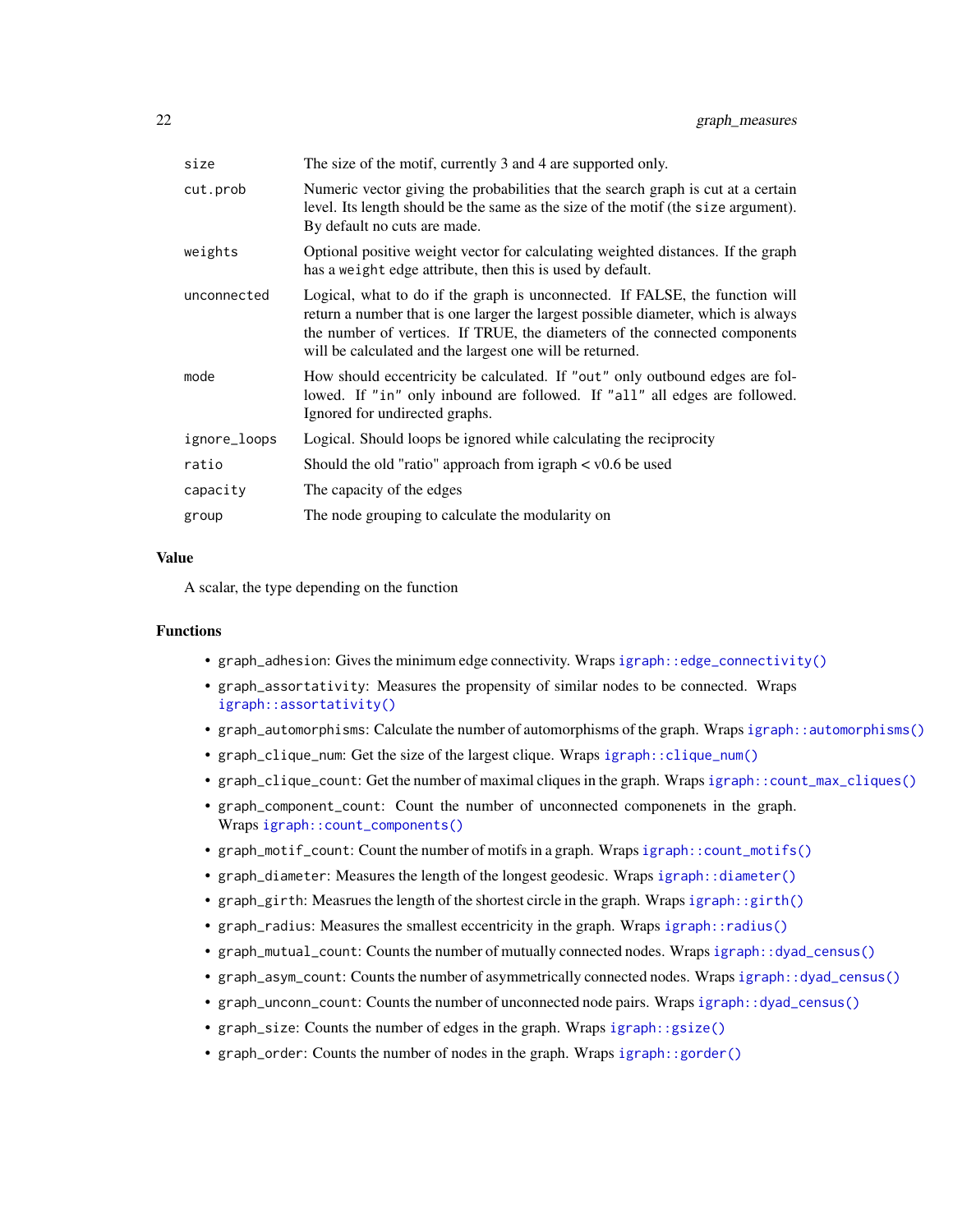| | |
|---|---|
| `size` | The size of the motif, currently 3 and 4 are supported only. |
| `cut.prob` | Numeric vector giving the probabilities that the search graph is cut at a certain level. Its length should be the same as the size of the motif (the `size` argument). By default no cuts are made. |
| `weights` | Optional positive weight vector for calculating weighted distances. If the graph has a `weight` edge attribute, then this is used by default. |
| `unconnected` | Logical, what to do if the graph is unconnected. If FALSE, the function will return a number that is one larger the largest possible diameter, which is always the number of vertices. If TRUE, the diameters of the connected components will be calculated and the largest one will be returned. |
| `mode` | How should eccentricity be calculated. If `"out"` only outbound edges are followed. If `"in"` only inbound are followed. If `"all"` all edges are followed. Ignored for undirected graphs. |
| `ignore_loops` | Logical. Should loops be ignored while calculating the reciprocity |
| `ratio` | Should the old "ratio" approach from igraph < v0.6 be used |
| `capacity` | The capacity of the edges |
| `group` | The node grouping to calculate the modularity on |

## Value

A scalar, the type depending on the function

## Functions

- `graph_adhesion`: Gives the minimum edge connectivity. Wraps `igraph::edge_connectivity()`
- `graph_assortativity`: Measures the propensity of similar nodes to be connected. Wraps `igraph::assortativity()`
- `graph_automorphisms`: Calculate the number of automorphisms of the graph. Wraps `igraph::automorphisms()`
- `graph_clique_num`: Get the size of the largest clique. Wraps `igraph::clique_num()`
- `graph_clique_count`: Get the number of maximal cliques in the graph. Wraps `igraph::count_max_cliques()`
- `graph_component_count`: Count the number of unconnected componenets in the graph. Wraps `igraph::count_components()`
- `graph_motif_count`: Count the number of motifs in a graph. Wraps `igraph::count_motifs()`
- `graph_diameter`: Measures the length of the longest geodesic. Wraps `igraph::diameter()`
- `graph_girth`: Measrues the length of the shortest circle in the graph. Wraps `igraph::girth()`
- `graph_radius`: Measures the smallest eccentricity in the graph. Wraps `igraph::radius()`
- `graph_mutual_count`: Counts the number of mutually connected nodes. Wraps `igraph::dyad_census()`
- `graph_asym_count`: Counts the number of asymmetrically connected nodes. Wraps `igraph::dyad_census()`
- `graph_unconn_count`: Counts the number of unconnected node pairs. Wraps `igraph::dyad_census()`
- `graph_size`: Counts the number of edges in the graph. Wraps `igraph::gsize()`
- `graph_order`: Counts the number of nodes in the graph. Wraps `igraph::gorder()`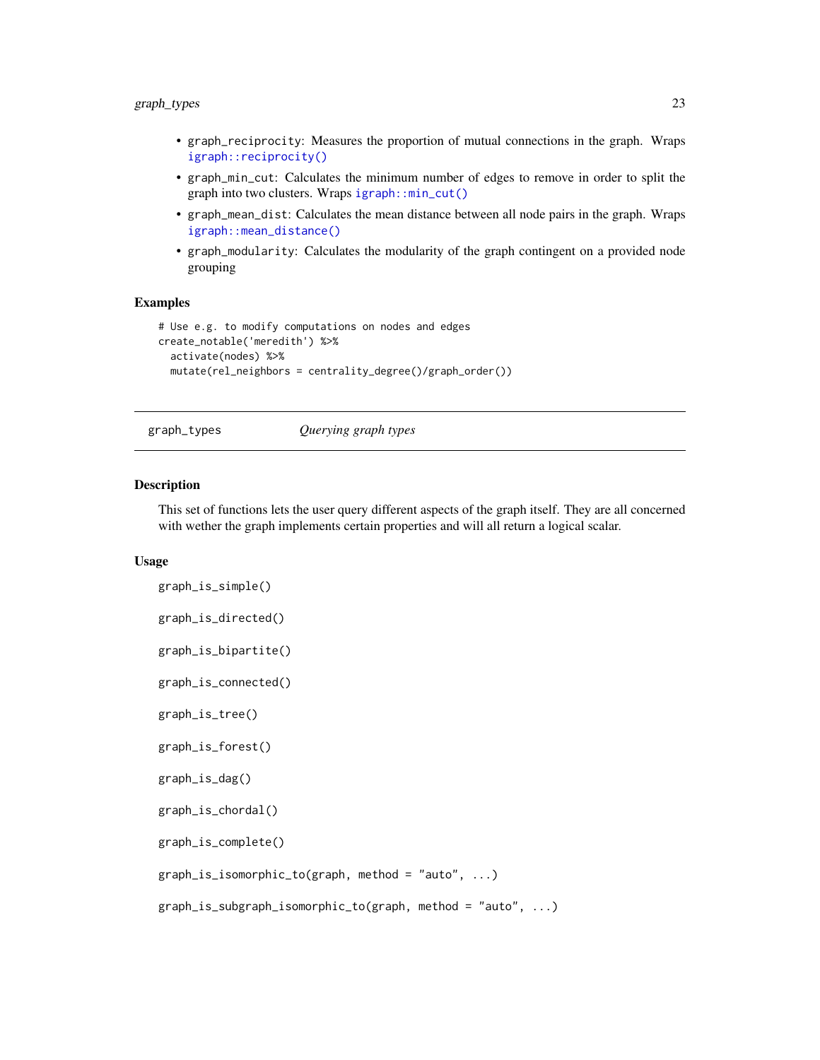- `graph_reciprocity`: Measures the proportion of mutual connections in the graph. Wraps `igraph::reciprocity()`
- `graph_min_cut`: Calculates the minimum number of edges to remove in order to split the graph into two clusters. Wraps `igraph::min_cut()`
- `graph_mean_dist`: Calculates the mean distance between all node pairs in the graph. Wraps `igraph::mean_distance()`
- `graph_modularity`: Calculates the modularity of the graph contingent on a provided node grouping

### Examples

```
# Use e.g. to modify computations on nodes and edges
create_notable('meredith') %>%
  activate(nodes) %>%
  mutate(rel_neighbors = centrality_degree()/graph_order())
```

---

## graph_types — *Querying graph types*

---

### Description

This set of functions lets the user query different aspects of the graph itself. They are all concerned with wether the graph implements certain properties and will all return a logical scalar.

### Usage

```
graph_is_simple()

graph_is_directed()

graph_is_bipartite()

graph_is_connected()

graph_is_tree()

graph_is_forest()

graph_is_dag()

graph_is_chordal()

graph_is_complete()

graph_is_isomorphic_to(graph, method = "auto", ...)

graph_is_subgraph_isomorphic_to(graph, method = "auto", ...)
```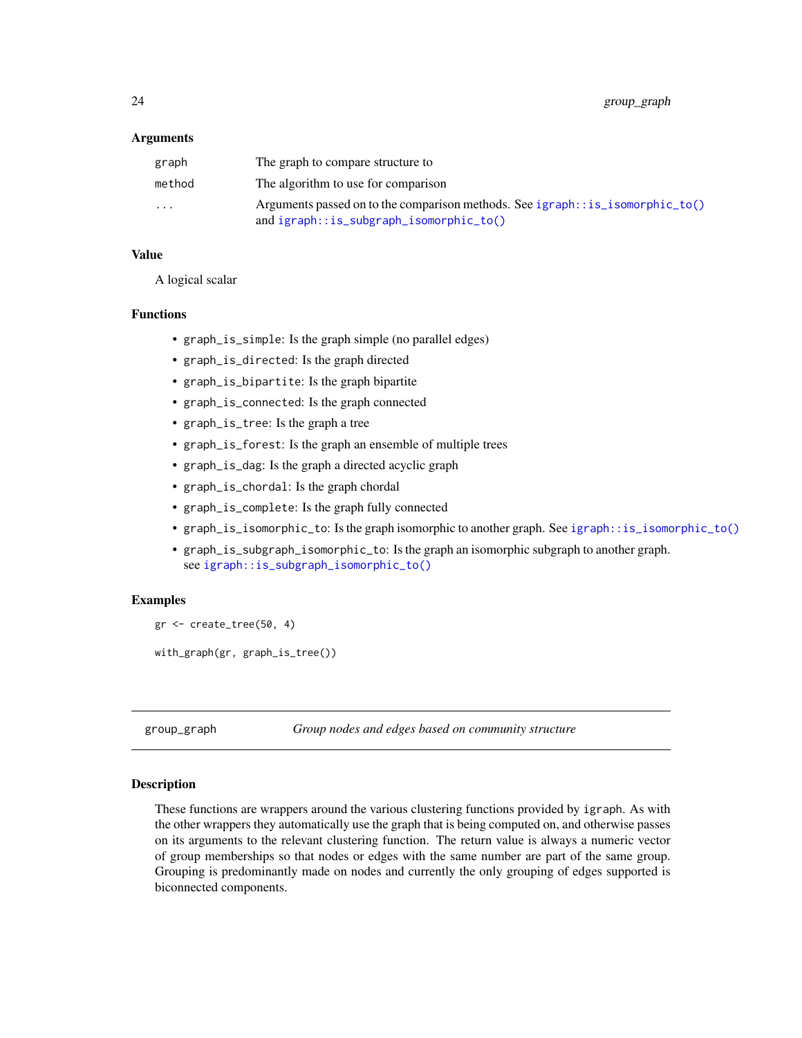### Arguments

| | |
|---|---|
| graph | The graph to compare structure to |
| method | The algorithm to use for comparison |
| ... | Arguments passed on to the comparison methods. See igraph::is_isomorphic_to() and igraph::is_subgraph_isomorphic_to() |

### Value

A logical scalar

### Functions

- `graph_is_simple`: Is the graph simple (no parallel edges)
- `graph_is_directed`: Is the graph directed
- `graph_is_bipartite`: Is the graph bipartite
- `graph_is_connected`: Is the graph connected
- `graph_is_tree`: Is the graph a tree
- `graph_is_forest`: Is the graph an ensemble of multiple trees
- `graph_is_dag`: Is the graph a directed acyclic graph
- `graph_is_chordal`: Is the graph chordal
- `graph_is_complete`: Is the graph fully connected
- `graph_is_isomorphic_to`: Is the graph isomorphic to another graph. See igraph::is_isomorphic_to()
- `graph_is_subgraph_isomorphic_to`: Is the graph an isomorphic subgraph to another graph. see igraph::is_subgraph_isomorphic_to()

### Examples

```
gr <- create_tree(50, 4)

with_graph(gr, graph_is_tree())
```

---

## group_graph — *Group nodes and edges based on community structure*

### Description

These functions are wrappers around the various clustering functions provided by igraph. As with the other wrappers they automatically use the graph that is being computed on, and otherwise passes on its arguments to the relevant clustering function. The return value is always a numeric vector of group memberships so that nodes or edges with the same number are part of the same group. Grouping is predominantly made on nodes and currently the only grouping of edges supported is biconnected components.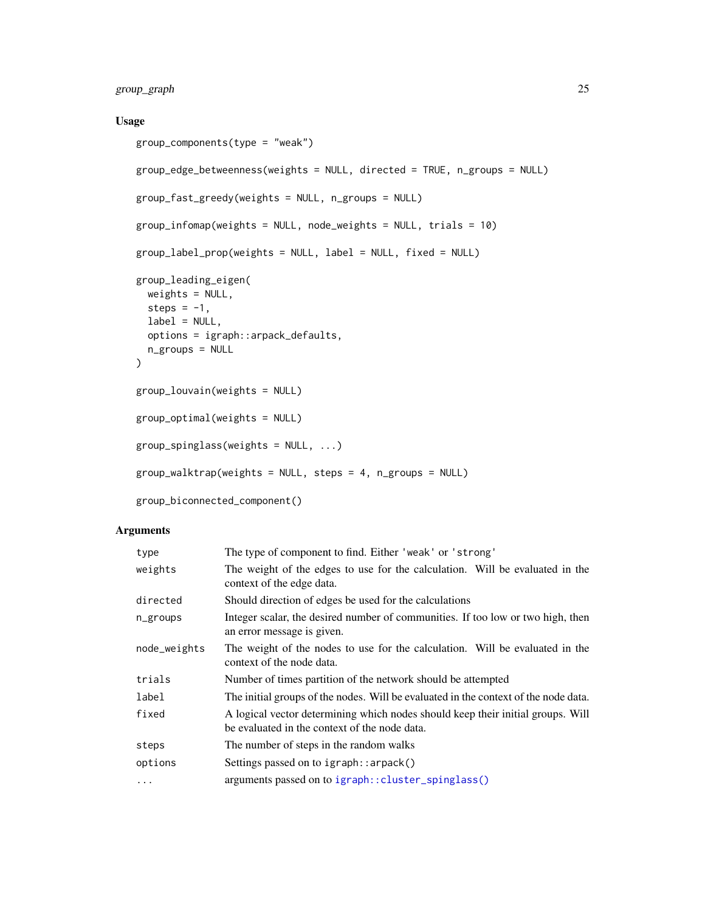## Usage

```
group_components(type = "weak")

group_edge_betweenness(weights = NULL, directed = TRUE, n_groups = NULL)

group_fast_greedy(weights = NULL, n_groups = NULL)

group_infomap(weights = NULL, node_weights = NULL, trials = 10)

group_label_prop(weights = NULL, label = NULL, fixed = NULL)

group_leading_eigen(
  weights = NULL,
  steps = -1,
  label = NULL,
  options = igraph::arpack_defaults,
  n_groups = NULL
)

group_louvain(weights = NULL)

group_optimal(weights = NULL)

group_spinglass(weights = NULL, ...)

group_walktrap(weights = NULL, steps = 4, n_groups = NULL)

group_biconnected_component()
```

## Arguments

| | |
|---|---|
| `type` | The type of component to find. Either 'weak' or 'strong' |
| `weights` | The weight of the edges to use for the calculation. Will be evaluated in the context of the edge data. |
| `directed` | Should direction of edges be used for the calculations |
| `n_groups` | Integer scalar, the desired number of communities. If too low or two high, then an error message is given. |
| `node_weights` | The weight of the nodes to use for the calculation. Will be evaluated in the context of the node data. |
| `trials` | Number of times partition of the network should be attempted |
| `label` | The initial groups of the nodes. Will be evaluated in the context of the node data. |
| `fixed` | A logical vector determining which nodes should keep their initial groups. Will be evaluated in the context of the node data. |
| `steps` | The number of steps in the random walks |
| `options` | Settings passed on to `igraph::arpack()` |
| `...` | arguments passed on to `igraph::cluster_spinglass()` |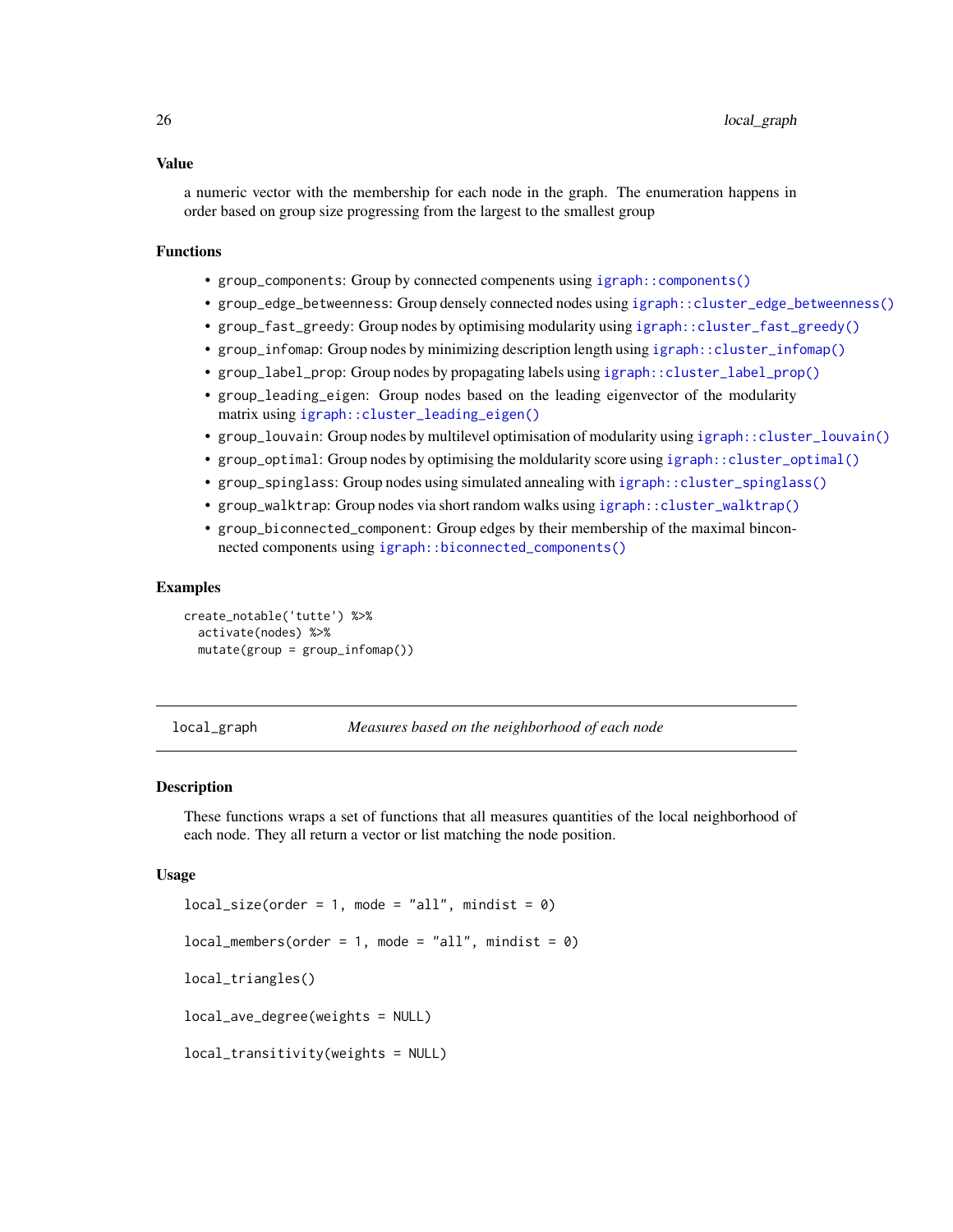### Value

a numeric vector with the membership for each node in the graph. The enumeration happens in order based on group size progressing from the largest to the smallest group

### Functions

- `group_components`: Group by connected compenents using `igraph::components()`
- `group_edge_betweenness`: Group densely connected nodes using `igraph::cluster_edge_betweenness()`
- `group_fast_greedy`: Group nodes by optimising modularity using `igraph::cluster_fast_greedy()`
- `group_infomap`: Group nodes by minimizing description length using `igraph::cluster_infomap()`
- `group_label_prop`: Group nodes by propagating labels using `igraph::cluster_label_prop()`
- `group_leading_eigen`: Group nodes based on the leading eigenvector of the modularity matrix using `igraph::cluster_leading_eigen()`
- `group_louvain`: Group nodes by multilevel optimisation of modularity using `igraph::cluster_louvain()`
- `group_optimal`: Group nodes by optimising the moldularity score using `igraph::cluster_optimal()`
- `group_spinglass`: Group nodes using simulated annealing with `igraph::cluster_spinglass()`
- `group_walktrap`: Group nodes via short random walks using `igraph::cluster_walktrap()`
- `group_biconnected_component`: Group edges by their membership of the maximal binconnected components using `igraph::biconnected_components()`

### Examples

```
create_notable('tutte') %>%
  activate(nodes) %>%
  mutate(group = group_infomap())
```

---

## local_graph — *Measures based on the neighborhood of each node*

---

### Description

These functions wraps a set of functions that all measures quantities of the local neighborhood of each node. They all return a vector or list matching the node position.

### Usage

```
local_size(order = 1, mode = "all", mindist = 0)

local_members(order = 1, mode = "all", mindist = 0)

local_triangles()

local_ave_degree(weights = NULL)

local_transitivity(weights = NULL)
```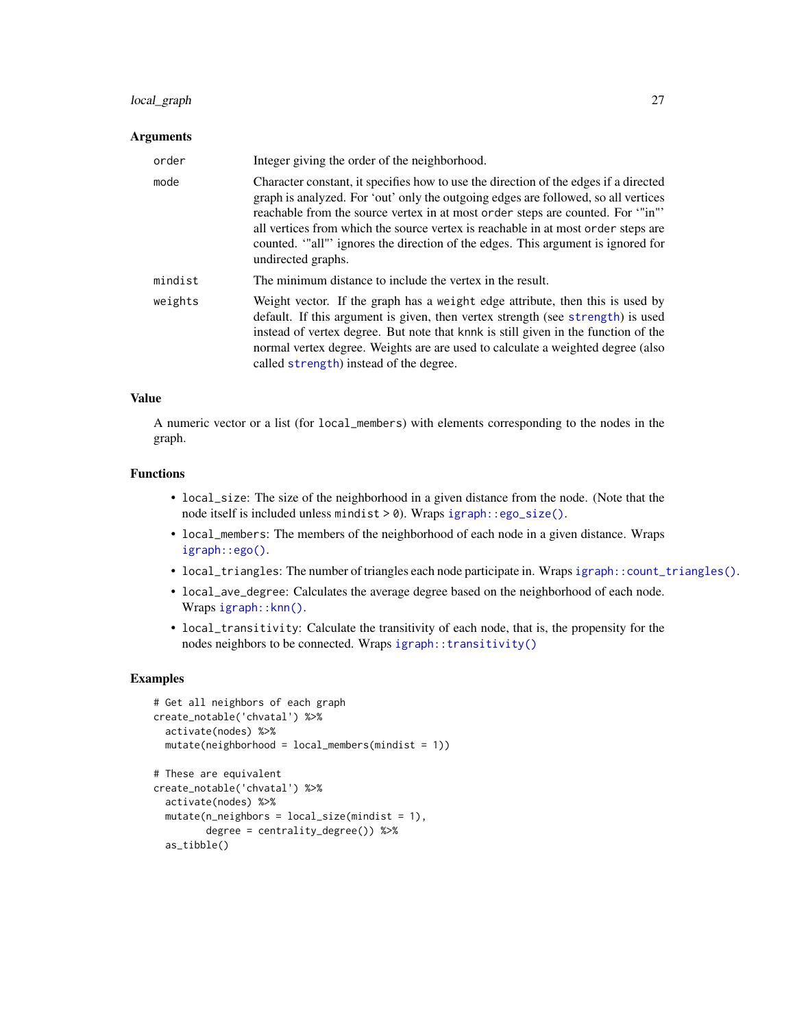## Arguments

| | |
|---|---|
| `order` | Integer giving the order of the neighborhood. |
| `mode` | Character constant, it specifies how to use the direction of the edges if a directed graph is analyzed. For 'out' only the outgoing edges are followed, so all vertices reachable from the source vertex in at most `order` steps are counted. For '"in"' all vertices from which the source vertex is reachable in at most `order` steps are counted. '"all"' ignores the direction of the edges. This argument is ignored for undirected graphs. |
| `mindist` | The minimum distance to include the vertex in the result. |
| `weights` | Weight vector. If the graph has a `weight` edge attribute, then this is used by default. If this argument is given, then vertex strength (see `strength`) is used instead of vertex degree. But note that `knnk` is still given in the function of the normal vertex degree. Weights are are used to calculate a weighted degree (also called `strength`) instead of the degree. |

## Value

A numeric vector or a list (for `local_members`) with elements corresponding to the nodes in the graph.

## Functions

- `local_size`: The size of the neighborhood in a given distance from the node. (Note that the node itself is included unless `mindist > 0`). Wraps `igraph::ego_size()`.
- `local_members`: The members of the neighborhood of each node in a given distance. Wraps `igraph::ego()`.
- `local_triangles`: The number of triangles each node participate in. Wraps `igraph::count_triangles()`.
- `local_ave_degree`: Calculates the average degree based on the neighborhood of each node. Wraps `igraph::knn()`.
- `local_transitivity`: Calculate the transitivity of each node, that is, the propensity for the nodes neighbors to be connected. Wraps `igraph::transitivity()`

## Examples

```
# Get all neighbors of each graph
create_notable('chvatal') %>%
  activate(nodes) %>%
  mutate(neighborhood = local_members(mindist = 1))

# These are equivalent
create_notable('chvatal') %>%
  activate(nodes) %>%
  mutate(n_neighbors = local_size(mindist = 1),
         degree = centrality_degree()) %>%
  as_tibble()
```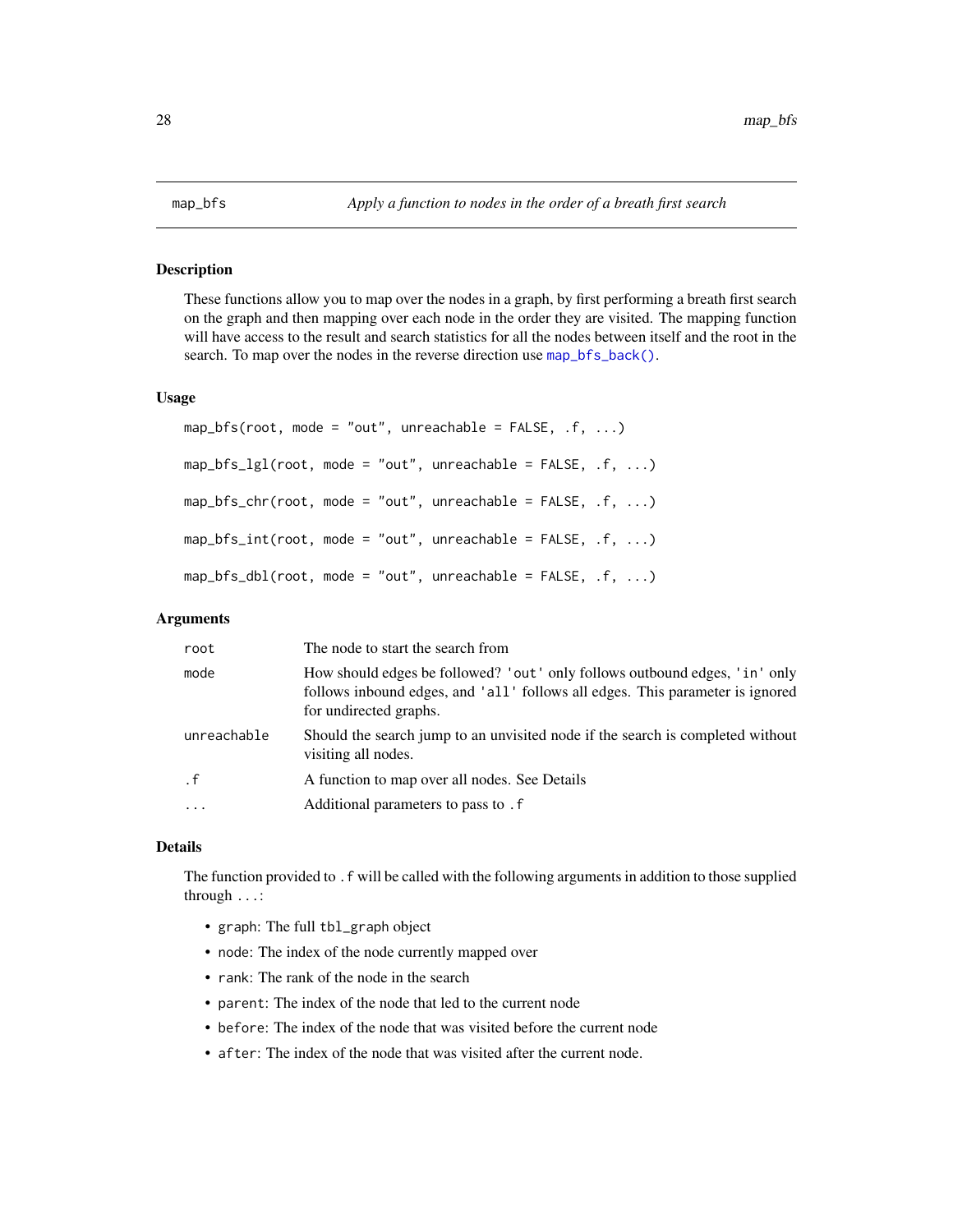# map_bfs — *Apply a function to nodes in the order of a breath first search*

## Description

These functions allow you to map over the nodes in a graph, by first performing a breath first search on the graph and then mapping over each node in the order they are visited. The mapping function will have access to the result and search statistics for all the nodes between itself and the root in the search. To map over the nodes in the reverse direction use `map_bfs_back()`.

## Usage

```
map_bfs(root, mode = "out", unreachable = FALSE, .f, ...)

map_bfs_lgl(root, mode = "out", unreachable = FALSE, .f, ...)

map_bfs_chr(root, mode = "out", unreachable = FALSE, .f, ...)

map_bfs_int(root, mode = "out", unreachable = FALSE, .f, ...)

map_bfs_dbl(root, mode = "out", unreachable = FALSE, .f, ...)
```

## Arguments

| | |
|---|---|
| `root` | The node to start the search from |
| `mode` | How should edges be followed? `'out'` only follows outbound edges, `'in'` only follows inbound edges, and `'all'` follows all edges. This parameter is ignored for undirected graphs. |
| `unreachable` | Should the search jump to an unvisited node if the search is completed without visiting all nodes. |
| `.f` | A function to map over all nodes. See Details |
| `...` | Additional parameters to pass to `.f` |

## Details

The function provided to `.f` will be called with the following arguments in addition to those supplied through `...`:

- `graph`: The full `tbl_graph` object
- `node`: The index of the node currently mapped over
- `rank`: The rank of the node in the search
- `parent`: The index of the node that led to the current node
- `before`: The index of the node that was visited before the current node
- `after`: The index of the node that was visited after the current node.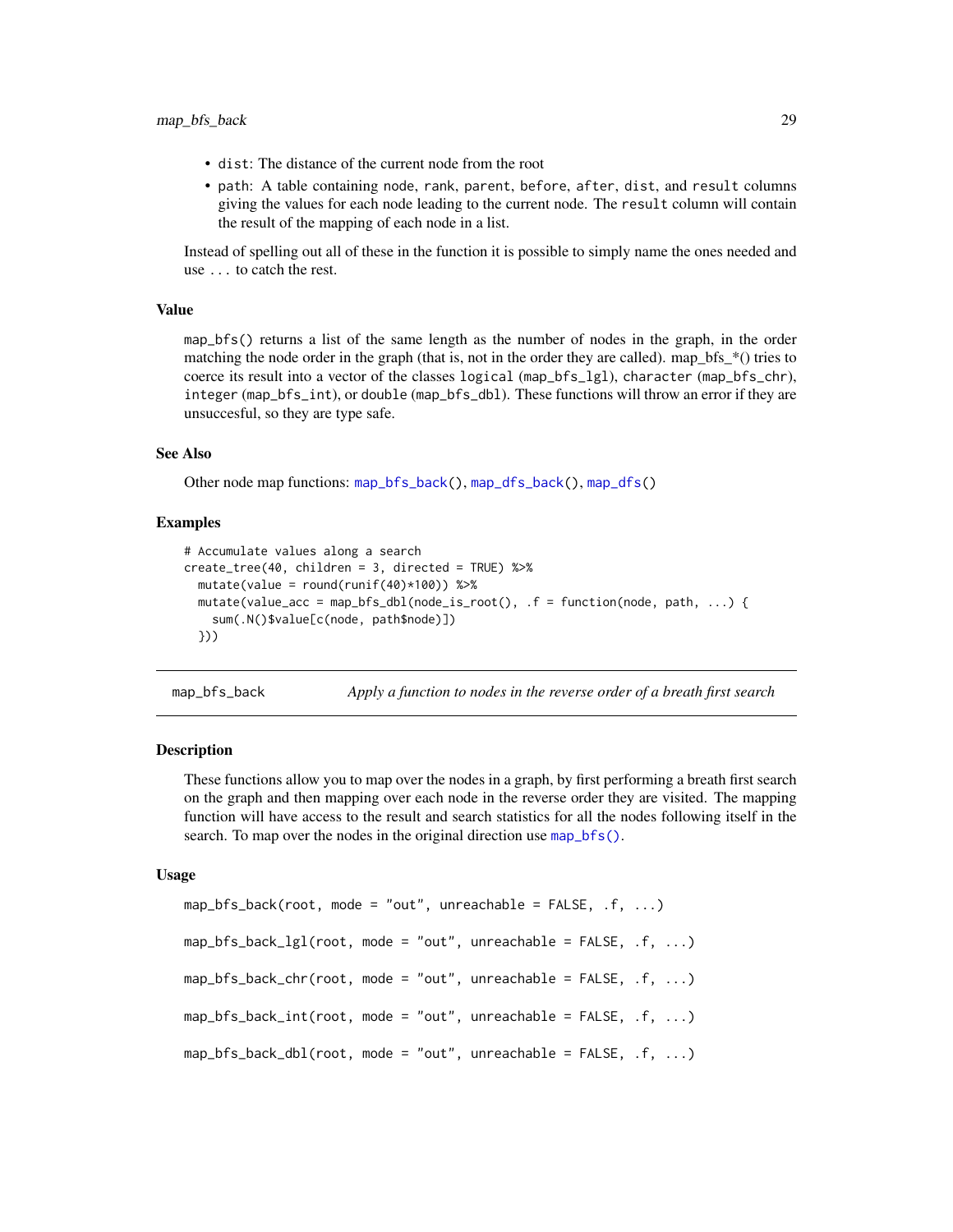- `dist`: The distance of the current node from the root
- `path`: A table containing `node`, `rank`, `parent`, `before`, `after`, `dist`, and `result` columns giving the values for each node leading to the current node. The `result` column will contain the result of the mapping of each node in a list.

Instead of spelling out all of these in the function it is possible to simply name the ones needed and use `...` to catch the rest.

### Value

map_bfs() returns a list of the same length as the number of nodes in the graph, in the order matching the node order in the graph (that is, not in the order they are called). map_bfs_*() tries to coerce its result into a vector of the classes `logical` (map_bfs_lgl), `character` (map_bfs_chr), `integer` (map_bfs_int), or `double` (map_bfs_dbl). These functions will throw an error if they are unsuccesful, so they are type safe.

### See Also

Other node map functions: `map_bfs_back()`, `map_dfs_back()`, `map_dfs()`

### Examples

```
# Accumulate values along a search
create_tree(40, children = 3, directed = TRUE) %>%
  mutate(value = round(runif(40)*100)) %>%
  mutate(value_acc = map_bfs_dbl(node_is_root(), .f = function(node, path, ...) {
    sum(.N()$value[c(node, path$node)])
  }))
```

---

## map_bfs_back — *Apply a function to nodes in the reverse order of a breath first search*

### Description

These functions allow you to map over the nodes in a graph, by first performing a breath first search on the graph and then mapping over each node in the reverse order they are visited. The mapping function will have access to the result and search statistics for all the nodes following itself in the search. To map over the nodes in the original direction use `map_bfs()`.

### Usage

```
map_bfs_back(root, mode = "out", unreachable = FALSE, .f, ...)

map_bfs_back_lgl(root, mode = "out", unreachable = FALSE, .f, ...)

map_bfs_back_chr(root, mode = "out", unreachable = FALSE, .f, ...)

map_bfs_back_int(root, mode = "out", unreachable = FALSE, .f, ...)

map_bfs_back_dbl(root, mode = "out", unreachable = FALSE, .f, ...)
```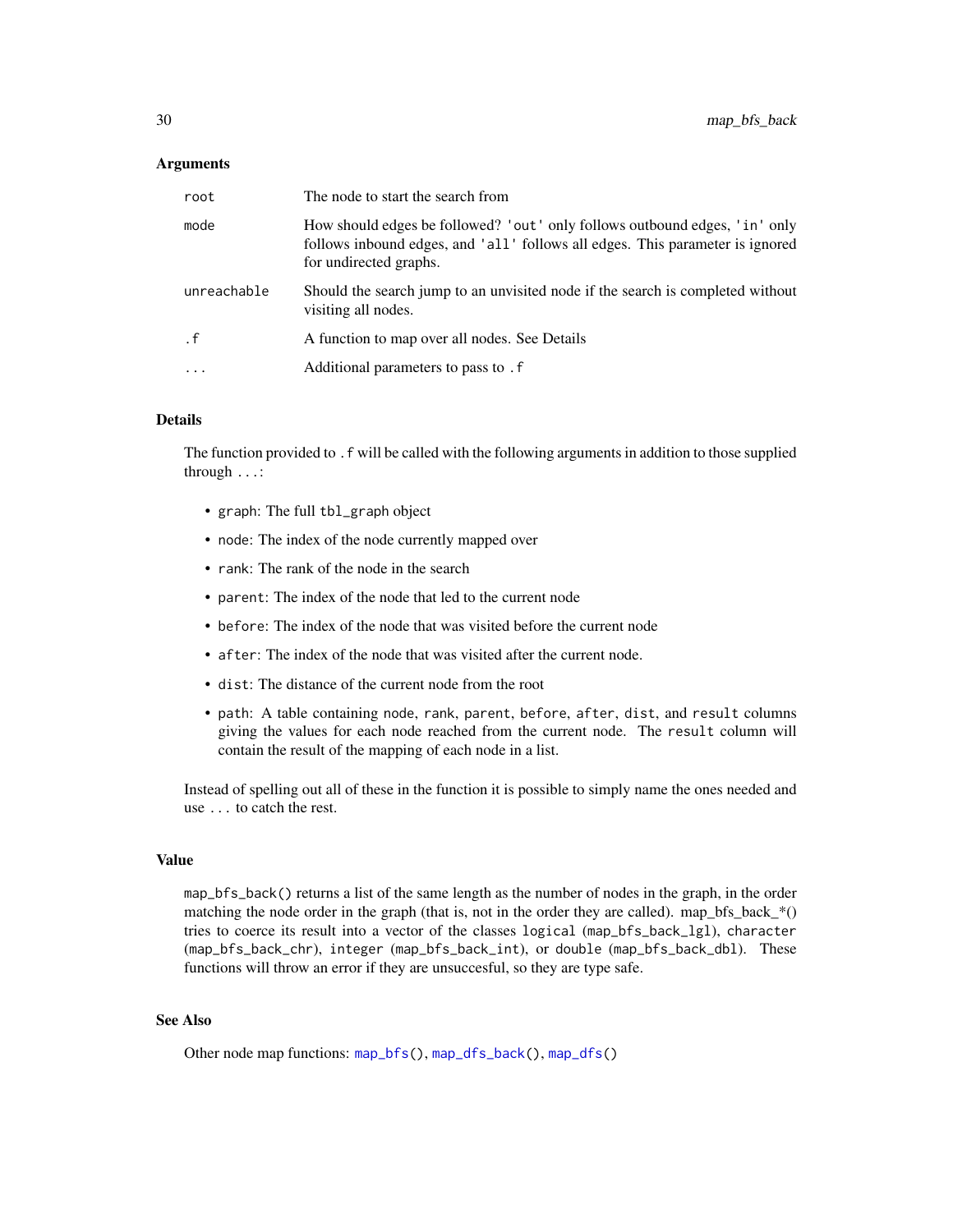### Arguments

| | |
|---|---|
| `root` | The node to start the search from |
| `mode` | How should edges be followed? `'out'` only follows outbound edges, `'in'` only follows inbound edges, and `'all'` follows all edges. This parameter is ignored for undirected graphs. |
| `unreachable` | Should the search jump to an unvisited node if the search is completed without visiting all nodes. |
| `.f` | A function to map over all nodes. See Details |
| `...` | Additional parameters to pass to `.f` |

### Details

The function provided to `.f` will be called with the following arguments in addition to those supplied through `...`:

- `graph`: The full `tbl_graph` object
- `node`: The index of the node currently mapped over
- `rank`: The rank of the node in the search
- `parent`: The index of the node that led to the current node
- `before`: The index of the node that was visited before the current node
- `after`: The index of the node that was visited after the current node.
- `dist`: The distance of the current node from the root
- `path`: A table containing `node`, `rank`, `parent`, `before`, `after`, `dist`, and `result` columns giving the values for each node reached from the current node. The `result` column will contain the result of the mapping of each node in a list.

Instead of spelling out all of these in the function it is possible to simply name the ones needed and use `...` to catch the rest.

### Value

`map_bfs_back()` returns a list of the same length as the number of nodes in the graph, in the order matching the node order in the graph (that is, not in the order they are called). map_bfs_back_*() tries to coerce its result into a vector of the classes `logical` (`map_bfs_back_lgl`), `character` (`map_bfs_back_chr`), `integer` (`map_bfs_back_int`), or `double` (`map_bfs_back_dbl`). These functions will throw an error if they are unsuccesful, so they are type safe.

### See Also

Other node map functions: `map_bfs()`, `map_dfs_back()`, `map_dfs()`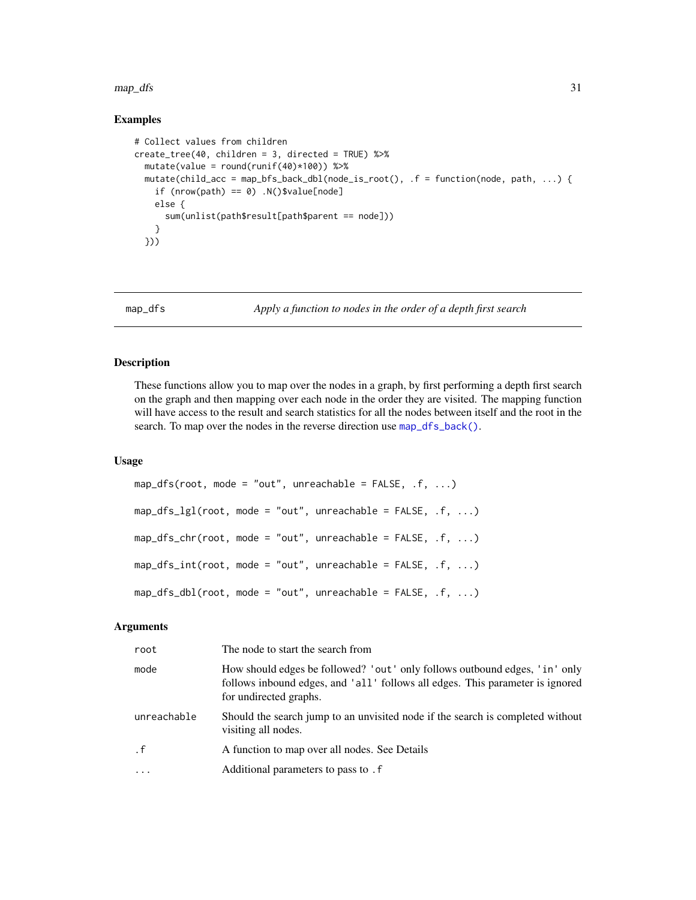## Examples

```
# Collect values from children
create_tree(40, children = 3, directed = TRUE) %>%
  mutate(value = round(runif(40)*100)) %>%
  mutate(child_acc = map_bfs_back_dbl(node_is_root(), .f = function(node, path, ...) {
    if (nrow(path) == 0) .N()$value[node]
    else {
      sum(unlist(path$result[path$parent == node]))
    }
  }))
```

---

map_dfs *Apply a function to nodes in the order of a depth first search*

---

## Description

These functions allow you to map over the nodes in a graph, by first performing a depth first search on the graph and then mapping over each node in the order they are visited. The mapping function will have access to the result and search statistics for all the nodes between itself and the root in the search. To map over the nodes in the reverse direction use `map_dfs_back()`.

## Usage

```
map_dfs(root, mode = "out", unreachable = FALSE, .f, ...)

map_dfs_lgl(root, mode = "out", unreachable = FALSE, .f, ...)

map_dfs_chr(root, mode = "out", unreachable = FALSE, .f, ...)

map_dfs_int(root, mode = "out", unreachable = FALSE, .f, ...)

map_dfs_dbl(root, mode = "out", unreachable = FALSE, .f, ...)
```

## Arguments

| | |
|---|---|
| `root` | The node to start the search from |
| `mode` | How should edges be followed? `'out'` only follows outbound edges, `'in'` only follows inbound edges, and `'all'` follows all edges. This parameter is ignored for undirected graphs. |
| `unreachable` | Should the search jump to an unvisited node if the search is completed without visiting all nodes. |
| `.f` | A function to map over all nodes. See Details |
| `...` | Additional parameters to pass to `.f` |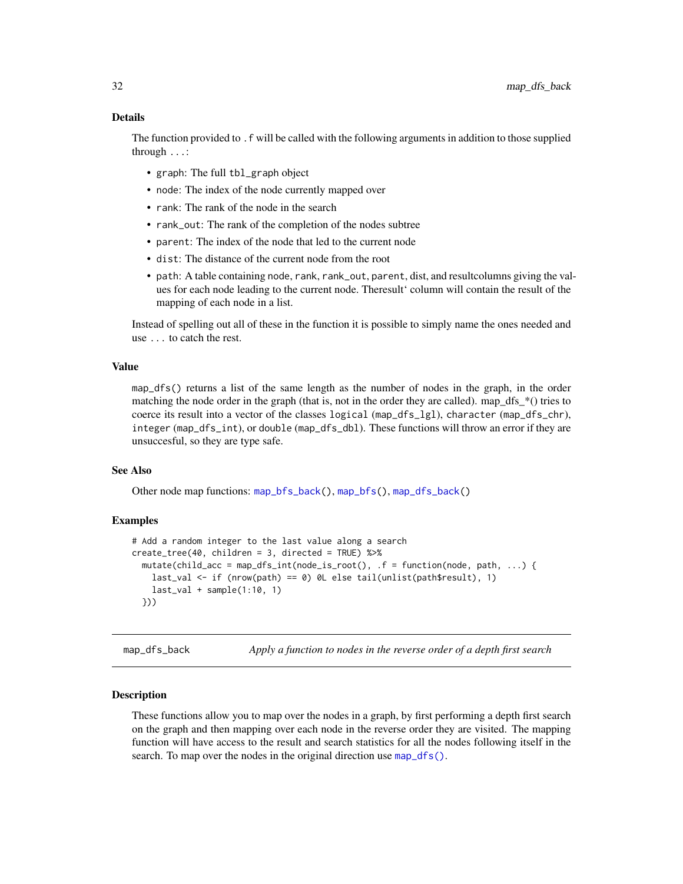### Details

The function provided to `.f` will be called with the following arguments in addition to those supplied through `...`:

- `graph`: The full `tbl_graph` object
- `node`: The index of the node currently mapped over
- `rank`: The rank of the node in the search
- `rank_out`: The rank of the completion of the nodes subtree
- `parent`: The index of the node that led to the current node
- `dist`: The distance of the current node from the root
- `path`: A table containing `node`, `rank`, `rank_out`, `parent`, dist, and resultcolumns giving the values for each node leading to the current node. Theresult' column will contain the result of the mapping of each node in a list.

Instead of spelling out all of these in the function it is possible to simply name the ones needed and use `...` to catch the rest.

### Value

`map_dfs()` returns a list of the same length as the number of nodes in the graph, in the order matching the node order in the graph (that is, not in the order they are called). map_dfs_*() tries to coerce its result into a vector of the classes `logical` (`map_dfs_lgl`), `character` (`map_dfs_chr`), `integer` (`map_dfs_int`), or `double` (`map_dfs_dbl`). These functions will throw an error if they are unsuccesful, so they are type safe.

### See Also

Other node map functions: `map_bfs_back()`, `map_bfs()`, `map_dfs_back()`

### Examples

```
# Add a random integer to the last value along a search
create_tree(40, children = 3, directed = TRUE) %>%
  mutate(child_acc = map_dfs_int(node_is_root(), .f = function(node, path, ...) {
    last_val <- if (nrow(path) == 0) 0L else tail(unlist(path$result), 1)
    last_val + sample(1:10, 1)
  }))
```

---

## map_dfs_back — *Apply a function to nodes in the reverse order of a depth first search*

### Description

These functions allow you to map over the nodes in a graph, by first performing a depth first search on the graph and then mapping over each node in the reverse order they are visited. The mapping function will have access to the result and search statistics for all the nodes following itself in the search. To map over the nodes in the original direction use `map_dfs()`.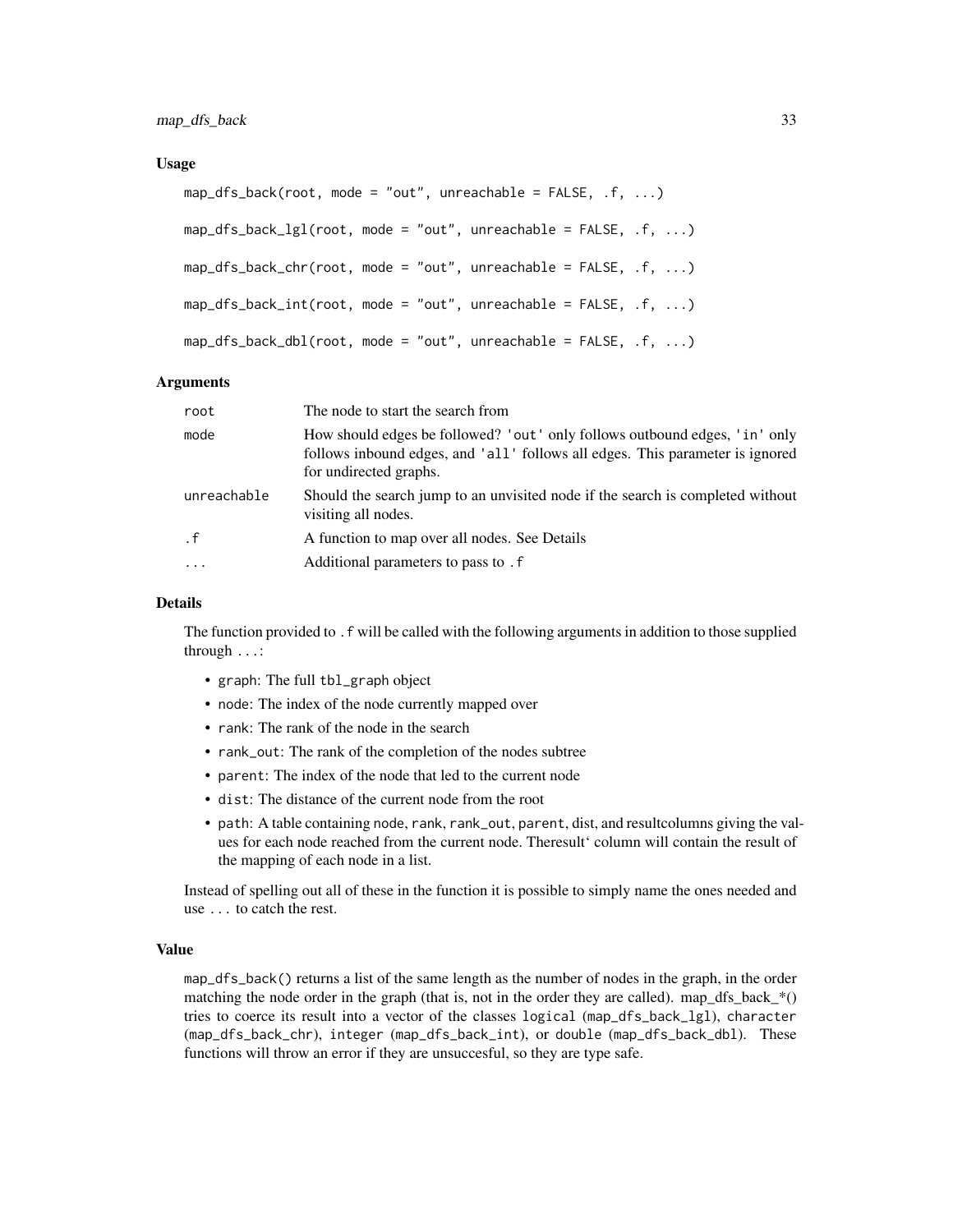### Usage

```
map_dfs_back(root, mode = "out", unreachable = FALSE, .f, ...)

map_dfs_back_lgl(root, mode = "out", unreachable = FALSE, .f, ...)

map_dfs_back_chr(root, mode = "out", unreachable = FALSE, .f, ...)

map_dfs_back_int(root, mode = "out", unreachable = FALSE, .f, ...)

map_dfs_back_dbl(root, mode = "out", unreachable = FALSE, .f, ...)
```

### Arguments

| | |
|---|---|
| root | The node to start the search from |
| mode | How should edges be followed? 'out' only follows outbound edges, 'in' only follows inbound edges, and 'all' follows all edges. This parameter is ignored for undirected graphs. |
| unreachable | Should the search jump to an unvisited node if the search is completed without visiting all nodes. |
| .f | A function to map over all nodes. See Details |
| ... | Additional parameters to pass to .f |

### Details

The function provided to .f will be called with the following arguments in addition to those supplied through ...:

- graph: The full tbl_graph object
- node: The index of the node currently mapped over
- rank: The rank of the node in the search
- rank_out: The rank of the completion of the nodes subtree
- parent: The index of the node that led to the current node
- dist: The distance of the current node from the root
- path: A table containing node, rank, rank_out, parent, dist, and resultcolumns giving the values for each node reached from the current node. Theresult‘ column will contain the result of the mapping of each node in a list.

Instead of spelling out all of these in the function it is possible to simply name the ones needed and use ... to catch the rest.

### Value

map_dfs_back() returns a list of the same length as the number of nodes in the graph, in the order matching the node order in the graph (that is, not in the order they are called). map_dfs_back_*() tries to coerce its result into a vector of the classes logical (map_dfs_back_lgl), character (map_dfs_back_chr), integer (map_dfs_back_int), or double (map_dfs_back_dbl). These functions will throw an error if they are unsuccesful, so they are type safe.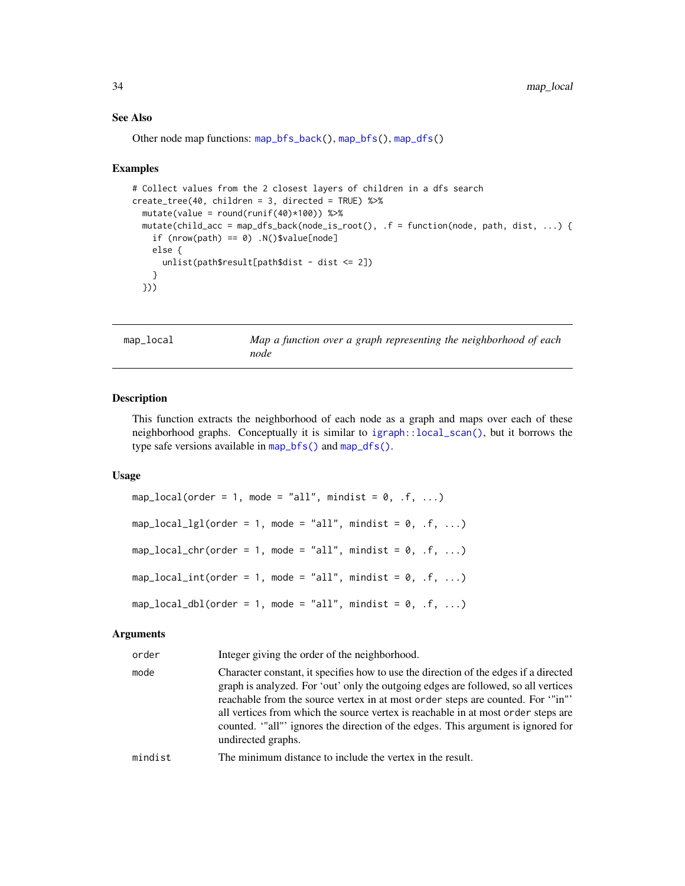### See Also

Other node map functions: `map_bfs_back()`, `map_bfs()`, `map_dfs()`

### Examples

```
# Collect values from the 2 closest layers of children in a dfs search
create_tree(40, children = 3, directed = TRUE) %>%
  mutate(value = round(runif(40)*100)) %>%
  mutate(child_acc = map_dfs_back(node_is_root(), .f = function(node, path, dist, ...) {
    if (nrow(path) == 0) .N()$value[node]
    else {
      unlist(path$result[path$dist - dist <= 2])
    }
  }))
```

---

## map_local — *Map a function over a graph representing the neighborhood of each node*

---

### Description

This function extracts the neighborhood of each node as a graph and maps over each of these neighborhood graphs. Conceptually it is similar to `igraph::local_scan()`, but it borrows the type safe versions available in `map_bfs()` and `map_dfs()`.

### Usage

```
map_local(order = 1, mode = "all", mindist = 0, .f, ...)

map_local_lgl(order = 1, mode = "all", mindist = 0, .f, ...)

map_local_chr(order = 1, mode = "all", mindist = 0, .f, ...)

map_local_int(order = 1, mode = "all", mindist = 0, .f, ...)

map_local_dbl(order = 1, mode = "all", mindist = 0, .f, ...)
```

### Arguments

| | |
|---|---|
| `order` | Integer giving the order of the neighborhood. |
| `mode` | Character constant, it specifies how to use the direction of the edges if a directed graph is analyzed. For 'out' only the outgoing edges are followed, so all vertices reachable from the source vertex in at most `order` steps are counted. For '"in"' all vertices from which the source vertex is reachable in at most `order` steps are counted. '"all"' ignores the direction of the edges. This argument is ignored for undirected graphs. |
| `mindist` | The minimum distance to include the vertex in the result. |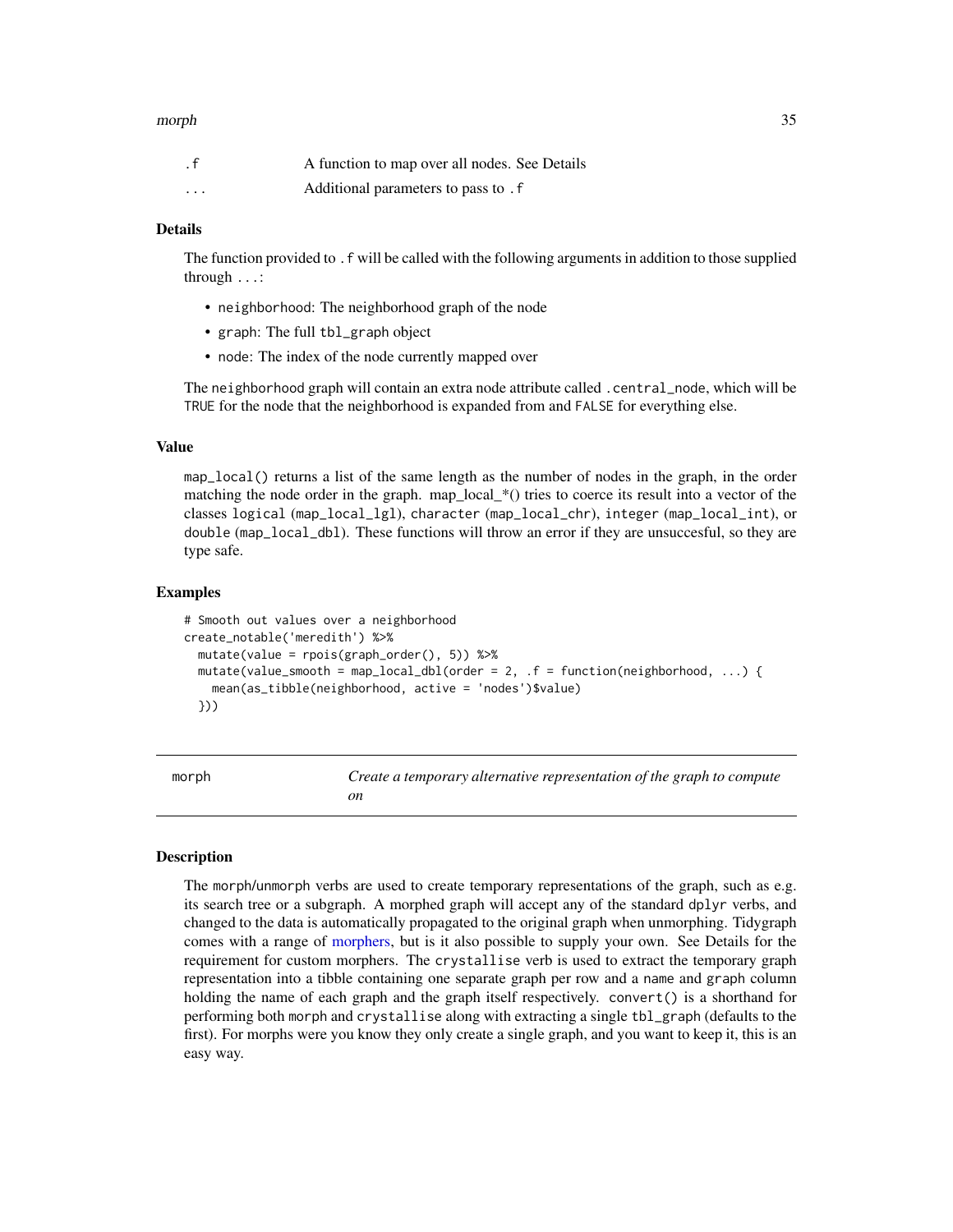| | |
|---|---|
| .f | A function to map over all nodes. See Details |
| ... | Additional parameters to pass to .f |

### Details

The function provided to `.f` will be called with the following arguments in addition to those supplied through `...`:

- `neighborhood`: The neighborhood graph of the node
- `graph`: The full `tbl_graph` object
- `node`: The index of the node currently mapped over

The `neighborhood` graph will contain an extra node attribute called `.central_node`, which will be `TRUE` for the node that the neighborhood is expanded from and `FALSE` for everything else.

### Value

`map_local()` returns a list of the same length as the number of nodes in the graph, in the order matching the node order in the graph. map_local_*() tries to coerce its result into a vector of the classes `logical` (`map_local_lgl`), `character` (`map_local_chr`), `integer` (`map_local_int`), or `double` (`map_local_dbl`). These functions will throw an error if they are unsuccesful, so they are type safe.

### Examples

```
# Smooth out values over a neighborhood
create_notable('meredith') %>%
  mutate(value = rpois(graph_order(), 5)) %>%
  mutate(value_smooth = map_local_dbl(order = 2, .f = function(neighborhood, ...) {
    mean(as_tibble(neighborhood, active = 'nodes')$value)
  }))
```

---

## morph — *Create a temporary alternative representation of the graph to compute on*

### Description

The `morph`/`unmorph` verbs are used to create temporary representations of the graph, such as e.g. its search tree or a subgraph. A morphed graph will accept any of the standard `dplyr` verbs, and changed to the data is automatically propagated to the original graph when unmorphing. Tidygraph comes with a range of morphers, but is it also possible to supply your own. See Details for the requirement for custom morphers. The `crystallise` verb is used to extract the temporary graph representation into a tibble containing one separate graph per row and a `name` and `graph` column holding the name of each graph and the graph itself respectively. `convert()` is a shorthand for performing both `morph` and `crystallise` along with extracting a single `tbl_graph` (defaults to the first). For morphs were you know they only create a single graph, and you want to keep it, this is an easy way.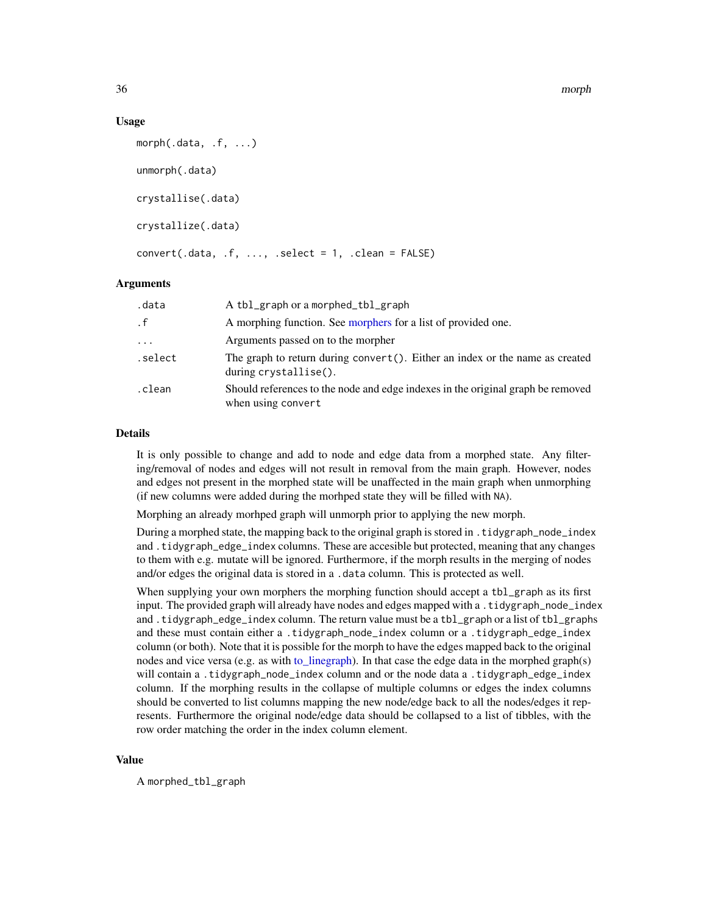## Usage

```
morph(.data, .f, ...)

unmorph(.data)

crystallise(.data)

crystallize(.data)

convert(.data, .f, ..., .select = 1, .clean = FALSE)
```

## Arguments

| | |
|---|---|
| `.data` | A `tbl_graph` or a `morphed_tbl_graph` |
| `.f` | A morphing function. See morphers for a list of provided one. |
| `...` | Arguments passed on to the morpher |
| `.select` | The graph to return during `convert()`. Either an index or the name as created during `crystallise()`. |
| `.clean` | Should references to the node and edge indexes in the original graph be removed when using `convert` |

## Details

It is only possible to change and add to node and edge data from a morphed state. Any filtering/removal of nodes and edges will not result in removal from the main graph. However, nodes and edges not present in the morphed state will be unaffected in the main graph when unmorphing (if new columns were added during the morhped state they will be filled with `NA`).

Morphing an already morhped graph will unmorph prior to applying the new morph.

During a morphed state, the mapping back to the original graph is stored in `.tidygraph_node_index` and `.tidygraph_edge_index` columns. These are accesible but protected, meaning that any changes to them with e.g. mutate will be ignored. Furthermore, if the morph results in the merging of nodes and/or edges the original data is stored in a `.data` column. This is protected as well.

When supplying your own morphers the morphing function should accept a `tbl_graph` as its first input. The provided graph will already have nodes and edges mapped with a `.tidygraph_node_index` and `.tidygraph_edge_index` column. The return value must be a `tbl_graph` or a list of `tbl_graphs` and these must contain either a `.tidygraph_node_index` column or a `.tidygraph_edge_index` column (or both). Note that it is possible for the morph to have the edges mapped back to the original nodes and vice versa (e.g. as with to_linegraph). In that case the edge data in the morphed graph(s) will contain a `.tidygraph_node_index` column and or the node data a `.tidygraph_edge_index` column. If the morphing results in the collapse of multiple columns or edges the index columns should be converted to list columns mapping the new node/edge back to all the nodes/edges it represents. Furthermore the original node/edge data should be collapsed to a list of tibbles, with the row order matching the order in the index column element.

## Value

A `morphed_tbl_graph`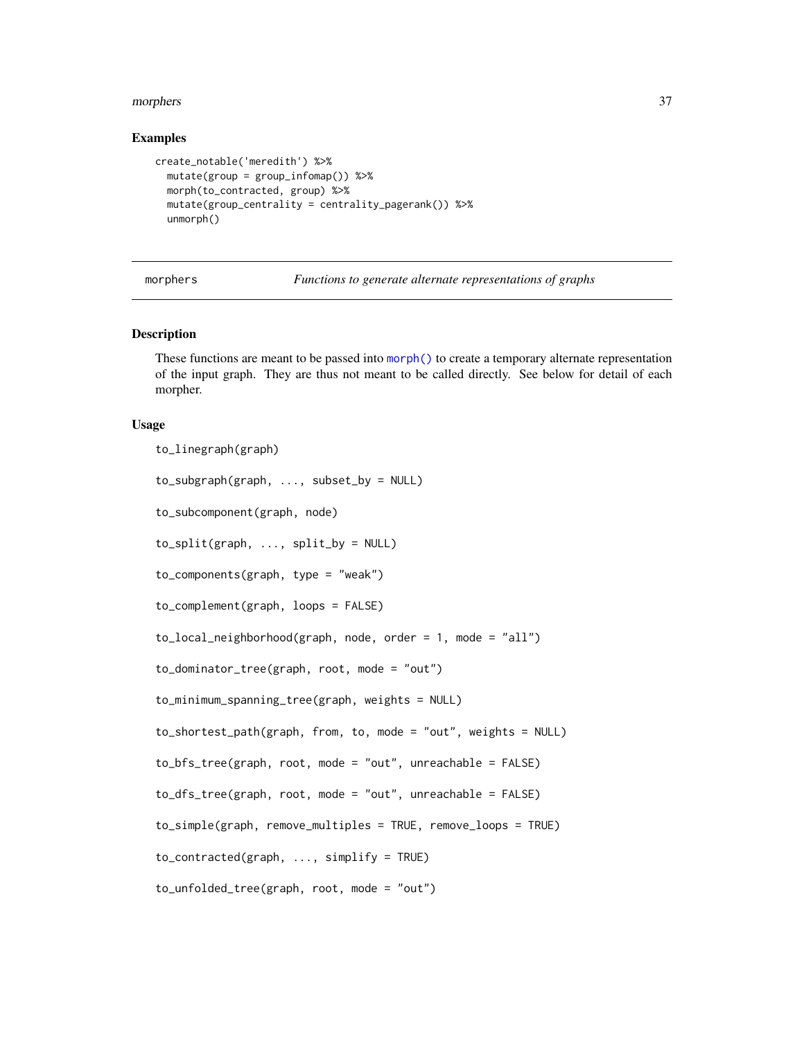## Examples

```
create_notable('meredith') %>%
  mutate(group = group_infomap()) %>%
  morph(to_contracted, group) %>%
  mutate(group_centrality = centrality_pagerank()) %>%
  unmorph()
```

---

morphers *Functions to generate alternate representations of graphs*

---

## Description

These functions are meant to be passed into morph() to create a temporary alternate representation of the input graph. They are thus not meant to be called directly. See below for detail of each morpher.

## Usage

```
to_linegraph(graph)

to_subgraph(graph, ..., subset_by = NULL)

to_subcomponent(graph, node)

to_split(graph, ..., split_by = NULL)

to_components(graph, type = "weak")

to_complement(graph, loops = FALSE)

to_local_neighborhood(graph, node, order = 1, mode = "all")

to_dominator_tree(graph, root, mode = "out")

to_minimum_spanning_tree(graph, weights = NULL)

to_shortest_path(graph, from, to, mode = "out", weights = NULL)

to_bfs_tree(graph, root, mode = "out", unreachable = FALSE)

to_dfs_tree(graph, root, mode = "out", unreachable = FALSE)

to_simple(graph, remove_multiples = TRUE, remove_loops = TRUE)

to_contracted(graph, ..., simplify = TRUE)

to_unfolded_tree(graph, root, mode = "out")
```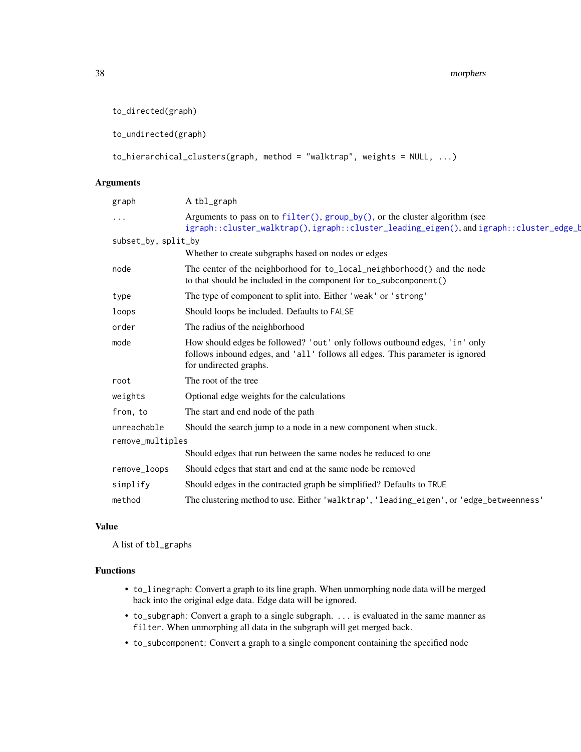```
to_directed(graph)

to_undirected(graph)

to_hierarchical_clusters(graph, method = "walktrap", weights = NULL, ...)
```

## Arguments

| Argument | Description |
|---|---|
| graph | A tbl_graph |
| ... | Arguments to pass on to filter(), group_by(), or the cluster algorithm (see igraph::cluster_walktrap(), igraph::cluster_leading_eigen(), and igraph::cluster_edge_b |
| subset_by, split_by | Whether to create subgraphs based on nodes or edges |
| node | The center of the neighborhood for to_local_neighborhood() and the node to that should be included in the component for to_subcomponent() |
| type | The type of component to split into. Either 'weak' or 'strong' |
| loops | Should loops be included. Defaults to FALSE |
| order | The radius of the neighborhood |
| mode | How should edges be followed? 'out' only follows outbound edges, 'in' only follows inbound edges, and 'all' follows all edges. This parameter is ignored for undirected graphs. |
| root | The root of the tree |
| weights | Optional edge weights for the calculations |
| from, to | The start and end node of the path |
| unreachable | Should the search jump to a node in a new component when stuck. |
| remove_multiples | Should edges that run between the same nodes be reduced to one |
| remove_loops | Should edges that start and end at the same node be removed |
| simplify | Should edges in the contracted graph be simplified? Defaults to TRUE |
| method | The clustering method to use. Either 'walktrap', 'leading_eigen', or 'edge_betweenness' |

## Value

A list of tbl_graphs

## Functions

- to_linegraph: Convert a graph to its line graph. When unmorphing node data will be merged back into the original edge data. Edge data will be ignored.
- to_subgraph: Convert a graph to a single subgraph. ... is evaluated in the same manner as filter. When unmorphing all data in the subgraph will get merged back.
- to_subcomponent: Convert a graph to a single component containing the specified node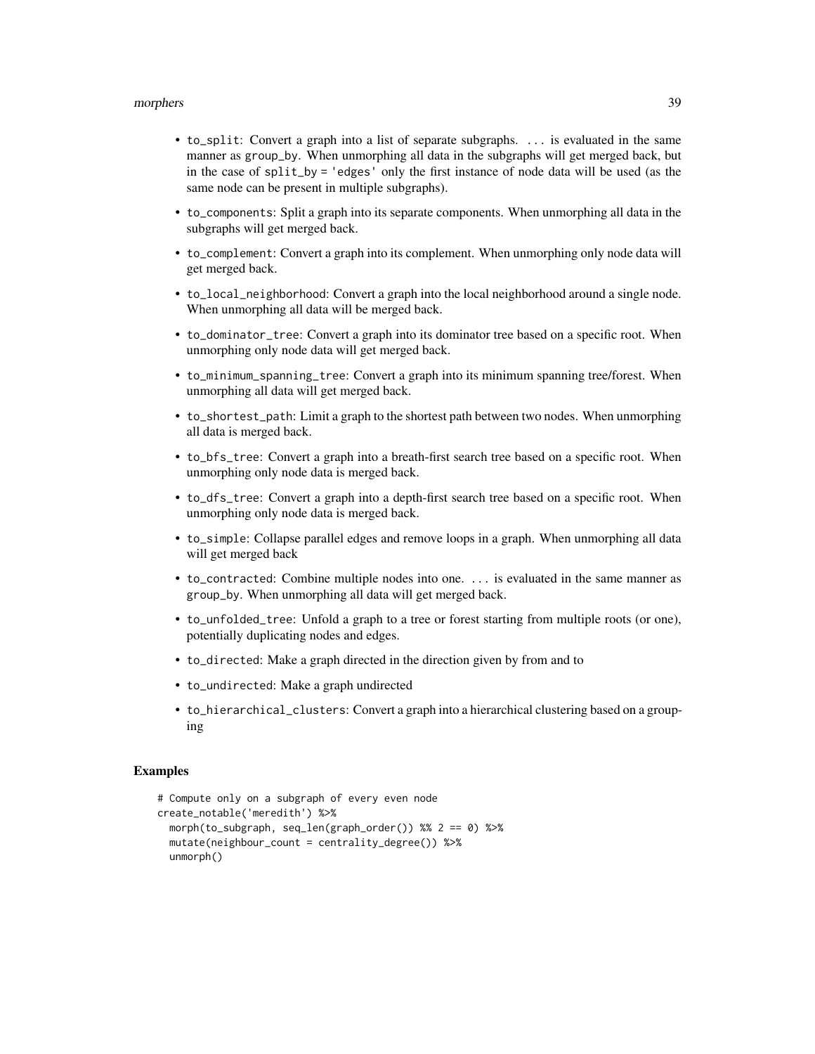- `to_split`: Convert a graph into a list of separate subgraphs. `...` is evaluated in the same manner as `group_by`. When unmorphing all data in the subgraphs will get merged back, but in the case of `split_by = 'edges'` only the first instance of node data will be used (as the same node can be present in multiple subgraphs).
- `to_components`: Split a graph into its separate components. When unmorphing all data in the subgraphs will get merged back.
- `to_complement`: Convert a graph into its complement. When unmorphing only node data will get merged back.
- `to_local_neighborhood`: Convert a graph into the local neighborhood around a single node. When unmorphing all data will be merged back.
- `to_dominator_tree`: Convert a graph into its dominator tree based on a specific root. When unmorphing only node data will get merged back.
- `to_minimum_spanning_tree`: Convert a graph into its minimum spanning tree/forest. When unmorphing all data will get merged back.
- `to_shortest_path`: Limit a graph to the shortest path between two nodes. When unmorphing all data is merged back.
- `to_bfs_tree`: Convert a graph into a breath-first search tree based on a specific root. When unmorphing only node data is merged back.
- `to_dfs_tree`: Convert a graph into a depth-first search tree based on a specific root. When unmorphing only node data is merged back.
- `to_simple`: Collapse parallel edges and remove loops in a graph. When unmorphing all data will get merged back
- `to_contracted`: Combine multiple nodes into one. `...` is evaluated in the same manner as `group_by`. When unmorphing all data will get merged back.
- `to_unfolded_tree`: Unfold a graph to a tree or forest starting from multiple roots (or one), potentially duplicating nodes and edges.
- `to_directed`: Make a graph directed in the direction given by from and to
- `to_undirected`: Make a graph undirected
- `to_hierarchical_clusters`: Convert a graph into a hierarchical clustering based on a grouping

## Examples

```
# Compute only on a subgraph of every even node
create_notable('meredith') %>%
  morph(to_subgraph, seq_len(graph_order()) %% 2 == 0) %>%
  mutate(neighbour_count = centrality_degree()) %>%
  unmorph()
```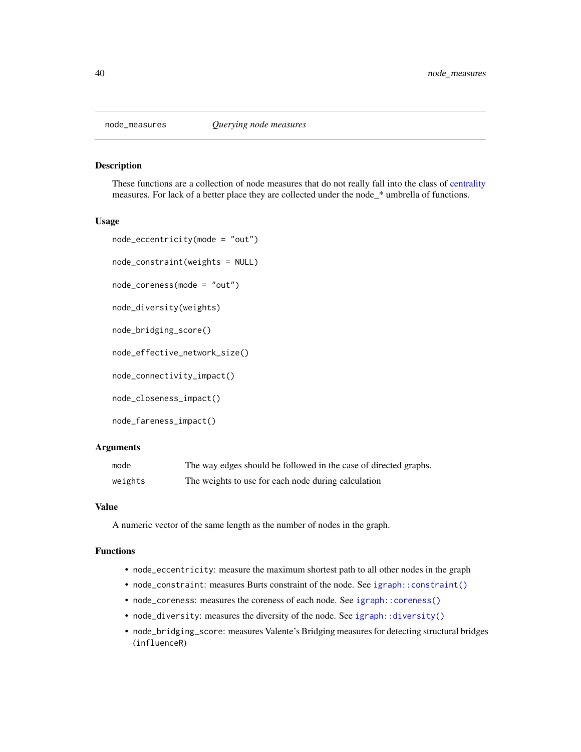node_measures *Querying node measures*

## Description

These functions are a collection of node measures that do not really fall into the class of centrality measures. For lack of a better place they are collected under the node_* umbrella of functions.

## Usage

```
node_eccentricity(mode = "out")

node_constraint(weights = NULL)

node_coreness(mode = "out")

node_diversity(weights)

node_bridging_score()

node_effective_network_size()

node_connectivity_impact()

node_closeness_impact()

node_fareness_impact()
```

## Arguments

| | |
|---|---|
| mode | The way edges should be followed in the case of directed graphs. |
| weights | The weights to use for each node during calculation |

## Value

A numeric vector of the same length as the number of nodes in the graph.

## Functions

- `node_eccentricity`: measure the maximum shortest path to all other nodes in the graph
- `node_constraint`: measures Burts constraint of the node. See `igraph::constraint()`
- `node_coreness`: measures the coreness of each node. See `igraph::coreness()`
- `node_diversity`: measures the diversity of the node. See `igraph::diversity()`
- `node_bridging_score`: measures Valente's Bridging measures for detecting structural bridges (`influenceR`)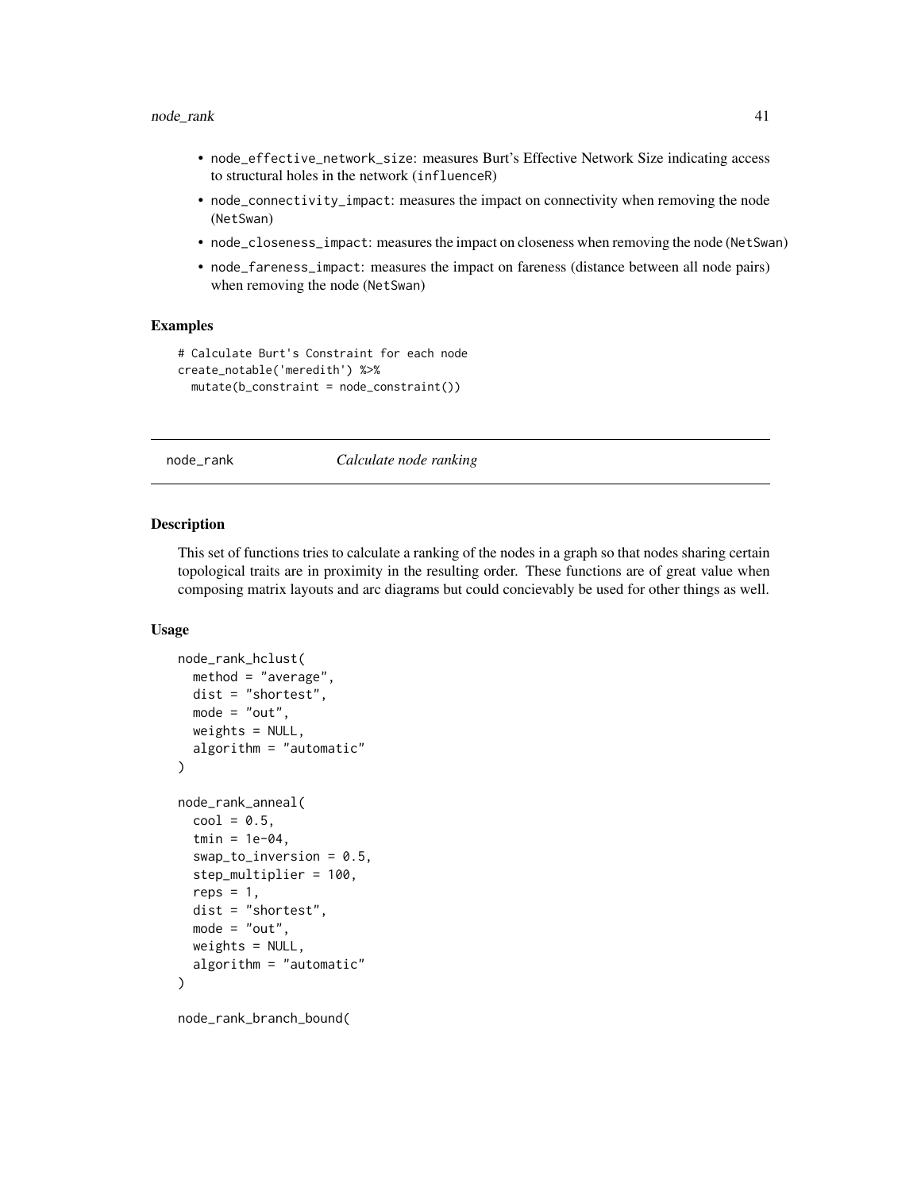- `node_effective_network_size`: measures Burt's Effective Network Size indicating access to structural holes in the network (`influenceR`)
- `node_connectivity_impact`: measures the impact on connectivity when removing the node (`NetSwan`)
- `node_closeness_impact`: measures the impact on closeness when removing the node (`NetSwan`)
- `node_fareness_impact`: measures the impact on fareness (distance between all node pairs) when removing the node (`NetSwan`)

### Examples

```
# Calculate Burt's Constraint for each node
create_notable('meredith') %>%
  mutate(b_constraint = node_constraint())
```

---

## node_rank — *Calculate node ranking*

### Description

This set of functions tries to calculate a ranking of the nodes in a graph so that nodes sharing certain topological traits are in proximity in the resulting order. These functions are of great value when composing matrix layouts and arc diagrams but could concievably be used for other things as well.

### Usage

```
node_rank_hclust(
  method = "average",
  dist = "shortest",
  mode = "out",
  weights = NULL,
  algorithm = "automatic"
)

node_rank_anneal(
  cool = 0.5,
  tmin = 1e-04,
  swap_to_inversion = 0.5,
  step_multiplier = 100,
  reps = 1,
  dist = "shortest",
  mode = "out",
  weights = NULL,
  algorithm = "automatic"
)

node_rank_branch_bound(
```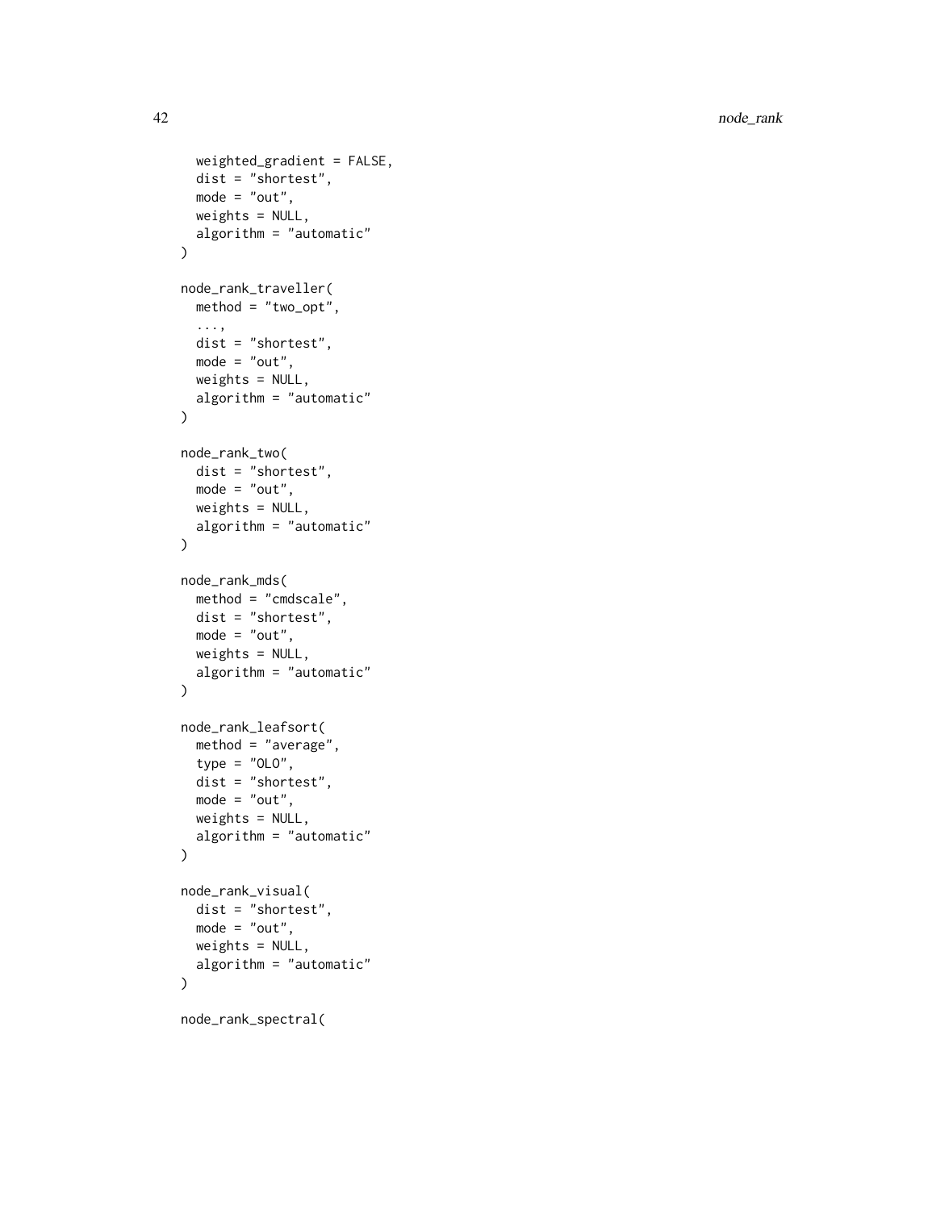```
  weighted_gradient = FALSE,
  dist = "shortest",
  mode = "out",
  weights = NULL,
  algorithm = "automatic"
)

node_rank_traveller(
  method = "two_opt",
  ...,
  dist = "shortest",
  mode = "out",
  weights = NULL,
  algorithm = "automatic"
)

node_rank_two(
  dist = "shortest",
  mode = "out",
  weights = NULL,
  algorithm = "automatic"
)

node_rank_mds(
  method = "cmdscale",
  dist = "shortest",
  mode = "out",
  weights = NULL,
  algorithm = "automatic"
)

node_rank_leafsort(
  method = "average",
  type = "OLO",
  dist = "shortest",
  mode = "out",
  weights = NULL,
  algorithm = "automatic"
)

node_rank_visual(
  dist = "shortest",
  mode = "out",
  weights = NULL,
  algorithm = "automatic"
)

node_rank_spectral(
```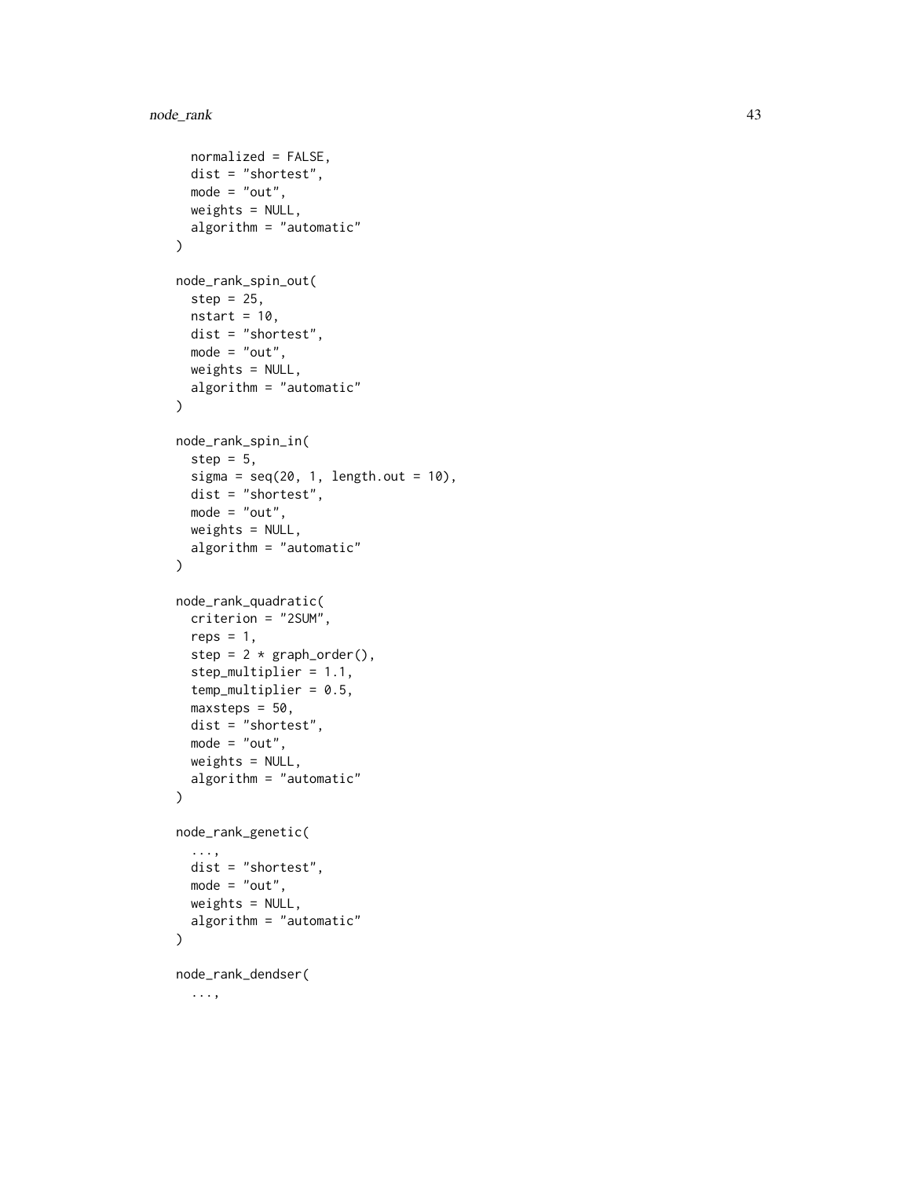```
  normalized = FALSE,
  dist = "shortest",
  mode = "out",
  weights = NULL,
  algorithm = "automatic"
)

node_rank_spin_out(
  step = 25,
  nstart = 10,
  dist = "shortest",
  mode = "out",
  weights = NULL,
  algorithm = "automatic"
)

node_rank_spin_in(
  step = 5,
  sigma = seq(20, 1, length.out = 10),
  dist = "shortest",
  mode = "out",
  weights = NULL,
  algorithm = "automatic"
)

node_rank_quadratic(
  criterion = "2SUM",
  reps = 1,
  step = 2 * graph_order(),
  step_multiplier = 1.1,
  temp_multiplier = 0.5,
  maxsteps = 50,
  dist = "shortest",
  mode = "out",
  weights = NULL,
  algorithm = "automatic"
)

node_rank_genetic(
  ...,
  dist = "shortest",
  mode = "out",
  weights = NULL,
  algorithm = "automatic"
)

node_rank_dendser(
  ...,
```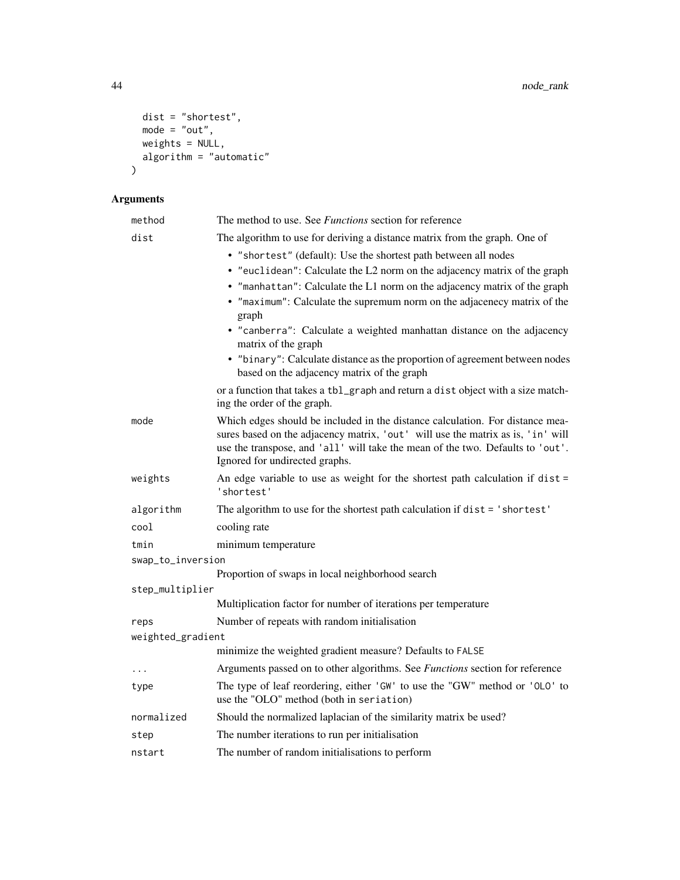```
  dist = "shortest",
  mode = "out",
  weights = NULL,
  algorithm = "automatic"
)
```

### Arguments

| | |
|---|---|
| `method` | The method to use. See *Functions* section for reference |
| `dist` | The algorithm to use for deriving a distance matrix from the graph. One of<br>• `"shortest"` (default): Use the shortest path between all nodes<br>• `"euclidean"`: Calculate the L2 norm on the adjacency matrix of the graph<br>• `"manhattan"`: Calculate the L1 norm on the adjacency matrix of the graph<br>• `"maximum"`: Calculate the supremum norm on the adjacenecy matrix of the graph<br>• `"canberra"`: Calculate a weighted manhattan distance on the adjacency matrix of the graph<br>• `"binary"`: Calculate distance as the proportion of agreement between nodes based on the adjacency matrix of the graph<br>or a function that takes a `tbl_graph` and return a `dist` object with a size matching the order of the graph. |
| `mode` | Which edges should be included in the distance calculation. For distance measures based on the adjacency matrix, `'out'` will use the matrix as is, `'in'` will use the transpose, and `'all'` will take the mean of the two. Defaults to `'out'`. Ignored for undirected graphs. |
| `weights` | An edge variable to use as weight for the shortest path calculation if `dist = 'shortest'` |
| `algorithm` | The algorithm to use for the shortest path calculation if `dist = 'shortest'` |
| `cool` | cooling rate |
| `tmin` | minimum temperature |
| `swap_to_inversion` | Proportion of swaps in local neighborhood search |
| `step_multiplier` | Multiplication factor for number of iterations per temperature |
| `reps` | Number of repeats with random initialisation |
| `weighted_gradient` | minimize the weighted gradient measure? Defaults to `FALSE` |
| `...` | Arguments passed on to other algorithms. See *Functions* section for reference |
| `type` | The type of leaf reordering, either `'GW'` to use the "GW" method or `'OLO'` to use the "OLO" method (both in `seriation`) |
| `normalized` | Should the normalized laplacian of the similarity matrix be used? |
| `step` | The number iterations to run per initialisation |
| `nstart` | The number of random initialisations to perform |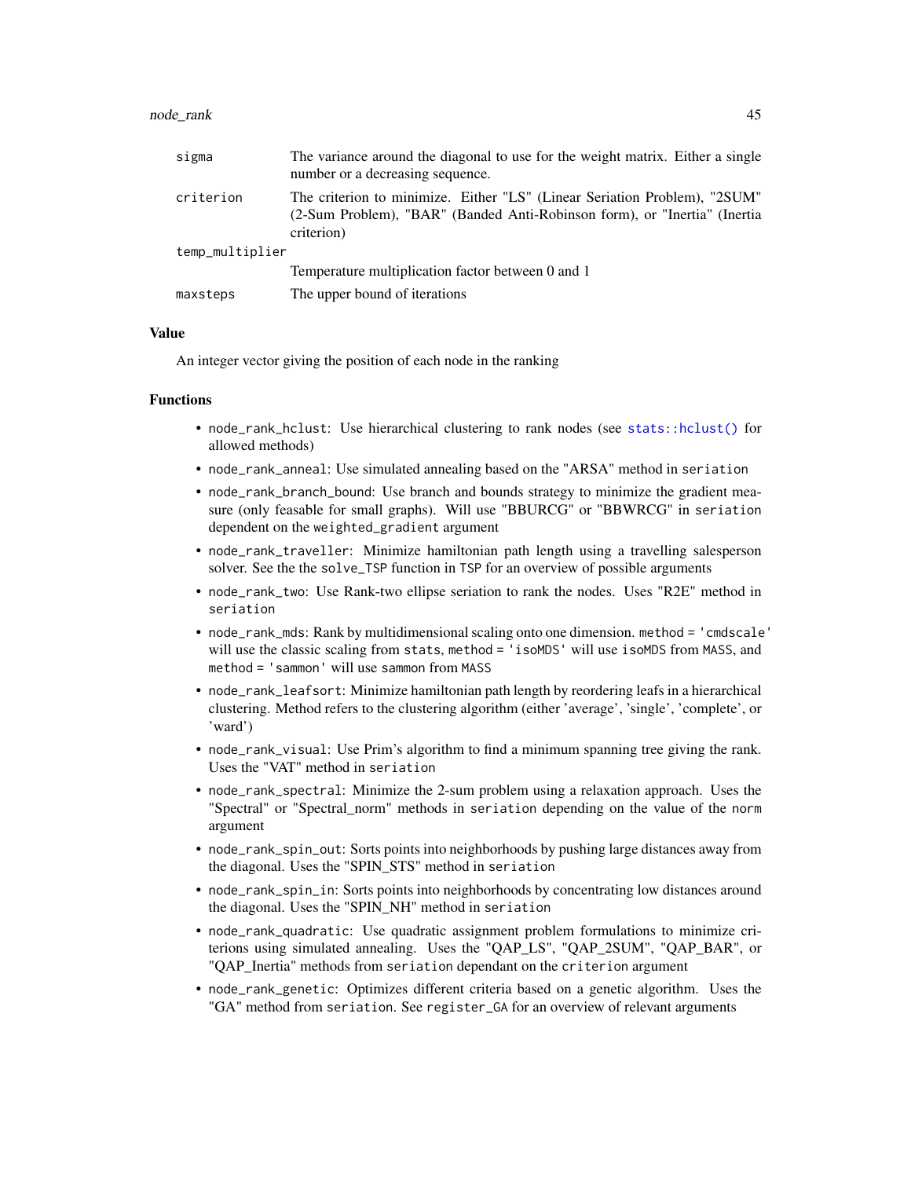| | |
|---|---|
| `sigma` | The variance around the diagonal to use for the weight matrix. Either a single number or a decreasing sequence. |
| `criterion` | The criterion to minimize. Either "LS" (Linear Seriation Problem), "2SUM" (2-Sum Problem), "BAR" (Banded Anti-Robinson form), or "Inertia" (Inertia criterion) |
| `temp_multiplier` | Temperature multiplication factor between 0 and 1 |
| `maxsteps` | The upper bound of iterations |

## Value

An integer vector giving the position of each node in the ranking

## Functions

- `node_rank_hclust`: Use hierarchical clustering to rank nodes (see `stats::hclust()` for allowed methods)
- `node_rank_anneal`: Use simulated annealing based on the "ARSA" method in `seriation`
- `node_rank_branch_bound`: Use branch and bounds strategy to minimize the gradient measure (only feasable for small graphs). Will use "BBURCG" or "BBWRCG" in `seriation` dependent on the `weighted_gradient` argument
- `node_rank_traveller`: Minimize hamiltonian path length using a travelling salesperson solver. See the the `solve_TSP` function in `TSP` for an overview of possible arguments
- `node_rank_two`: Use Rank-two ellipse seriation to rank the nodes. Uses "R2E" method in `seriation`
- `node_rank_mds`: Rank by multidimensional scaling onto one dimension. `method = 'cmdscale'` will use the classic scaling from `stats`, `method = 'isoMDS'` will use `isoMDS` from `MASS`, and `method = 'sammon'` will use `sammon` from `MASS`
- `node_rank_leafsort`: Minimize hamiltonian path length by reordering leafs in a hierarchical clustering. Method refers to the clustering algorithm (either 'average', 'single', 'complete', or 'ward')
- `node_rank_visual`: Use Prim's algorithm to find a minimum spanning tree giving the rank. Uses the "VAT" method in `seriation`
- `node_rank_spectral`: Minimize the 2-sum problem using a relaxation approach. Uses the "Spectral" or "Spectral_norm" methods in `seriation` depending on the value of the `norm` argument
- `node_rank_spin_out`: Sorts points into neighborhoods by pushing large distances away from the diagonal. Uses the "SPIN_STS" method in `seriation`
- `node_rank_spin_in`: Sorts points into neighborhoods by concentrating low distances around the diagonal. Uses the "SPIN_NH" method in `seriation`
- `node_rank_quadratic`: Use quadratic assignment problem formulations to minimize criterions using simulated annealing. Uses the "QAP_LS", "QAP_2SUM", "QAP_BAR", or "QAP_Inertia" methods from `seriation` dependant on the `criterion` argument
- `node_rank_genetic`: Optimizes different criteria based on a genetic algorithm. Uses the "GA" method from `seriation`. See `register_GA` for an overview of relevant arguments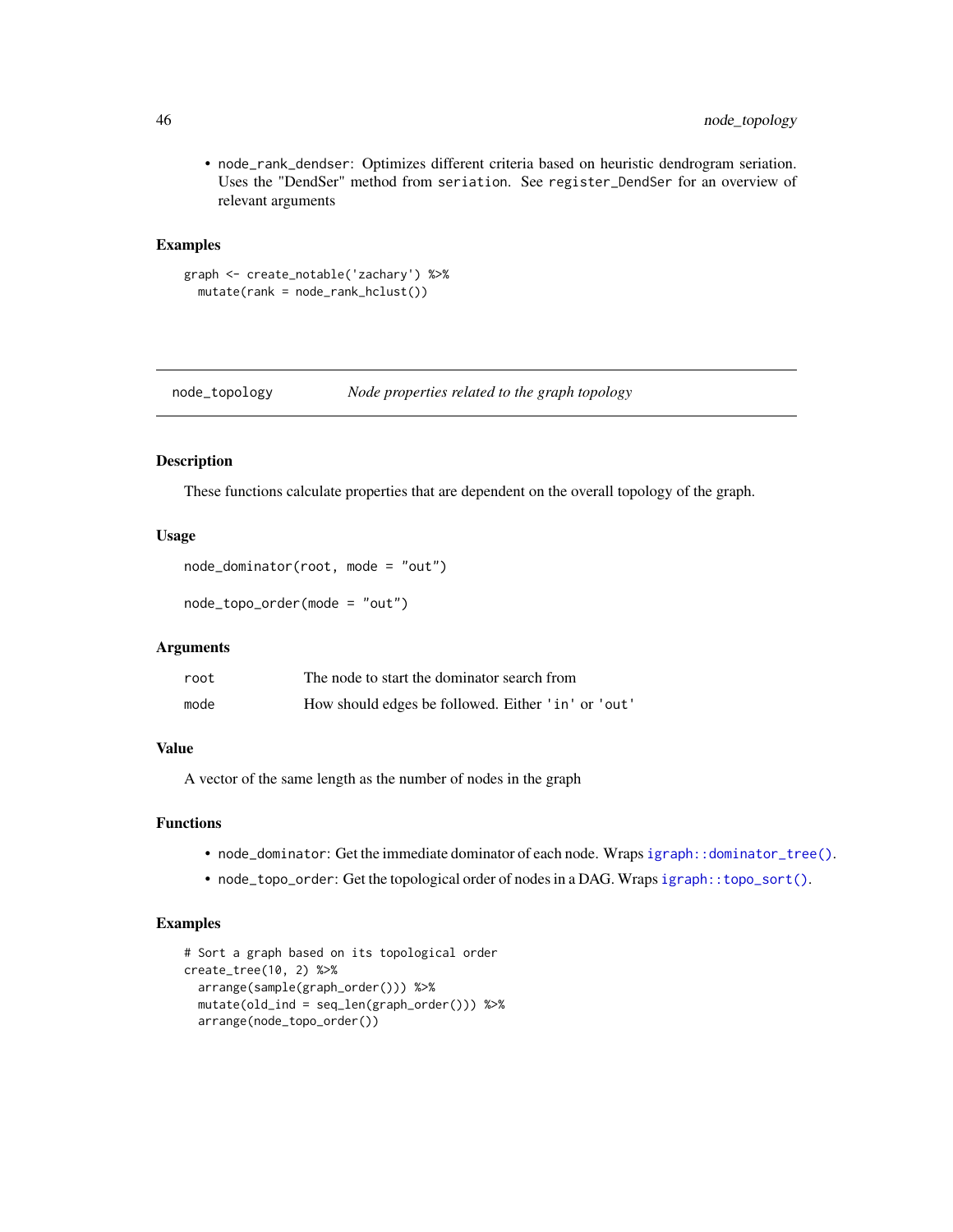- `node_rank_dendser`: Optimizes different criteria based on heuristic dendrogram seriation. Uses the "DendSer" method from `seriation`. See `register_DendSer` for an overview of relevant arguments

### Examples

```
graph <- create_notable('zachary') %>%
  mutate(rank = node_rank_hclust())
```

---

## node_topology — *Node properties related to the graph topology*

---

### Description

These functions calculate properties that are dependent on the overall topology of the graph.

### Usage

```
node_dominator(root, mode = "out")

node_topo_order(mode = "out")
```

### Arguments

| | |
|---|---|
| `root` | The node to start the dominator search from |
| `mode` | How should edges be followed. Either `'in'` or `'out'` |

### Value

A vector of the same length as the number of nodes in the graph

### Functions

- `node_dominator`: Get the immediate dominator of each node. Wraps `igraph::dominator_tree()`.
- `node_topo_order`: Get the topological order of nodes in a DAG. Wraps `igraph::topo_sort()`.

### Examples

```
# Sort a graph based on its topological order
create_tree(10, 2) %>%
  arrange(sample(graph_order())) %>%
  mutate(old_ind = seq_len(graph_order())) %>%
  arrange(node_topo_order())
```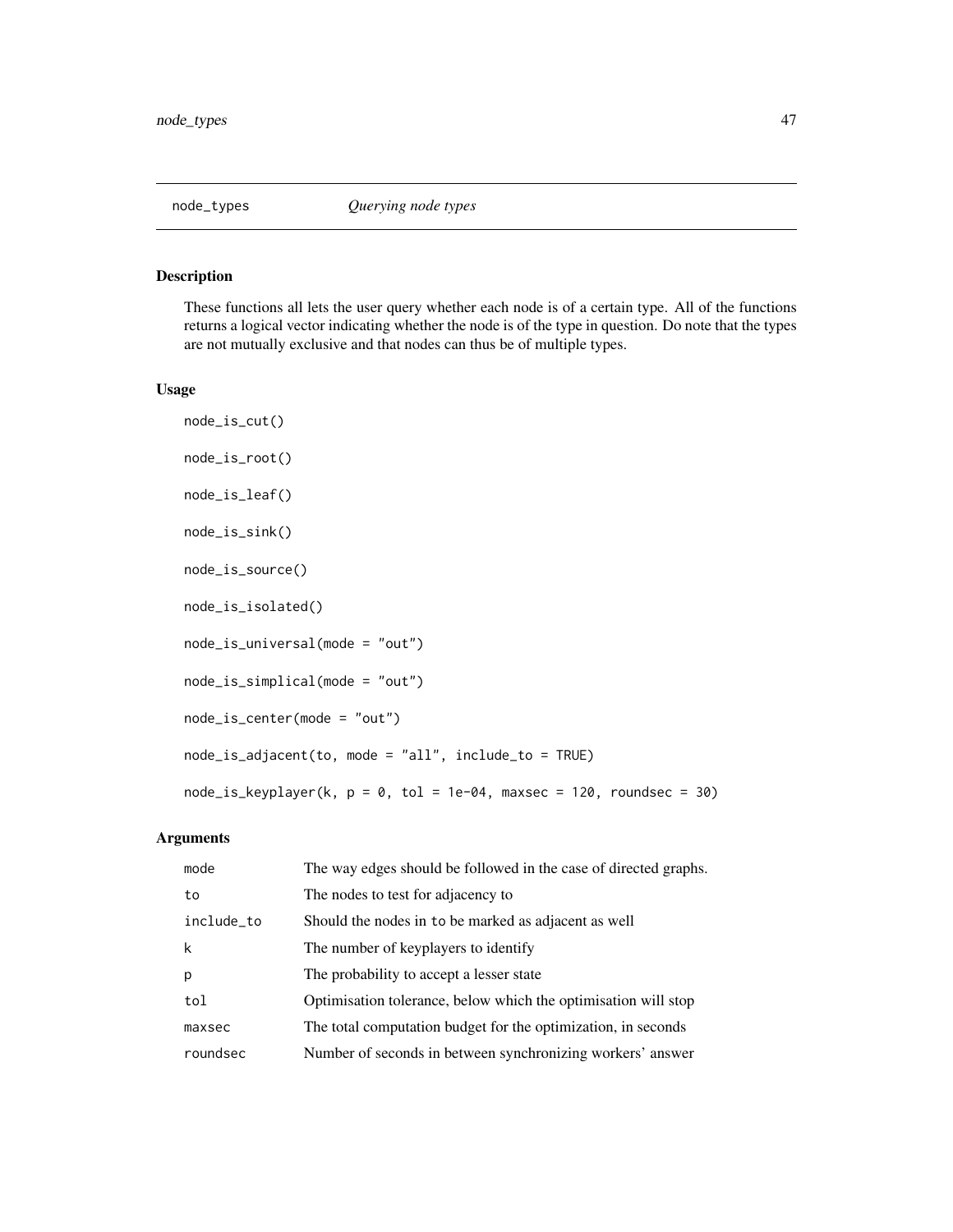## node_types *Querying node types*

### Description

These functions all lets the user query whether each node is of a certain type. All of the functions returns a logical vector indicating whether the node is of the type in question. Do note that the types are not mutually exclusive and that nodes can thus be of multiple types.

### Usage

```
node_is_cut()

node_is_root()

node_is_leaf()

node_is_sink()

node_is_source()

node_is_isolated()

node_is_universal(mode = "out")

node_is_simplical(mode = "out")

node_is_center(mode = "out")

node_is_adjacent(to, mode = "all", include_to = TRUE)

node_is_keyplayer(k, p = 0, tol = 1e-04, maxsec = 120, roundsec = 30)
```

### Arguments

| | |
|---|---|
| mode | The way edges should be followed in the case of directed graphs. |
| to | The nodes to test for adjacency to |
| include_to | Should the nodes in to be marked as adjacent as well |
| k | The number of keyplayers to identify |
| p | The probability to accept a lesser state |
| tol | Optimisation tolerance, below which the optimisation will stop |
| maxsec | The total computation budget for the optimization, in seconds |
| roundsec | Number of seconds in between synchronizing workers' answer |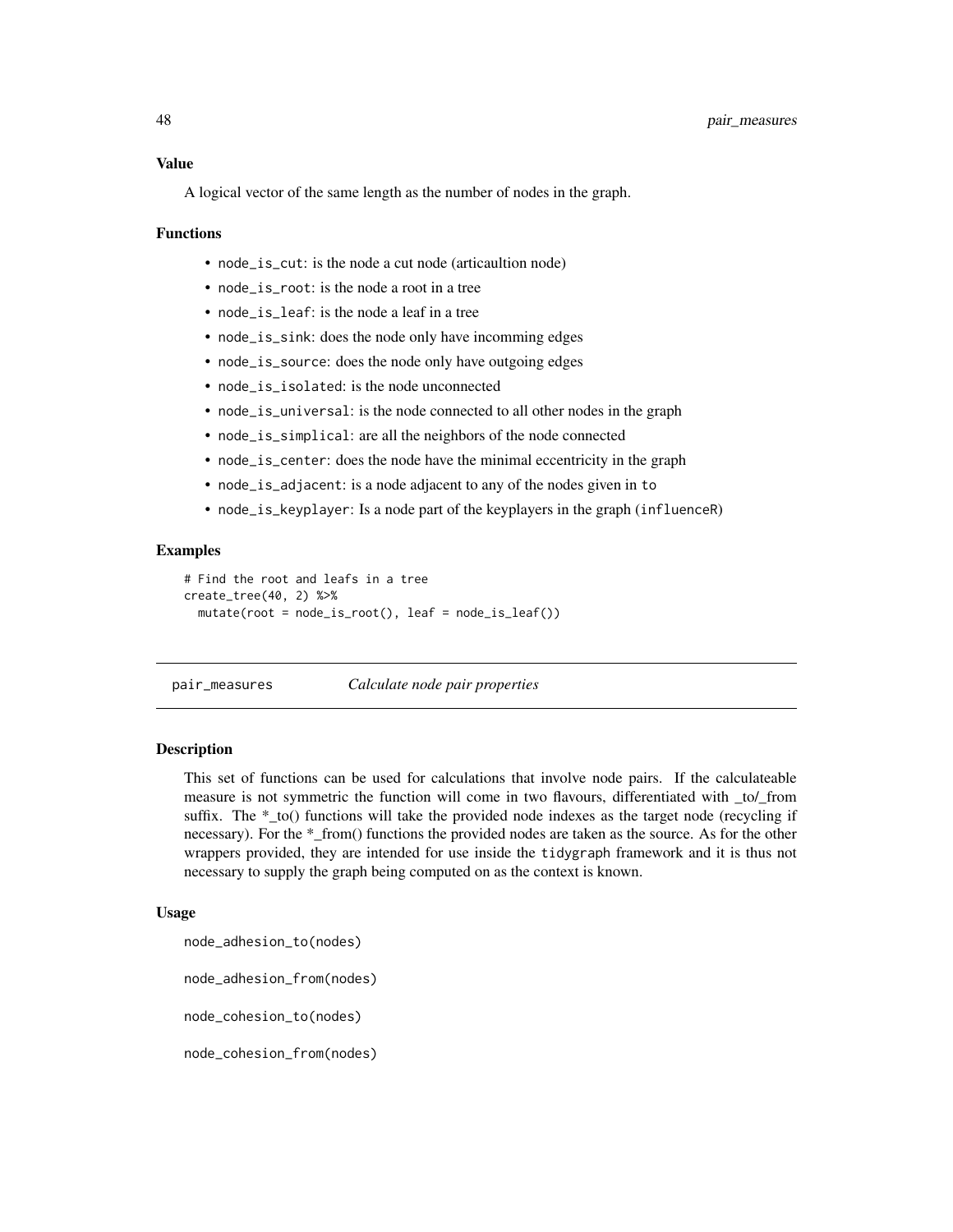### Value

A logical vector of the same length as the number of nodes in the graph.

### Functions

- `node_is_cut`: is the node a cut node (articaultion node)
- `node_is_root`: is the node a root in a tree
- `node_is_leaf`: is the node a leaf in a tree
- `node_is_sink`: does the node only have incomming edges
- `node_is_source`: does the node only have outgoing edges
- `node_is_isolated`: is the node unconnected
- `node_is_universal`: is the node connected to all other nodes in the graph
- `node_is_simplical`: are all the neighbors of the node connected
- `node_is_center`: does the node have the minimal eccentricity in the graph
- `node_is_adjacent`: is a node adjacent to any of the nodes given in `to`
- `node_is_keyplayer`: Is a node part of the keyplayers in the graph (`influenceR`)

### Examples

```
# Find the root and leafs in a tree
create_tree(40, 2) %>%
  mutate(root = node_is_root(), leaf = node_is_leaf())
```

---

## pair_measures — *Calculate node pair properties*

---

### Description

This set of functions can be used for calculations that involve node pairs. If the calculateable measure is not symmetric the function will come in two flavours, differentiated with _to/_from suffix. The *_to() functions will take the provided node indexes as the target node (recycling if necessary). For the *_from() functions the provided nodes are taken as the source. As for the other wrappers provided, they are intended for use inside the `tidygraph` framework and it is thus not necessary to supply the graph being computed on as the context is known.

### Usage

```
node_adhesion_to(nodes)

node_adhesion_from(nodes)

node_cohesion_to(nodes)

node_cohesion_from(nodes)
```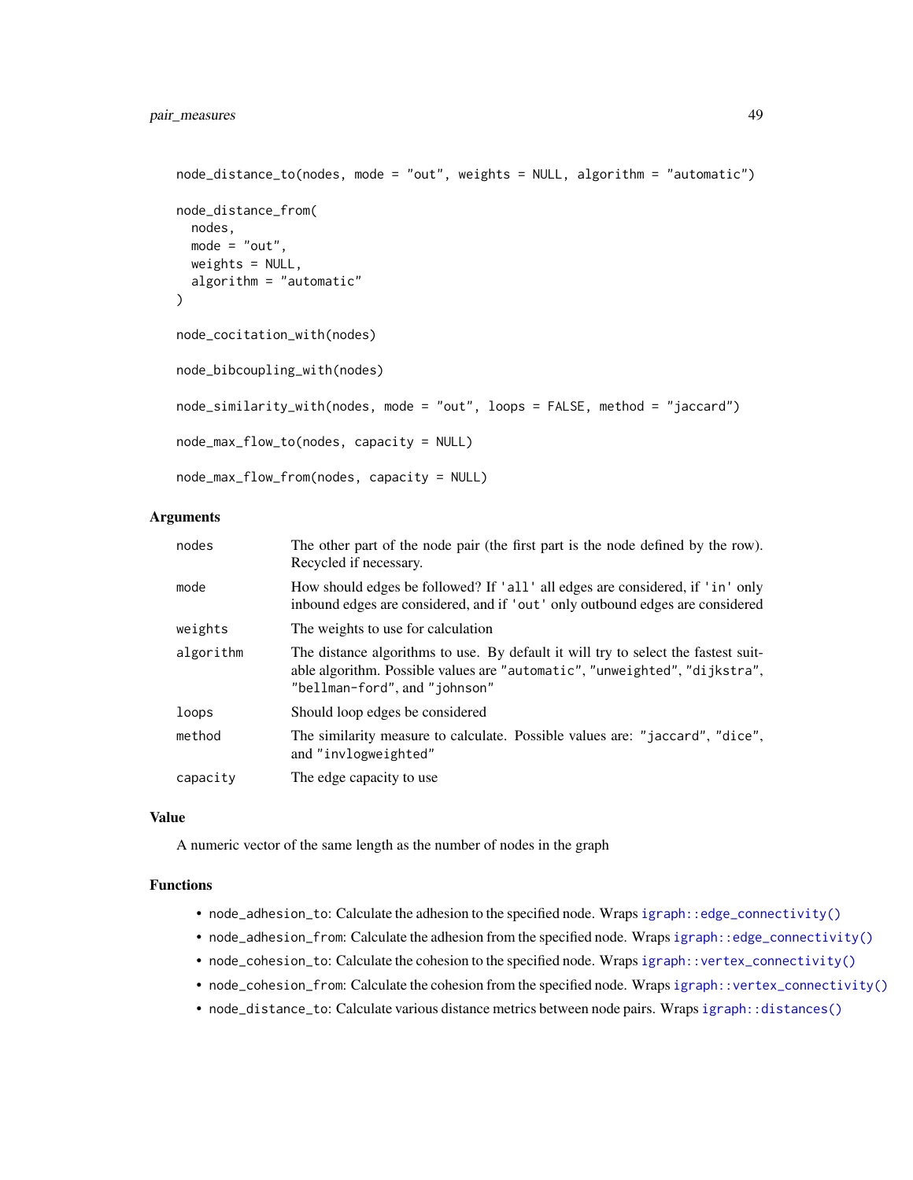```
node_distance_to(nodes, mode = "out", weights = NULL, algorithm = "automatic")

node_distance_from(
  nodes,
  mode = "out",
  weights = NULL,
  algorithm = "automatic"
)

node_cocitation_with(nodes)

node_bibcoupling_with(nodes)

node_similarity_with(nodes, mode = "out", loops = FALSE, method = "jaccard")

node_max_flow_to(nodes, capacity = NULL)

node_max_flow_from(nodes, capacity = NULL)
```

### Arguments

| | |
|---|---|
| `nodes` | The other part of the node pair (the first part is the node defined by the row). Recycled if necessary. |
| `mode` | How should edges be followed? If `'all'` all edges are considered, if `'in'` only inbound edges are considered, and if `'out'` only outbound edges are considered |
| `weights` | The weights to use for calculation |
| `algorithm` | The distance algorithms to use. By default it will try to select the fastest suitable algorithm. Possible values are `"automatic"`, `"unweighted"`, `"dijkstra"`, `"bellman-ford"`, and `"johnson"` |
| `loops` | Should loop edges be considered |
| `method` | The similarity measure to calculate. Possible values are: `"jaccard"`, `"dice"`, and `"invlogweighted"` |
| `capacity` | The edge capacity to use |

### Value

A numeric vector of the same length as the number of nodes in the graph

### Functions

- `node_adhesion_to`: Calculate the adhesion to the specified node. Wraps `igraph::edge_connectivity()`
- `node_adhesion_from`: Calculate the adhesion from the specified node. Wraps `igraph::edge_connectivity()`
- `node_cohesion_to`: Calculate the cohesion to the specified node. Wraps `igraph::vertex_connectivity()`
- `node_cohesion_from`: Calculate the cohesion from the specified node. Wraps `igraph::vertex_connectivity()`
- `node_distance_to`: Calculate various distance metrics between node pairs. Wraps `igraph::distances()`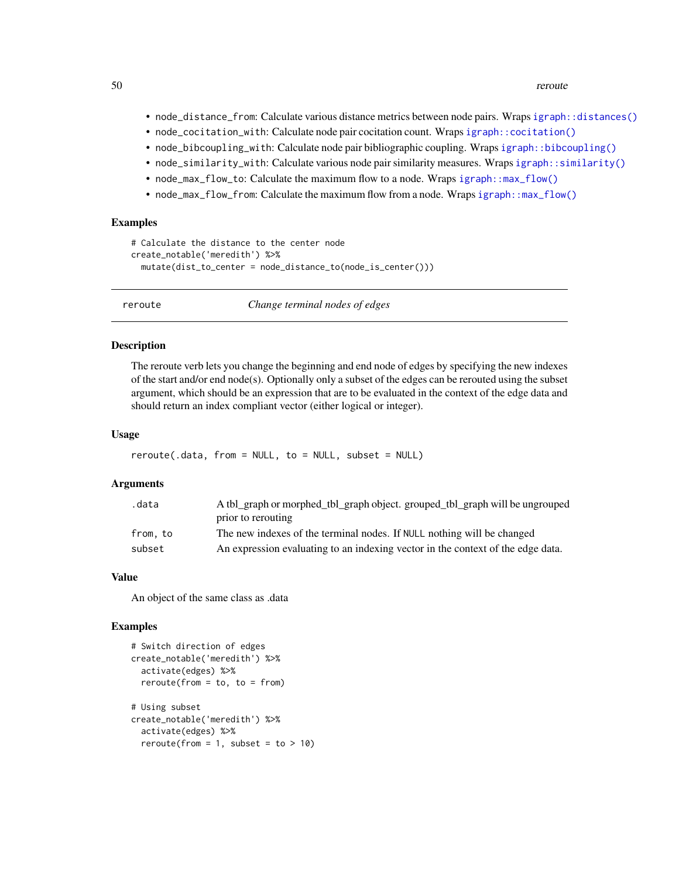- `node_distance_from`: Calculate various distance metrics between node pairs. Wraps `igraph::distances()`
- `node_cocitation_with`: Calculate node pair cocitation count. Wraps `igraph::cocitation()`
- `node_bibcoupling_with`: Calculate node pair bibliographic coupling. Wraps `igraph::bibcoupling()`
- `node_similarity_with`: Calculate various node pair similarity measures. Wraps `igraph::similarity()`
- `node_max_flow_to`: Calculate the maximum flow to a node. Wraps `igraph::max_flow()`
- `node_max_flow_from`: Calculate the maximum flow from a node. Wraps `igraph::max_flow()`

## Examples

```
# Calculate the distance to the center node
create_notable('meredith') %>%
  mutate(dist_to_center = node_distance_to(node_is_center()))
```

---

# reroute — *Change terminal nodes of edges*

---

## Description

The reroute verb lets you change the beginning and end node of edges by specifying the new indexes of the start and/or end node(s). Optionally only a subset of the edges can be rerouted using the subset argument, which should be an expression that are to be evaluated in the context of the edge data and should return an index compliant vector (either logical or integer).

## Usage

```
reroute(.data, from = NULL, to = NULL, subset = NULL)
```

## Arguments

| | |
|---|---|
| `.data` | A tbl_graph or morphed_tbl_graph object. grouped_tbl_graph will be ungrouped prior to rerouting |
| `from, to` | The new indexes of the terminal nodes. If `NULL` nothing will be changed |
| `subset` | An expression evaluating to an indexing vector in the context of the edge data. |

## Value

An object of the same class as .data

## Examples

```
# Switch direction of edges
create_notable('meredith') %>%
  activate(edges) %>%
  reroute(from = to, to = from)

# Using subset
create_notable('meredith') %>%
  activate(edges) %>%
  reroute(from = 1, subset = to > 10)
```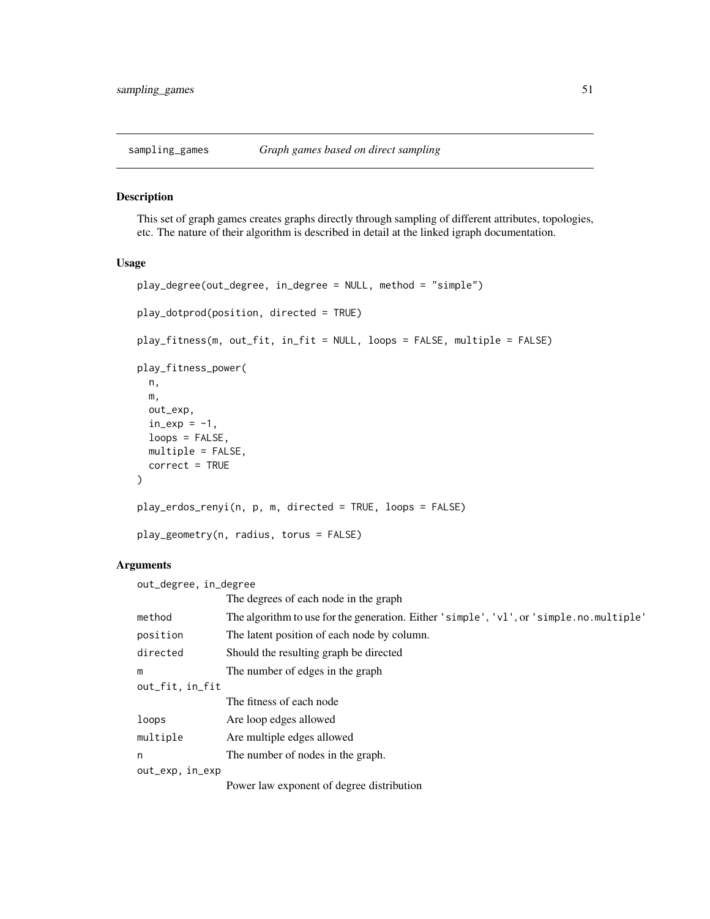## sampling_games *Graph games based on direct sampling*

### Description

This set of graph games creates graphs directly through sampling of different attributes, topologies, etc. The nature of their algorithm is described in detail at the linked igraph documentation.

### Usage

```
play_degree(out_degree, in_degree = NULL, method = "simple")

play_dotprod(position, directed = TRUE)

play_fitness(m, out_fit, in_fit = NULL, loops = FALSE, multiple = FALSE)

play_fitness_power(
  n,
  m,
  out_exp,
  in_exp = -1,
  loops = FALSE,
  multiple = FALSE,
  correct = TRUE
)

play_erdos_renyi(n, p, m, directed = TRUE, loops = FALSE)

play_geometry(n, radius, torus = FALSE)
```

### Arguments

| | |
|---|---|
| `out_degree, in_degree` | The degrees of each node in the graph |
| `method` | The algorithm to use for the generation. Either `'simple'`, `'vl'`, or `'simple.no.multiple'` |
| `position` | The latent position of each node by column. |
| `directed` | Should the resulting graph be directed |
| `m` | The number of edges in the graph |
| `out_fit, in_fit` | The fitness of each node |
| `loops` | Are loop edges allowed |
| `multiple` | Are multiple edges allowed |
| `n` | The number of nodes in the graph. |
| `out_exp, in_exp` | Power law exponent of degree distribution |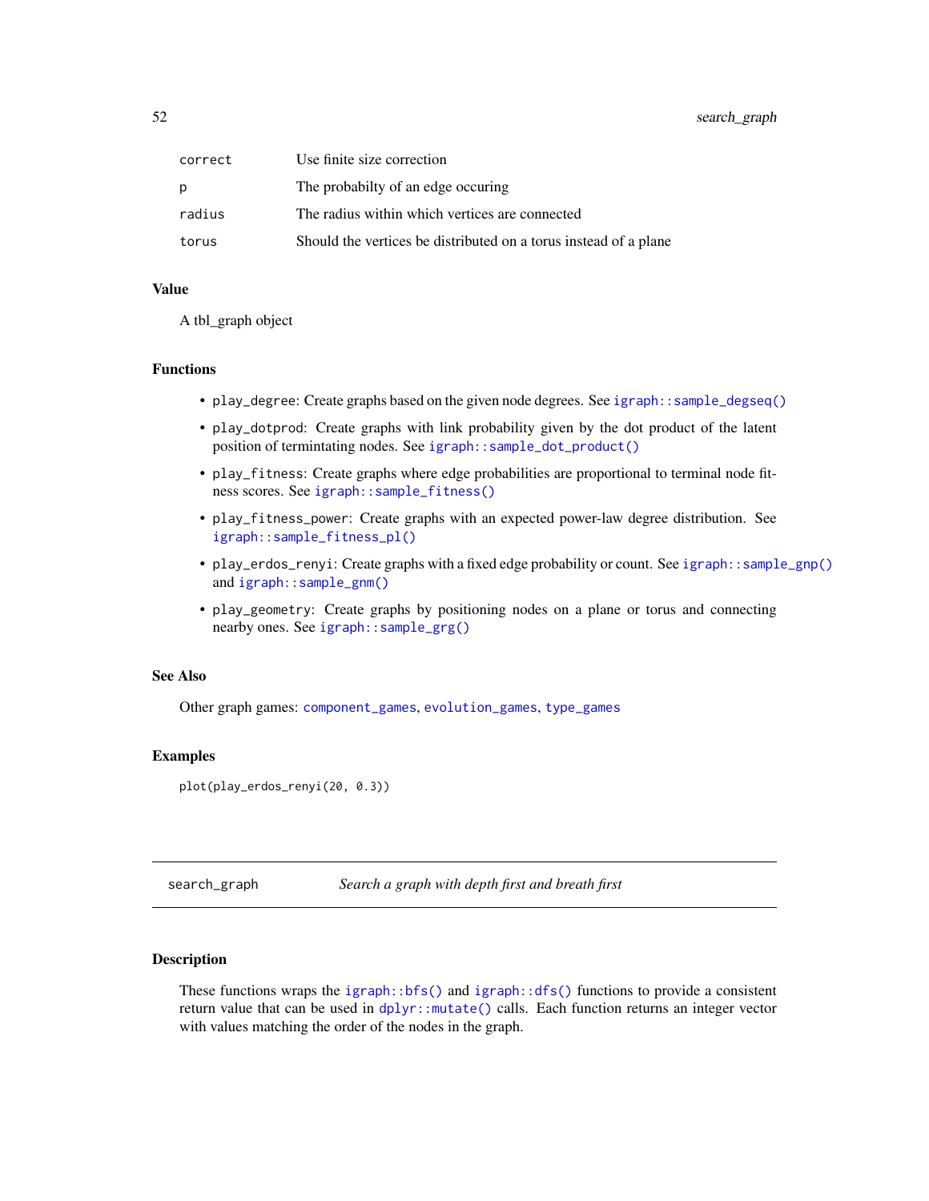| | |
|---|---|
| correct | Use finite size correction |
| p | The probabilty of an edge occuring |
| radius | The radius within which vertices are connected |
| torus | Should the vertices be distributed on a torus instead of a plane |

### Value

A tbl_graph object

### Functions

- `play_degree`: Create graphs based on the given node degrees. See `igraph::sample_degseq()`
- `play_dotprod`: Create graphs with link probability given by the dot product of the latent position of termintating nodes. See `igraph::sample_dot_product()`
- `play_fitness`: Create graphs where edge probabilities are proportional to terminal node fitness scores. See `igraph::sample_fitness()`
- `play_fitness_power`: Create graphs with an expected power-law degree distribution. See `igraph::sample_fitness_pl()`
- `play_erdos_renyi`: Create graphs with a fixed edge probability or count. See `igraph::sample_gnp()` and `igraph::sample_gnm()`
- `play_geometry`: Create graphs by positioning nodes on a plane or torus and connecting nearby ones. See `igraph::sample_grg()`

### See Also

Other graph games: `component_games`, `evolution_games`, `type_games`

### Examples

```
plot(play_erdos_renyi(20, 0.3))
```

---

## search_graph — *Search a graph with depth first and breath first*

---

### Description

These functions wraps the `igraph::bfs()` and `igraph::dfs()` functions to provide a consistent return value that can be used in `dplyr::mutate()` calls. Each function returns an integer vector with values matching the order of the nodes in the graph.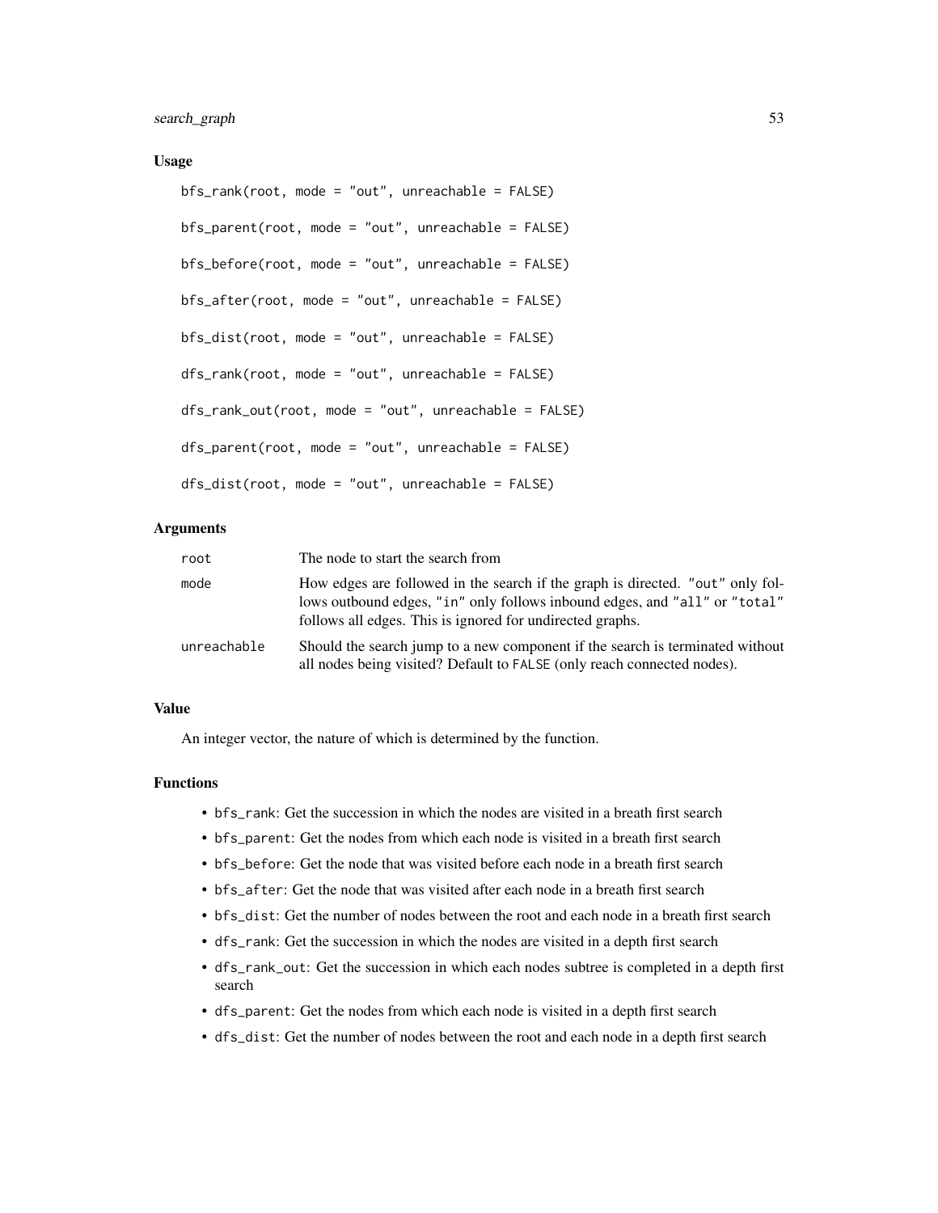### Usage

```
bfs_rank(root, mode = "out", unreachable = FALSE)

bfs_parent(root, mode = "out", unreachable = FALSE)

bfs_before(root, mode = "out", unreachable = FALSE)

bfs_after(root, mode = "out", unreachable = FALSE)

bfs_dist(root, mode = "out", unreachable = FALSE)

dfs_rank(root, mode = "out", unreachable = FALSE)

dfs_rank_out(root, mode = "out", unreachable = FALSE)

dfs_parent(root, mode = "out", unreachable = FALSE)

dfs_dist(root, mode = "out", unreachable = FALSE)
```

### Arguments

| | |
|---|---|
| `root` | The node to start the search from |
| `mode` | How edges are followed in the search if the graph is directed. `"out"` only follows outbound edges, `"in"` only follows inbound edges, and `"all"` or `"total"` follows all edges. This is ignored for undirected graphs. |
| `unreachable` | Should the search jump to a new component if the search is terminated without all nodes being visited? Default to `FALSE` (only reach connected nodes). |

### Value

An integer vector, the nature of which is determined by the function.

### Functions

- `bfs_rank`: Get the succession in which the nodes are visited in a breath first search
- `bfs_parent`: Get the nodes from which each node is visited in a breath first search
- `bfs_before`: Get the node that was visited before each node in a breath first search
- `bfs_after`: Get the node that was visited after each node in a breath first search
- `bfs_dist`: Get the number of nodes between the root and each node in a breath first search
- `dfs_rank`: Get the succession in which the nodes are visited in a depth first search
- `dfs_rank_out`: Get the succession in which each nodes subtree is completed in a depth first search
- `dfs_parent`: Get the nodes from which each node is visited in a depth first search
- `dfs_dist`: Get the number of nodes between the root and each node in a depth first search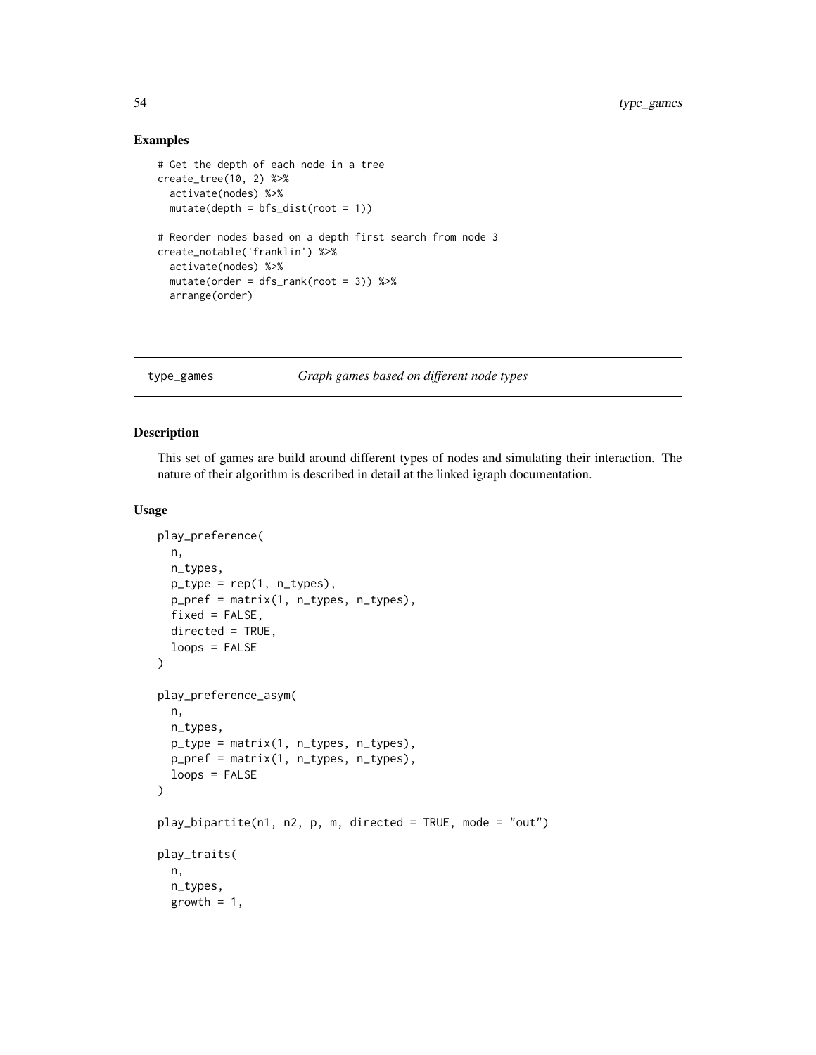## Examples

```
# Get the depth of each node in a tree
create_tree(10, 2) %>%
  activate(nodes) %>%
  mutate(depth = bfs_dist(root = 1))

# Reorder nodes based on a depth first search from node 3
create_notable('franklin') %>%
  activate(nodes) %>%
  mutate(order = dfs_rank(root = 3)) %>%
  arrange(order)
```

---

# type_games *Graph games based on different node types*

---

## Description

This set of games are build around different types of nodes and simulating their interaction. The nature of their algorithm is described in detail at the linked igraph documentation.

## Usage

```
play_preference(
  n,
  n_types,
  p_type = rep(1, n_types),
  p_pref = matrix(1, n_types, n_types),
  fixed = FALSE,
  directed = TRUE,
  loops = FALSE
)

play_preference_asym(
  n,
  n_types,
  p_type = matrix(1, n_types, n_types),
  p_pref = matrix(1, n_types, n_types),
  loops = FALSE
)

play_bipartite(n1, n2, p, m, directed = TRUE, mode = "out")

play_traits(
  n,
  n_types,
  growth = 1,
```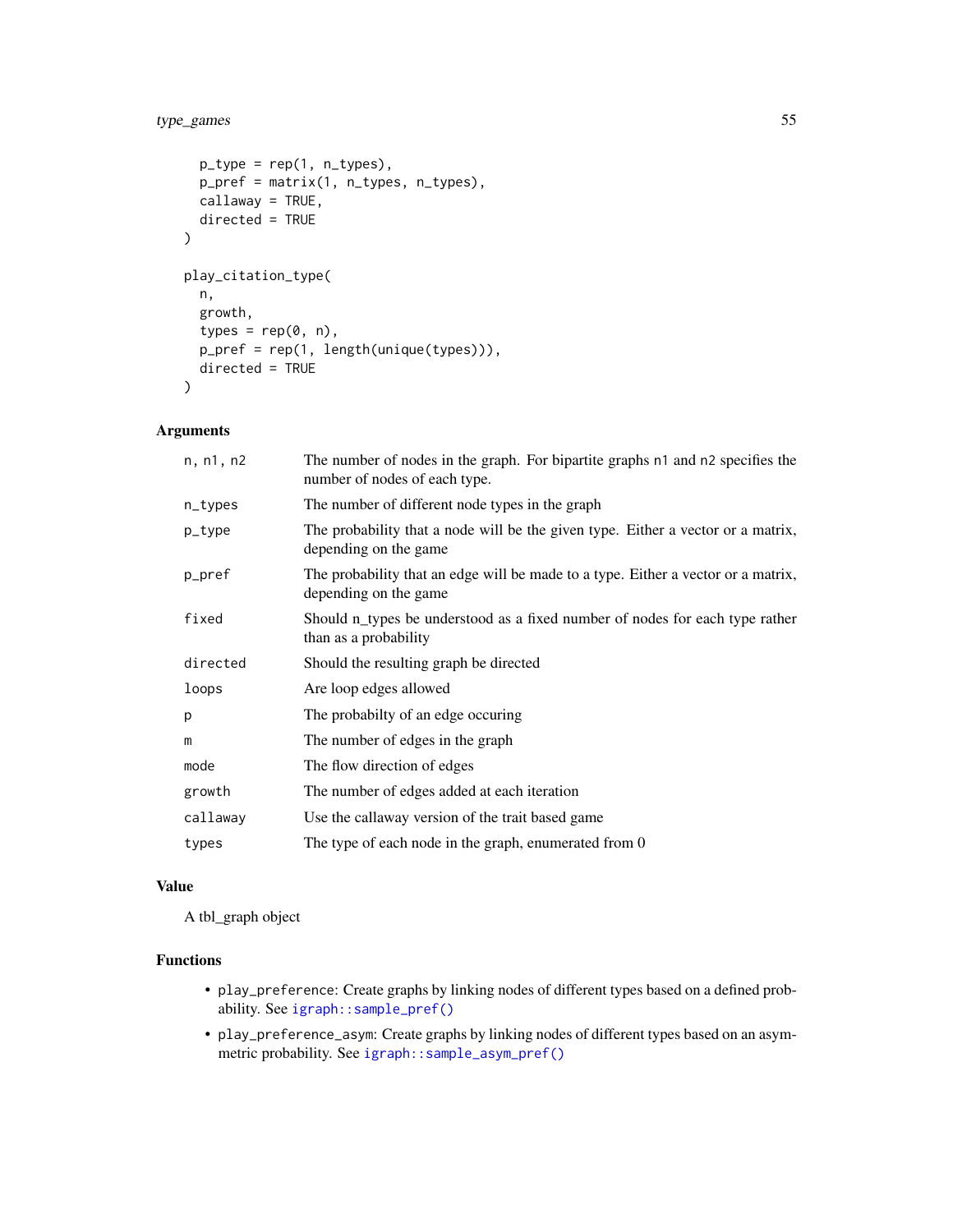```
  p_type = rep(1, n_types),
  p_pref = matrix(1, n_types, n_types),
  callaway = TRUE,
  directed = TRUE
)

play_citation_type(
  n,
  growth,
  types = rep(0, n),
  p_pref = rep(1, length(unique(types))),
  directed = TRUE
)
```

## Arguments

| | |
|---|---|
| n, n1, n2 | The number of nodes in the graph. For bipartite graphs n1 and n2 specifies the number of nodes of each type. |
| n_types | The number of different node types in the graph |
| p_type | The probability that a node will be the given type. Either a vector or a matrix, depending on the game |
| p_pref | The probability that an edge will be made to a type. Either a vector or a matrix, depending on the game |
| fixed | Should n_types be understood as a fixed number of nodes for each type rather than as a probability |
| directed | Should the resulting graph be directed |
| loops | Are loop edges allowed |
| p | The probabilty of an edge occuring |
| m | The number of edges in the graph |
| mode | The flow direction of edges |
| growth | The number of edges added at each iteration |
| callaway | Use the callaway version of the trait based game |
| types | The type of each node in the graph, enumerated from 0 |

## Value

A tbl_graph object

## Functions

- `play_preference`: Create graphs by linking nodes of different types based on a defined probability. See `igraph::sample_pref()`
- `play_preference_asym`: Create graphs by linking nodes of different types based on an asymmetric probability. See `igraph::sample_asym_pref()`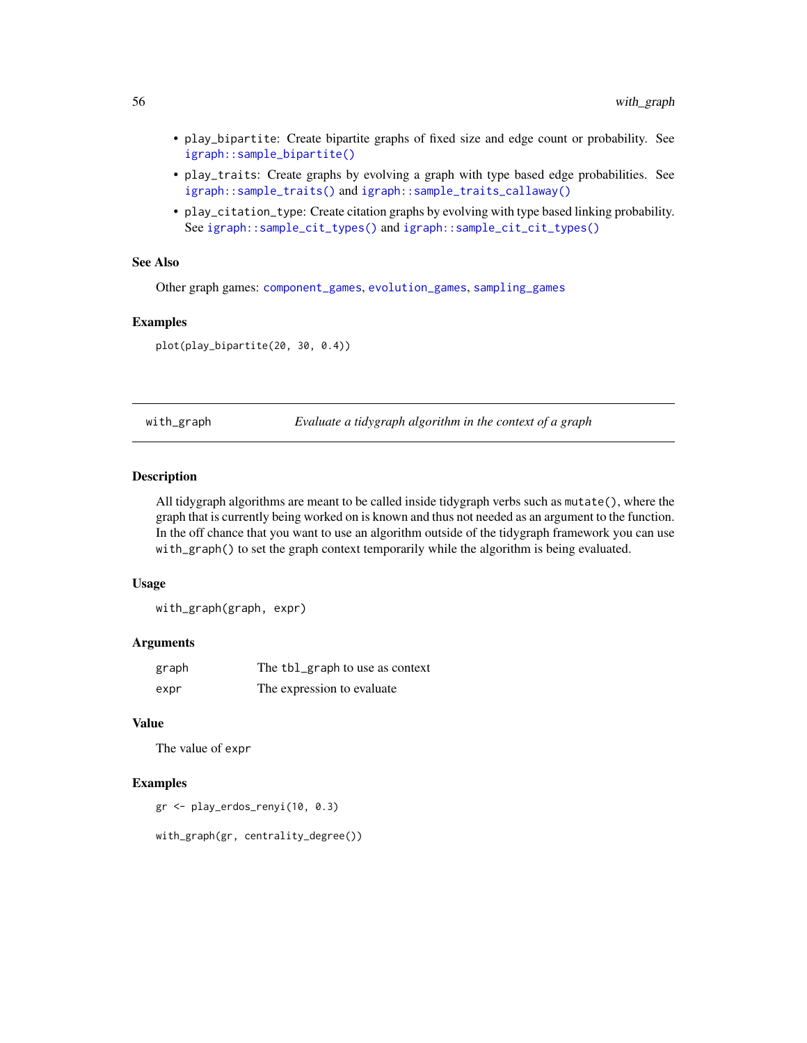- `play_bipartite`: Create bipartite graphs of fixed size and edge count or probability. See `igraph::sample_bipartite()`
- `play_traits`: Create graphs by evolving a graph with type based edge probabilities. See `igraph::sample_traits()` and `igraph::sample_traits_callaway()`
- `play_citation_type`: Create citation graphs by evolving with type based linking probability. See `igraph::sample_cit_types()` and `igraph::sample_cit_cit_types()`

### See Also

Other graph games: `component_games`, `evolution_games`, `sampling_games`

### Examples

```
plot(play_bipartite(20, 30, 0.4))
```

---

## with_graph — *Evaluate a tidygraph algorithm in the context of a graph*

---

### Description

All tidygraph algorithms are meant to be called inside tidygraph verbs such as `mutate()`, where the graph that is currently being worked on is known and thus not needed as an argument to the function. In the off chance that you want to use an algorithm outside of the tidygraph framework you can use `with_graph()` to set the graph context temporarily while the algorithm is being evaluated.

### Usage

```
with_graph(graph, expr)
```

### Arguments

| | |
|---|---|
| graph | The `tbl_graph` to use as context |
| expr | The expression to evaluate |

### Value

The value of `expr`

### Examples

```
gr <- play_erdos_renyi(10, 0.3)

with_graph(gr, centrality_degree())
```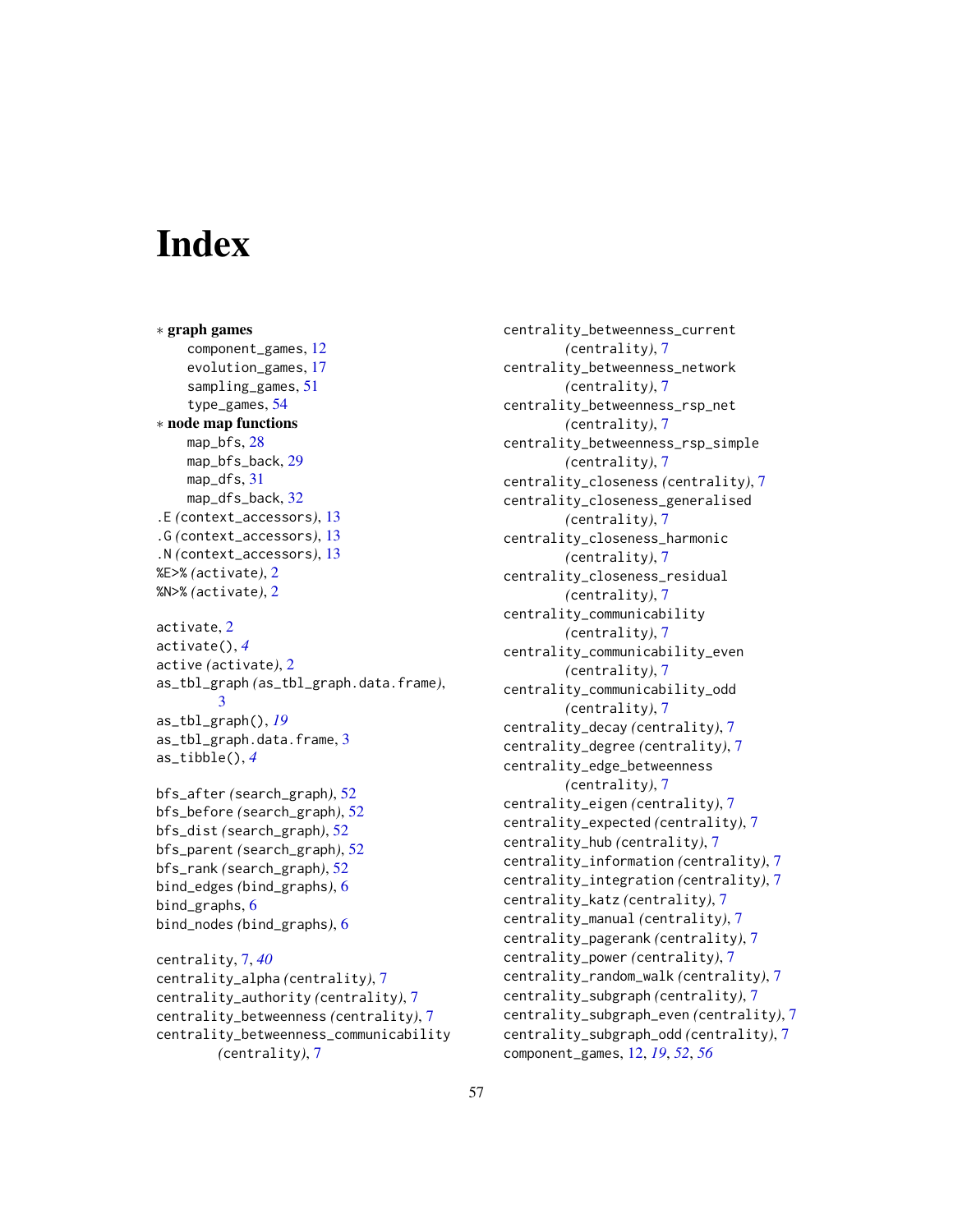# Index

∗ **graph games**
- component_games, 12
- evolution_games, 17
- sampling_games, 51
- type_games, 54

∗ **node map functions**
- map_bfs, 28
- map_bfs_back, 29
- map_dfs, 31
- map_dfs_back, 32

.E *(context_accessors)*, 13
.G *(context_accessors)*, 13
.N *(context_accessors)*, 13
%E>% *(activate)*, 2
%N>% *(activate)*, 2

activate, 2
activate(), *4*
active *(activate)*, 2
as_tbl_graph *(as_tbl_graph.data.frame)*, 3
as_tbl_graph(), *19*
as_tbl_graph.data.frame, 3
as_tibble(), *4*

bfs_after *(search_graph)*, 52
bfs_before *(search_graph)*, 52
bfs_dist *(search_graph)*, 52
bfs_parent *(search_graph)*, 52
bfs_rank *(search_graph)*, 52
bind_edges *(bind_graphs)*, 6
bind_graphs, 6
bind_nodes *(bind_graphs)*, 6

centrality, 7, *40*
centrality_alpha *(centrality)*, 7
centrality_authority *(centrality)*, 7
centrality_betweenness *(centrality)*, 7
centrality_betweenness_communicability *(centrality)*, 7
centrality_betweenness_current *(centrality)*, 7
centrality_betweenness_network *(centrality)*, 7
centrality_betweenness_rsp_net *(centrality)*, 7
centrality_betweenness_rsp_simple *(centrality)*, 7
centrality_closeness *(centrality)*, 7
centrality_closeness_generalised *(centrality)*, 7
centrality_closeness_harmonic *(centrality)*, 7
centrality_closeness_residual *(centrality)*, 7
centrality_communicability *(centrality)*, 7
centrality_communicability_even *(centrality)*, 7
centrality_communicability_odd *(centrality)*, 7
centrality_decay *(centrality)*, 7
centrality_degree *(centrality)*, 7
centrality_edge_betweenness *(centrality)*, 7
centrality_eigen *(centrality)*, 7
centrality_expected *(centrality)*, 7
centrality_hub *(centrality)*, 7
centrality_information *(centrality)*, 7
centrality_integration *(centrality)*, 7
centrality_katz *(centrality)*, 7
centrality_manual *(centrality)*, 7
centrality_pagerank *(centrality)*, 7
centrality_power *(centrality)*, 7
centrality_random_walk *(centrality)*, 7
centrality_subgraph *(centrality)*, 7
centrality_subgraph_even *(centrality)*, 7
centrality_subgraph_odd *(centrality)*, 7
component_games, 12, *19*, *52*, *56*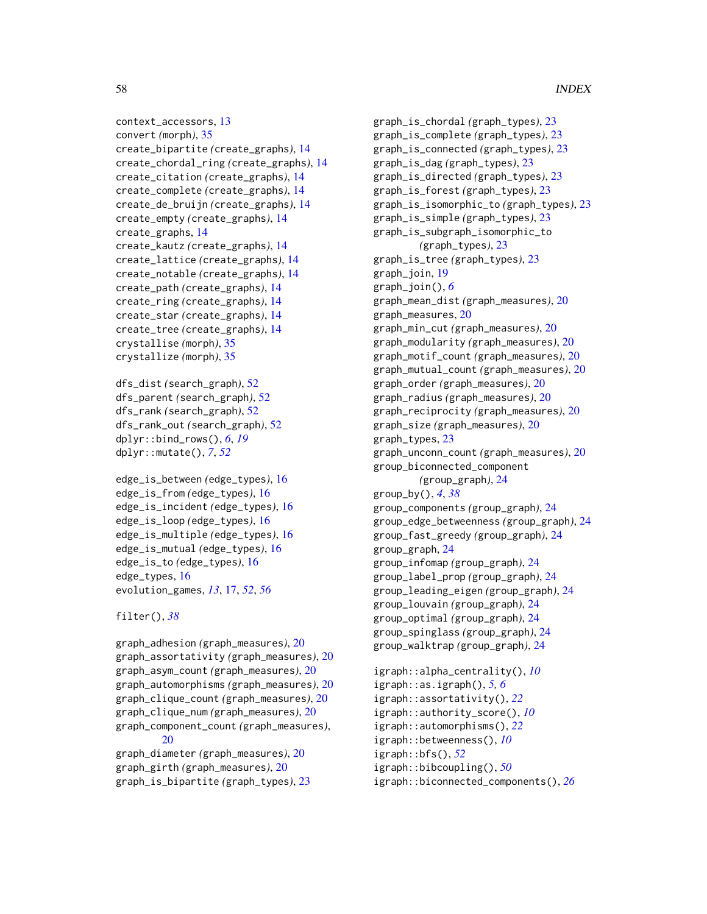context_accessors, 13
convert (morph), 35
create_bipartite (create_graphs), 14
create_chordal_ring (create_graphs), 14
create_citation (create_graphs), 14
create_complete (create_graphs), 14
create_de_bruijn (create_graphs), 14
create_empty (create_graphs), 14
create_graphs, 14
create_kautz (create_graphs), 14
create_lattice (create_graphs), 14
create_notable (create_graphs), 14
create_path (create_graphs), 14
create_ring (create_graphs), 14
create_star (create_graphs), 14
create_tree (create_graphs), 14
crystallise (morph), 35
crystallize (morph), 35

dfs_dist (search_graph), 52
dfs_parent (search_graph), 52
dfs_rank (search_graph), 52
dfs_rank_out (search_graph), 52
dplyr::bind_rows(), *6*, *19*
dplyr::mutate(), *7*, *52*

edge_is_between (edge_types), 16
edge_is_from (edge_types), 16
edge_is_incident (edge_types), 16
edge_is_loop (edge_types), 16
edge_is_multiple (edge_types), 16
edge_is_mutual (edge_types), 16
edge_is_to (edge_types), 16
edge_types, 16
evolution_games, *13*, 17, *52*, *56*

filter(), *38*

graph_adhesion (graph_measures), 20
graph_assortativity (graph_measures), 20
graph_asym_count (graph_measures), 20
graph_automorphisms (graph_measures), 20
graph_clique_count (graph_measures), 20
graph_clique_num (graph_measures), 20
graph_component_count (graph_measures), 20
graph_diameter (graph_measures), 20
graph_girth (graph_measures), 20
graph_is_bipartite (graph_types), 23
graph_is_chordal (graph_types), 23
graph_is_complete (graph_types), 23
graph_is_connected (graph_types), 23
graph_is_dag (graph_types), 23
graph_is_directed (graph_types), 23
graph_is_forest (graph_types), 23
graph_is_isomorphic_to (graph_types), 23
graph_is_simple (graph_types), 23
graph_is_subgraph_isomorphic_to (graph_types), 23
graph_is_tree (graph_types), 23
graph_join, 19
graph_join(), *6*
graph_mean_dist (graph_measures), 20
graph_measures, 20
graph_min_cut (graph_measures), 20
graph_modularity (graph_measures), 20
graph_motif_count (graph_measures), 20
graph_mutual_count (graph_measures), 20
graph_order (graph_measures), 20
graph_radius (graph_measures), 20
graph_reciprocity (graph_measures), 20
graph_size (graph_measures), 20
graph_types, 23
graph_unconn_count (graph_measures), 20
group_biconnected_component (group_graph), 24
group_by(), *4*, *38*
group_components (group_graph), 24
group_edge_betweenness (group_graph), 24
group_fast_greedy (group_graph), 24
group_graph, 24
group_infomap (group_graph), 24
group_label_prop (group_graph), 24
group_leading_eigen (group_graph), 24
group_louvain (group_graph), 24
group_optimal (group_graph), 24
group_spinglass (group_graph), 24
group_walktrap (group_graph), 24

igraph::alpha_centrality(), *10*
igraph::as.igraph(), *5*, *6*
igraph::assortativity(), *22*
igraph::authority_score(), *10*
igraph::automorphisms(), *22*
igraph::betweenness(), *10*
igraph::bfs(), *52*
igraph::bibcoupling(), *50*
igraph::biconnected_components(), *26*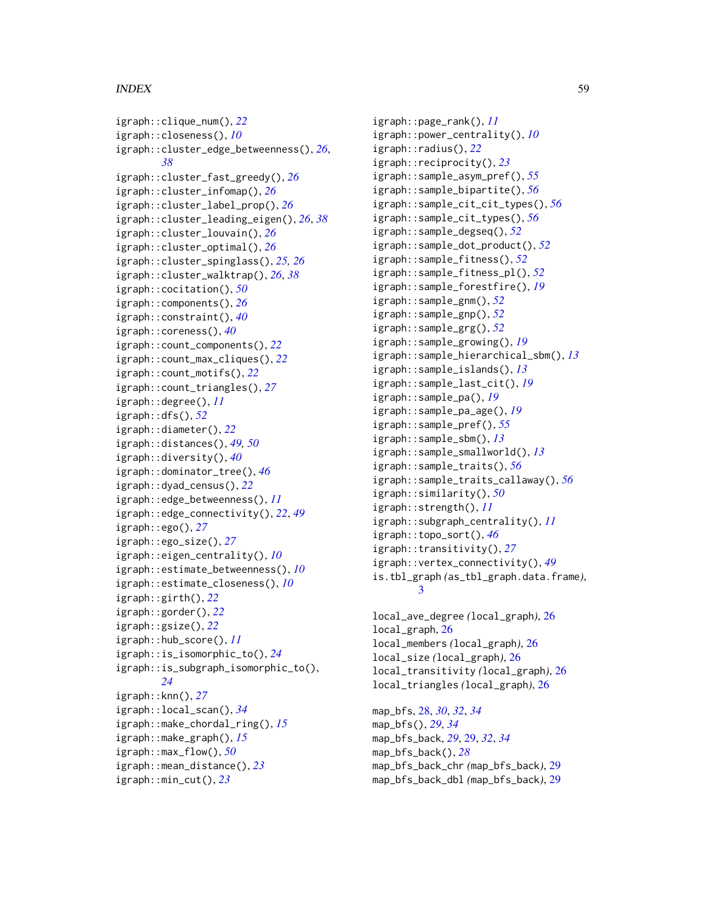igraph::clique_num(), *22*
igraph::closeness(), *10*
igraph::cluster_edge_betweenness(), *26*, *38*
igraph::cluster_fast_greedy(), *26*
igraph::cluster_infomap(), *26*
igraph::cluster_label_prop(), *26*
igraph::cluster_leading_eigen(), *26*, *38*
igraph::cluster_louvain(), *26*
igraph::cluster_optimal(), *26*
igraph::cluster_spinglass(), *25, 26*
igraph::cluster_walktrap(), *26*, *38*
igraph::cocitation(), *50*
igraph::components(), *26*
igraph::constraint(), *40*
igraph::coreness(), *40*
igraph::count_components(), *22*
igraph::count_max_cliques(), *22*
igraph::count_motifs(), *22*
igraph::count_triangles(), *27*
igraph::degree(), *11*
igraph::dfs(), *52*
igraph::diameter(), *22*
igraph::distances(), *49, 50*
igraph::diversity(), *40*
igraph::dominator_tree(), *46*
igraph::dyad_census(), *22*
igraph::edge_betweenness(), *11*
igraph::edge_connectivity(), *22*, *49*
igraph::ego(), *27*
igraph::ego_size(), *27*
igraph::eigen_centrality(), *10*
igraph::estimate_betweenness(), *10*
igraph::estimate_closeness(), *10*
igraph::girth(), *22*
igraph::gorder(), *22*
igraph::gsize(), *22*
igraph::hub_score(), *11*
igraph::is_isomorphic_to(), *24*
igraph::is_subgraph_isomorphic_to(), *24*
igraph::knn(), *27*
igraph::local_scan(), *34*
igraph::make_chordal_ring(), *15*
igraph::make_graph(), *15*
igraph::max_flow(), *50*
igraph::mean_distance(), *23*
igraph::min_cut(), *23*
igraph::page_rank(), *11*
igraph::power_centrality(), *10*
igraph::radius(), *22*
igraph::reciprocity(), *23*
igraph::sample_asym_pref(), *55*
igraph::sample_bipartite(), *56*
igraph::sample_cit_cit_types(), *56*
igraph::sample_cit_types(), *56*
igraph::sample_degseq(), *52*
igraph::sample_dot_product(), *52*
igraph::sample_fitness(), *52*
igraph::sample_fitness_pl(), *52*
igraph::sample_forestfire(), *19*
igraph::sample_gnm(), *52*
igraph::sample_gnp(), *52*
igraph::sample_grg(), *52*
igraph::sample_growing(), *19*
igraph::sample_hierarchical_sbm(), *13*
igraph::sample_islands(), *13*
igraph::sample_last_cit(), *19*
igraph::sample_pa(), *19*
igraph::sample_pa_age(), *19*
igraph::sample_pref(), *55*
igraph::sample_sbm(), *13*
igraph::sample_smallworld(), *13*
igraph::sample_traits(), *56*
igraph::sample_traits_callaway(), *56*
igraph::similarity(), *50*
igraph::strength(), *11*
igraph::subgraph_centrality(), *11*
igraph::topo_sort(), *46*
igraph::transitivity(), *27*
igraph::vertex_connectivity(), *49*
is.tbl_graph *(*as_tbl_graph.data.frame*)*, 3

local_ave_degree *(*local_graph*)*, 26
local_graph, 26
local_members *(*local_graph*)*, 26
local_size *(*local_graph*)*, 26
local_transitivity *(*local_graph*)*, 26
local_triangles *(*local_graph*)*, 26

map_bfs, 28, *30*, *32*, *34*
map_bfs(), *29*, *34*
map_bfs_back, *29*, 29, *32*, *34*
map_bfs_back(), *28*
map_bfs_back_chr *(*map_bfs_back*)*, 29
map_bfs_back_dbl *(*map_bfs_back*)*, 29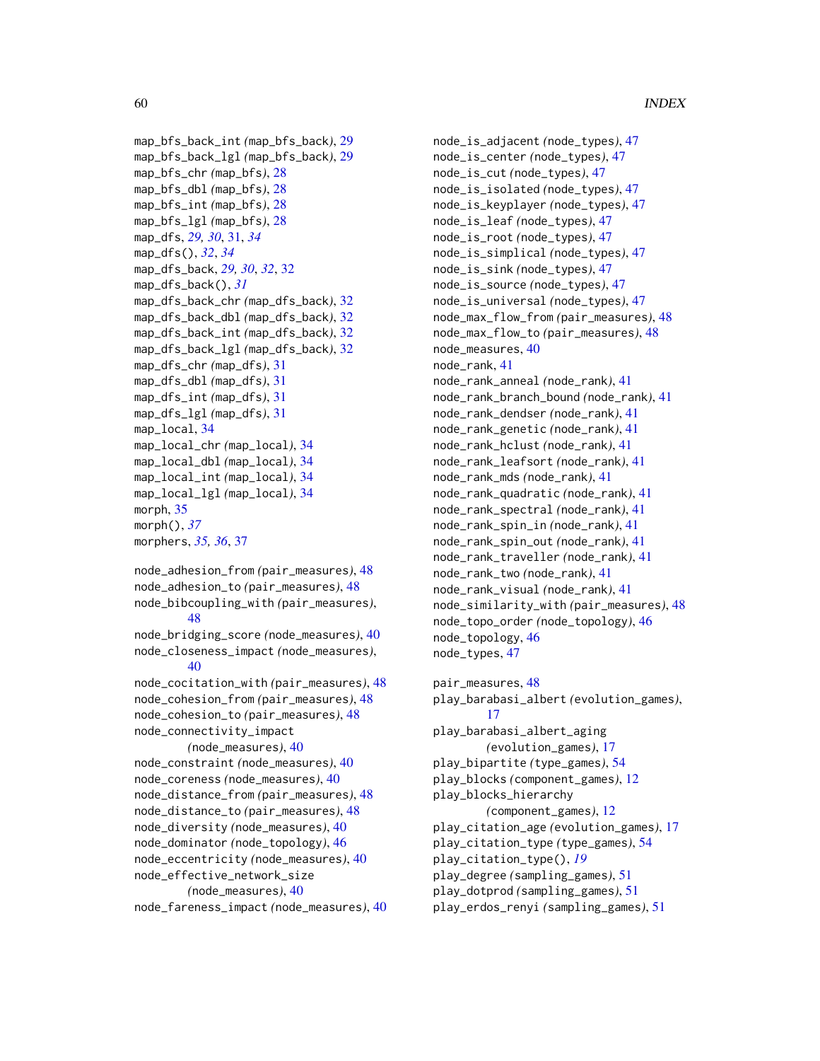map_bfs_back_int *(map_bfs_back)*, 29
map_bfs_back_lgl *(map_bfs_back)*, 29
map_bfs_chr *(map_bfs)*, 28
map_bfs_dbl *(map_bfs)*, 28
map_bfs_int *(map_bfs)*, 28
map_bfs_lgl *(map_bfs)*, 28
map_dfs, *29, 30*, 31, *34*
map_dfs(), *32*, *34*
map_dfs_back, *29, 30*, *32*, 32
map_dfs_back(), *31*
map_dfs_back_chr *(map_dfs_back)*, 32
map_dfs_back_dbl *(map_dfs_back)*, 32
map_dfs_back_int *(map_dfs_back)*, 32
map_dfs_back_lgl *(map_dfs_back)*, 32
map_dfs_chr *(map_dfs)*, 31
map_dfs_dbl *(map_dfs)*, 31
map_dfs_int *(map_dfs)*, 31
map_dfs_lgl *(map_dfs)*, 31
map_local, 34
map_local_chr *(map_local)*, 34
map_local_dbl *(map_local)*, 34
map_local_int *(map_local)*, 34
map_local_lgl *(map_local)*, 34
morph, 35
morph(), *37*
morphers, *35, 36*, 37

node_adhesion_from *(pair_measures)*, 48
node_adhesion_to *(pair_measures)*, 48
node_bibcoupling_with *(pair_measures)*, 48
node_bridging_score *(node_measures)*, 40
node_closeness_impact *(node_measures)*, 40
node_cocitation_with *(pair_measures)*, 48
node_cohesion_from *(pair_measures)*, 48
node_cohesion_to *(pair_measures)*, 48
node_connectivity_impact *(node_measures)*, 40
node_constraint *(node_measures)*, 40
node_coreness *(node_measures)*, 40
node_distance_from *(pair_measures)*, 48
node_distance_to *(pair_measures)*, 48
node_diversity *(node_measures)*, 40
node_dominator *(node_topology)*, 46
node_eccentricity *(node_measures)*, 40
node_effective_network_size *(node_measures)*, 40
node_fareness_impact *(node_measures)*, 40
node_is_adjacent *(node_types)*, 47
node_is_center *(node_types)*, 47
node_is_cut *(node_types)*, 47
node_is_isolated *(node_types)*, 47
node_is_keyplayer *(node_types)*, 47
node_is_leaf *(node_types)*, 47
node_is_root *(node_types)*, 47
node_is_simplical *(node_types)*, 47
node_is_sink *(node_types)*, 47
node_is_source *(node_types)*, 47
node_is_universal *(node_types)*, 47
node_max_flow_from *(pair_measures)*, 48
node_max_flow_to *(pair_measures)*, 48
node_measures, 40
node_rank, 41
node_rank_anneal *(node_rank)*, 41
node_rank_branch_bound *(node_rank)*, 41
node_rank_dendser *(node_rank)*, 41
node_rank_genetic *(node_rank)*, 41
node_rank_hclust *(node_rank)*, 41
node_rank_leafsort *(node_rank)*, 41
node_rank_mds *(node_rank)*, 41
node_rank_quadratic *(node_rank)*, 41
node_rank_spectral *(node_rank)*, 41
node_rank_spin_in *(node_rank)*, 41
node_rank_spin_out *(node_rank)*, 41
node_rank_traveller *(node_rank)*, 41
node_rank_two *(node_rank)*, 41
node_rank_visual *(node_rank)*, 41
node_similarity_with *(pair_measures)*, 48
node_topo_order *(node_topology)*, 46
node_topology, 46
node_types, 47

pair_measures, 48
play_barabasi_albert *(evolution_games)*, 17
play_barabasi_albert_aging *(evolution_games)*, 17
play_bipartite *(type_games)*, 54
play_blocks *(component_games)*, 12
play_blocks_hierarchy *(component_games)*, 12
play_citation_age *(evolution_games)*, 17
play_citation_type *(type_games)*, 54
play_citation_type(), *19*
play_degree *(sampling_games)*, 51
play_dotprod *(sampling_games)*, 51
play_erdos_renyi *(sampling_games)*, 51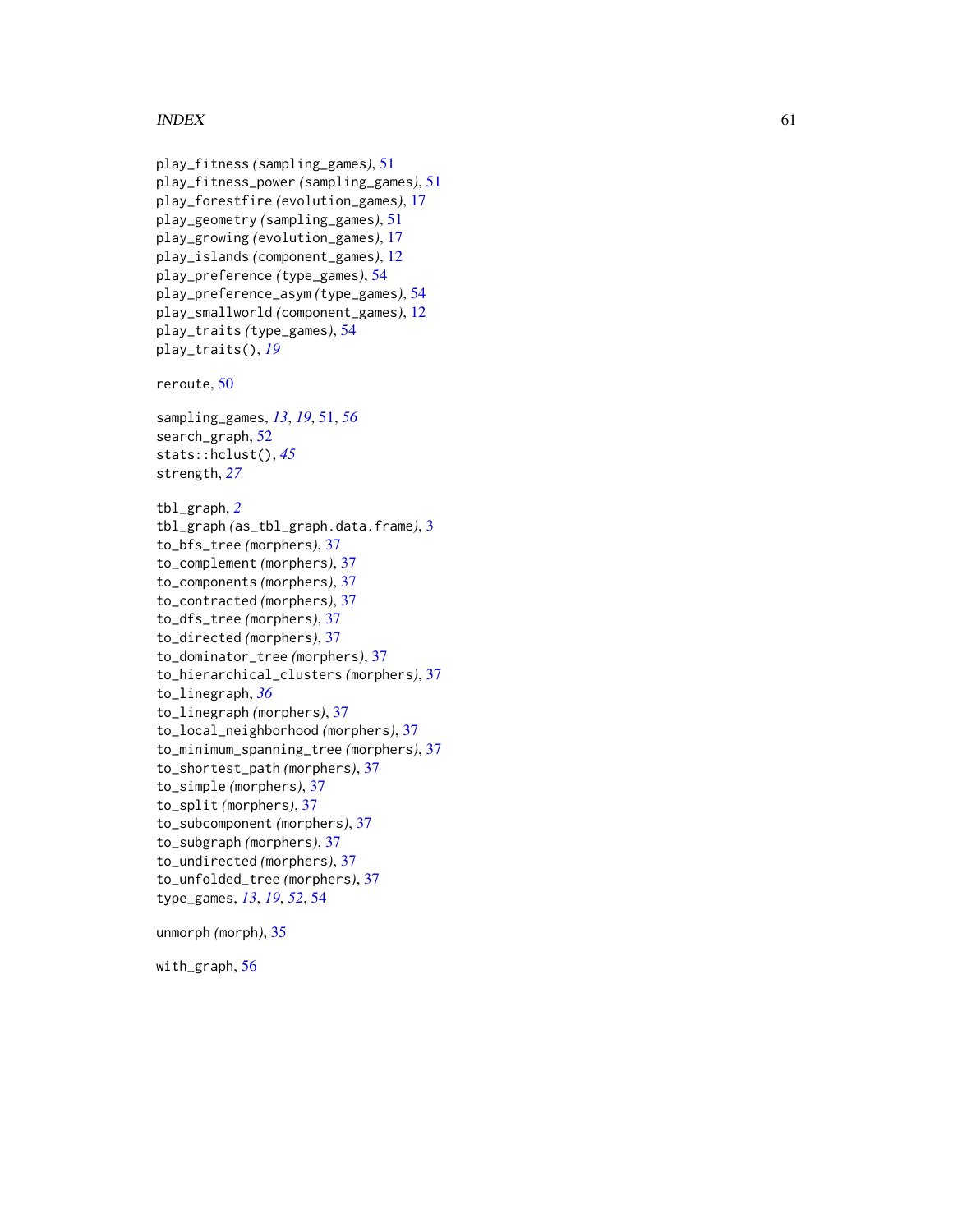play_fitness *(sampling_games)*, 51
play_fitness_power *(sampling_games)*, 51
play_forestfire *(evolution_games)*, 17
play_geometry *(sampling_games)*, 51
play_growing *(evolution_games)*, 17
play_islands *(component_games)*, 12
play_preference *(type_games)*, 54
play_preference_asym *(type_games)*, 54
play_smallworld *(component_games)*, 12
play_traits *(type_games)*, 54
play_traits(), *19*

reroute, 50

sampling_games, *13*, *19*, 51, *56*
search_graph, 52
stats::hclust(), *45*
strength, *27*

tbl_graph, *2*
tbl_graph *(as_tbl_graph.data.frame)*, 3
to_bfs_tree *(morphers)*, 37
to_complement *(morphers)*, 37
to_components *(morphers)*, 37
to_contracted *(morphers)*, 37
to_dfs_tree *(morphers)*, 37
to_directed *(morphers)*, 37
to_dominator_tree *(morphers)*, 37
to_hierarchical_clusters *(morphers)*, 37
to_linegraph, *36*
to_linegraph *(morphers)*, 37
to_local_neighborhood *(morphers)*, 37
to_minimum_spanning_tree *(morphers)*, 37
to_shortest_path *(morphers)*, 37
to_simple *(morphers)*, 37
to_split *(morphers)*, 37
to_subcomponent *(morphers)*, 37
to_subgraph *(morphers)*, 37
to_undirected *(morphers)*, 37
to_unfolded_tree *(morphers)*, 37
type_games, *13*, *19*, *52*, 54

unmorph *(morph)*, 35

with_graph, 56